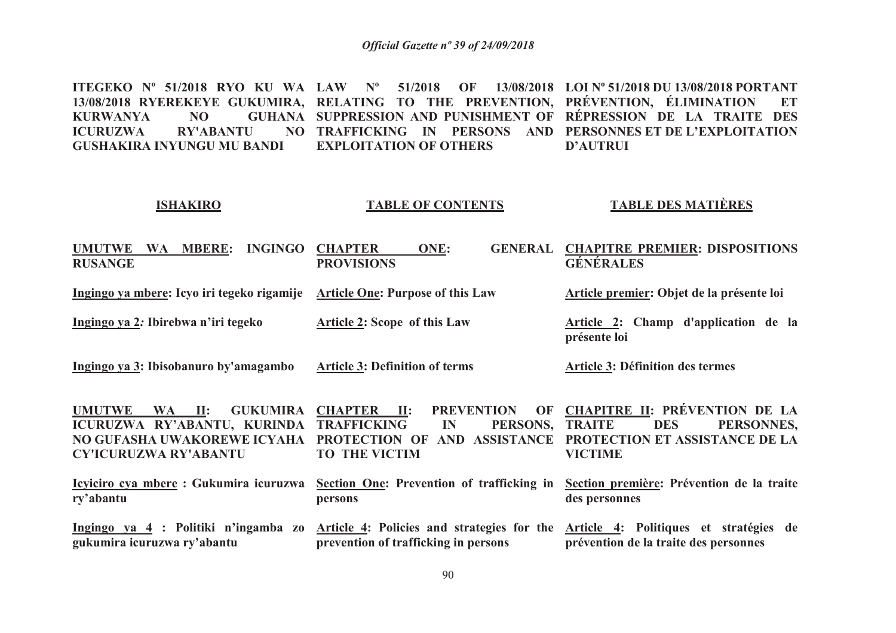| ITEGEKO Nº 51/2018 RYO KU WA 13/08/2018 RYEREKEYE GUKUMIRA, KURWANYA NO GUHANA ICURUZWA RY'ABANTU NO GUSHAKIRA INYUNGU MU BANDI | LAW Nº 51/2018 OF 13/08/2018 RELATING TO THE PREVENTION, SUPPRESSION AND PUNISHMENT OF TRAFFICKING IN PERSONS AND EXPLOITATION OF OTHERS | LOI Nº 51/2018 DU 13/08/2018 PORTANT PRÉVENTION, ÉLIMINATION ET RÉPRESSION DE LA TRAITE DES PERSONNES ET DE L'EXPLOITATION D'AUTRUI |
|---|---|---|
| **ISHAKIRO** | **TABLE OF CONTENTS** | **TABLE DES MATIÈRES** |
| **UMUTWE WA MBERE: INGINGO RUSANGE** | **CHAPTER ONE: GENERAL PROVISIONS** | **CHAPITRE PREMIER: DISPOSITIONS GÉNÉRALES** |
| **Ingingo ya mbere: Icyo iri tegeko rigamije** | **Article One: Purpose of this Law** | **Article premier: Objet de la présente loi** |
| **Ingingo ya 2: Ibirebwa n'iri tegeko** | **Article 2: Scope of this Law** | **Article 2: Champ d'application de la présente loi** |
| **Ingingo ya 3: Ibisobanuro by'amagambo** | **Article 3: Definition of terms** | **Article 3: Définition des termes** |
| **UMUTWE WA II: GUKUMIRA ICURUZWA RY'ABANTU, KURINDA NO GUFASHA UWAKOREWE ICYAHA CY'ICURUZWA RY'ABANTU** | **CHAPTER II: PREVENTION OF TRAFFICKING IN PERSONS, PROTECTION OF AND ASSISTANCE TO THE VICTIM** | **CHAPITRE II: PRÉVENTION DE LA TRAITE DES PERSONNES, PROTECTION ET ASSISTANCE DE LA VICTIME** |
| **Icyiciro cya mbere : Gukumira icuruzwa ry'abantu** | **Section One: Prevention of trafficking in persons** | **Section première: Prévention de la traite des personnes** |
| **Ingingo ya 4 : Politiki n'ingamba zo gukumira icuruzwa ry'abantu** | **Article 4: Policies and strategies for the prevention of trafficking in persons** | **Article 4: Politiques et stratégies de prévention de la traite des personnes** |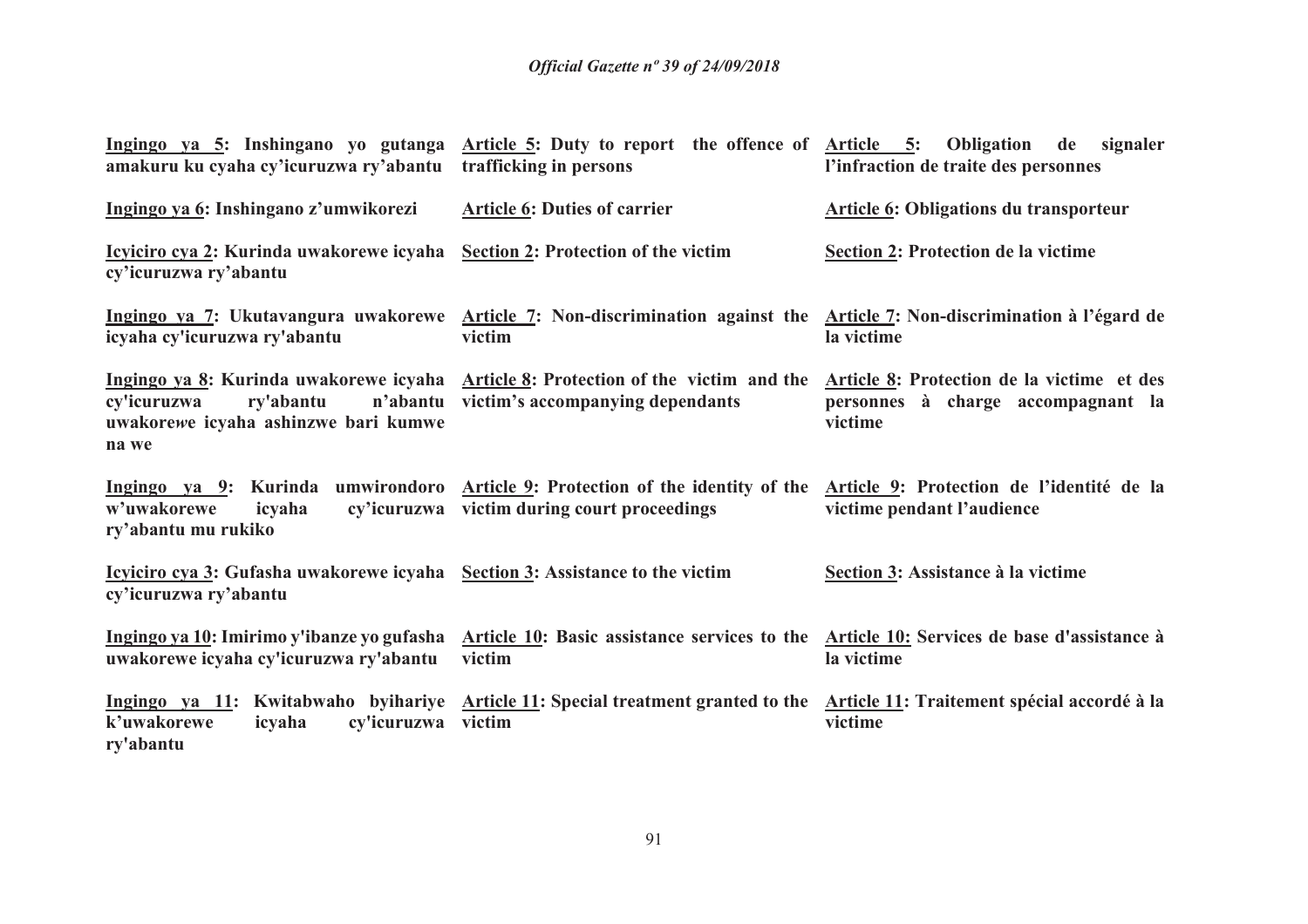| | | |
|---|---|---|
| **Ingingo ya 5: Inshingano yo gutanga amakuru ku cyaha cy'icuruzwa ry'abantu** | **Article 5: Duty to report the offence of trafficking in persons** | **Article 5: Obligation de signaler l'infraction de traite des personnes** |
| **Ingingo ya 6: Inshingano z'umwikorezi** | **Article 6: Duties of carrier** | **Article 6: Obligations du transporteur** |
| **Icyiciro cya 2: Kurinda uwakorewe icyaha cy'icuruzwa ry'abantu** | **Section 2: Protection of the victim** | **Section 2: Protection de la victime** |
| **Ingingo ya 7: Ukutavangura uwakorewe icyaha cy'icuruzwa ry'abantu** | **Article 7: Non-discrimination against the victim** | **Article 7: Non-discrimination à l'égard de la victime** |
| **Ingingo ya 8: Kurinda uwakorewe icyaha cy'icuruzwa ry'abantu n'abantu uwakorewe icyaha ashinzwe bari kumwe na we** | **Article 8: Protection of the victim and the victim's accompanying dependants** | **Article 8: Protection de la victime et des personnes à charge accompagnant la victime** |
| **Ingingo ya 9: Kurinda umwirondoro w'uwakorewe icyaha cy'icuruzwa ry'abantu mu rukiko** | **Article 9: Protection of the identity of the victim during court proceedings** | **Article 9: Protection de l'identité de la victime pendant l'audience** |
| **Icyiciro cya 3: Gufasha uwakorewe icyaha cy'icuruzwa ry'abantu** | **Section 3: Assistance to the victim** | **Section 3: Assistance à la victime** |
| **Ingingo ya 10: Imirimo y'ibanze yo gufasha uwakorewe icyaha cy'icuruzwa ry'abantu** | **Article 10: Basic assistance services to the victim** | **Article 10: Services de base d'assistance à la victime** |
| **Ingingo ya 11: Kwitabwaho byihariye k'uwakorewe icyaha cy'icuruzwa ry'abantu** | **Article 11: Special treatment granted to the victim** | **Article 11: Traitement spécial accordé à la victime** |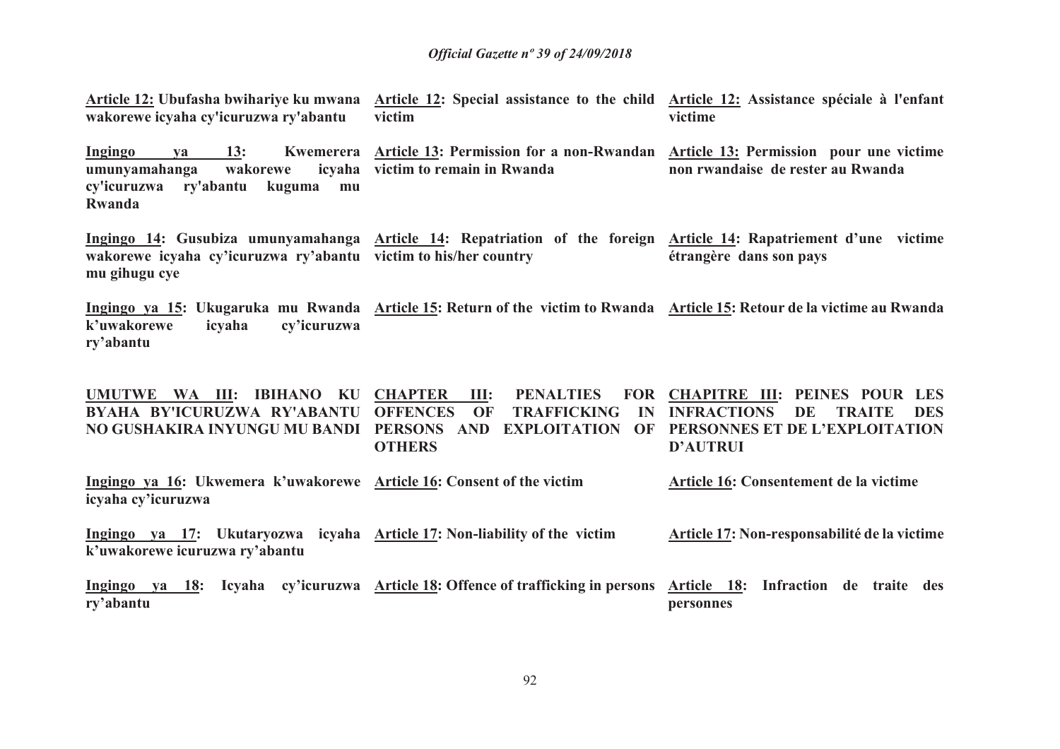| | | |
|---|---|---|
| **Article 12: Ubufasha bwihariye ku mwana wakorewe icyaha cy'icuruzwa ry'abantu** | **Article 12: Special assistance to the child victim** | **Article 12: Assistance spéciale à l'enfant victime** |
| **Ingingo ya 13: Kwemerera umunyamahanga wakorewe icyaha cy'icuruzwa ry'abantu kuguma mu Rwanda** | **Article 13: Permission for a non-Rwandan victim to remain in Rwanda** | **Article 13: Permission pour une victime non rwandaise de rester au Rwanda** |
| **Ingingo 14: Gusubiza umunyamahanga wakorewe icyaha cy'icuruzwa ry'abantu mu gihugu cye** | **Article 14: Repatriation of the foreign victim to his/her country** | **Article 14: Rapatriement d'une victime étrangère dans son pays** |
| **Ingingo ya 15: Ukugaruka mu Rwanda k'uwakorewe icyaha cy'icuruzwa ry'abantu** | **Article 15: Return of the victim to Rwanda** | **Article 15: Retour de la victime au Rwanda** |
| **UMUTWE WA III: IBIHANO KU BYAHA BY'ICURUZWA RY'ABANTU NO GUSHAKIRA INYUNGU MU BANDI** | **CHAPTER III: PENALTIES FOR OFFENCES OF TRAFFICKING IN PERSONS AND EXPLOITATION OF OTHERS** | **CHAPITRE III: PEINES POUR LES INFRACTIONS DE TRAITE DES PERSONNES ET DE L'EXPLOITATION D'AUTRUI** |
| **Ingingo ya 16: Ukwemera k'uwakorewe icyaha cy'icuruzwa** | **Article 16: Consent of the victim** | **Article 16: Consentement de la victime** |
| **Ingingo ya 17: Ukutaryozwa icyaha k'uwakorewe icuruzwa ry'abantu** | **Article 17: Non-liability of the victim** | **Article 17: Non-responsabilité de la victime** |
| **Ingingo ya 18: Icyaha cy'icuruzwa ry'abantu** | **Article 18: Offence of trafficking in persons** | **Article 18: Infraction de traite des personnes** |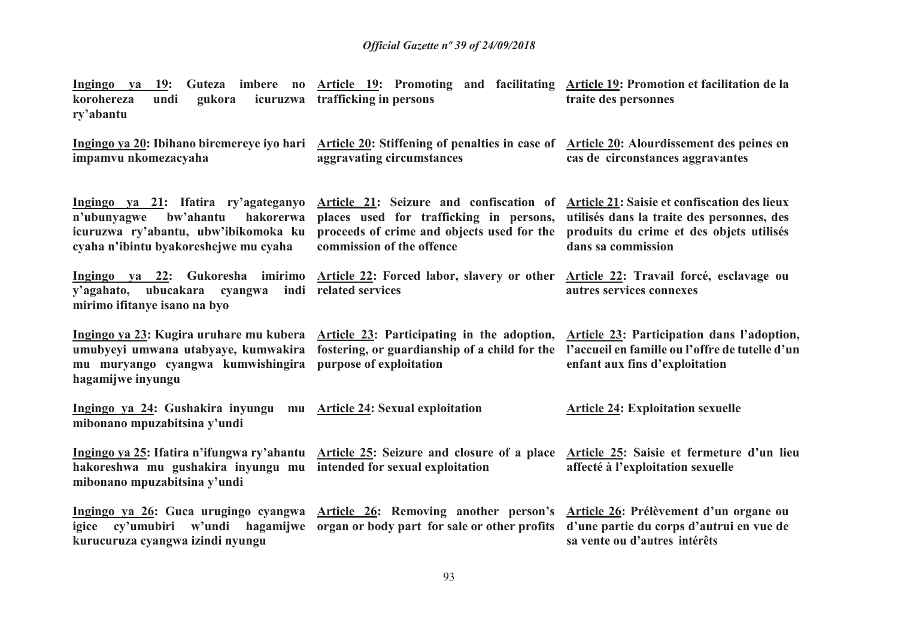**Ingingo ya 19: Guteza imbere no korohereza undi gukora icuruzwa ry'abantu**

**Article 19: Promoting and facilitating trafficking in persons**

**Article 19: Promotion et facilitation de la traite des personnes**

**Ingingo ya 20: Ibihano biremereye iyo hari impamvu nkomezacyaha**

**Article 20: Stiffening of penalties in case of aggravating circumstances**

**Article 20: Alourdissement des peines en cas de circonstances aggravantes**

**Ingingo ya 21: Ifatira ry'agateganyo n'ubunyagwe bw'ahantu hakorerwa icuruzwa ry'abantu, ubw'ibikomoka ku cyaha n'ibintu byakoreshejwe mu cyaha**

**Article 21: Seizure and confiscation of places used for trafficking in persons, proceeds of crime and objects used for the commission of the offence**

**Article 21: Saisie et confiscation des lieux utilisés dans la traite des personnes, des produits du crime et des objets utilisés dans sa commission**

**Ingingo ya 22: Gukoresha imirimo y'agahato, ubucakara cyangwa indi mirimo ifitanye isano na byo**

**Article 22: Forced labor, slavery or other related services**

**Article 22: Travail forcé, esclavage ou autres services connexes**

**Ingingo ya 23: Kugira uruhare mu kubera umubyeyi umwana utabyaye, kumwakira mu muryango cyangwa kumwishingira hagamijwe inyungu**

**Article 23: Participating in the adoption, fostering, or guardianship of a child for the purpose of exploitation**

**Article 23: Participation dans l'adoption, l'accueil en famille ou l'offre de tutelle d'un enfant aux fins d'exploitation**

**Ingingo ya 24: Gushakira inyungu mu mibonano mpuzabitsina y'undi**

**Article 24: Sexual exploitation**

**Article 24: Exploitation sexuelle**

**Ingingo ya 25: Ifatira n'ifungwa ry'ahantu hakoreshwa mu gushakira inyungu mu mibonano mpuzabitsina y'undi**

**Article 25: Seizure and closure of a place intended for sexual exploitation**

**Article 25: Saisie et fermeture d'un lieu affecté à l'exploitation sexuelle**

**Ingingo ya 26: Guca urugingo cyangwa igice cy'umubiri w'undi hagamijwe kurucuruza cyangwa izindi nyungu**

**Article 26: Removing another person's organ or body part for sale or other profits**

**Article 26: Prélèvement d'un organe ou d'une partie du corps d'autrui en vue de sa vente ou d'autres intérêts**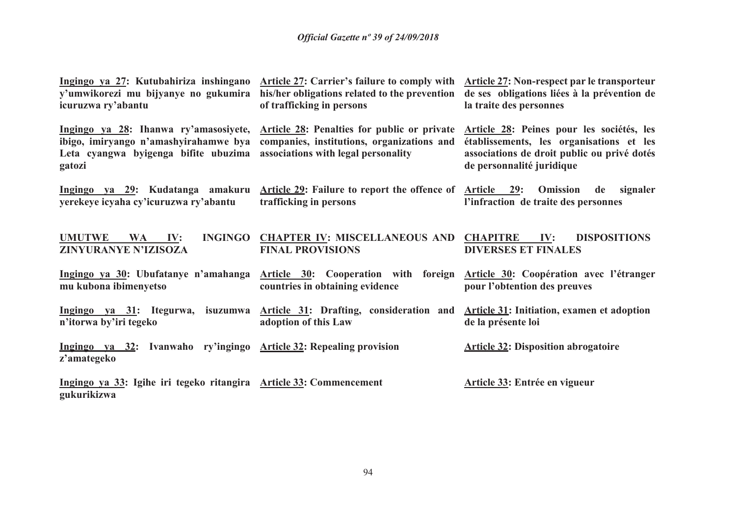**Ingingo ya 27: Kutubahiriza inshingano y'umwikorezi mu bijyanye no gukumira icuruzwa ry'abantu**

**Ingingo ya 28: Ihanwa ry'amasosiyete, ibigo, imiryango n'amashyirahamwe bya Leta cyangwa byigenga bifite ubuzima gatozi**

**Ingingo ya 29: Kudatanga amakuru yerekeye icyaha cy'icuruzwa ry'abantu**

**UMUTWE WA IV: INGINGO ZINYURANYE N'IZISOZA**

**Ingingo ya 30: Ubufatanye n'amahanga mu kubona ibimenyetso**

**Ingingo ya 31: Itegurwa, isuzumwa n'itorwa by'iri tegeko**

**Ingingo ya 32: Ivanwaho ry'ingingo z'amategeko**

**Ingingo ya 33: Igihe iri tegeko ritangira gukurikizwa**

**Article 27: Carrier's failure to comply with his/her obligations related to the prevention of trafficking in persons**

**Article 28: Penalties for public or private companies, institutions, organizations and associations with legal personality**

**Article 29: Failure to report the offence of trafficking in persons**

**CHAPTER IV: MISCELLANEOUS AND FINAL PROVISIONS**

**Article 30: Cooperation with foreign countries in obtaining evidence**

**Article 31: Drafting, consideration and adoption of this Law**

**Article 32: Repealing provision**

**Article 33: Commencement**

**Article 27: Non-respect par le transporteur de ses obligations liées à la prévention de la traite des personnes**

**Article 28: Peines pour les sociétés, les établissements, les organisations et les associations de droit public ou privé dotés de personnalité juridique**

**Article 29: Omission de signaler l'infraction de traite des personnes**

**CHAPITRE IV: DISPOSITIONS DIVERSES ET FINALES**

**Article 30: Coopération avec l'étranger pour l'obtention des preuves**

**Article 31: Initiation, examen et adoption de la présente loi**

**Article 32: Disposition abrogatoire**

**Article 33: Entrée en vigueur**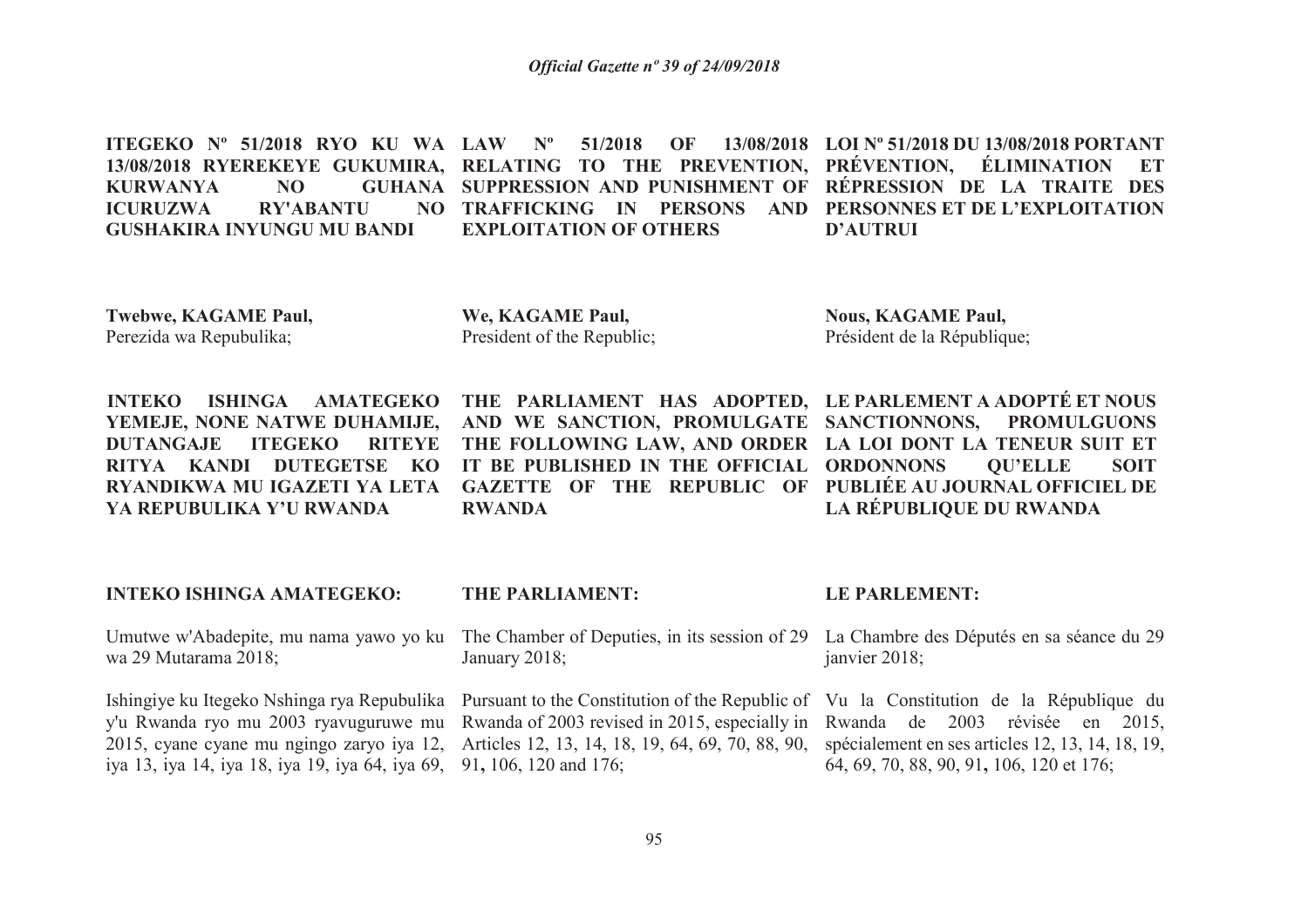**ITEGEKO Nº 51/2018 RYO KU WA 13/08/2018 RYEREKEYE GUKUMIRA, KURWANYA NO GUHANA ICURUZWA RY'ABANTU NO GUSHAKIRA INYUNGU MU BANDI**

**Twebwe, KAGAME Paul,**
Perezida wa Repubulika;

**INTEKO ISHINGA AMATEGEKO YEMEJE, NONE NATWE DUHAMIJE, DUTANGAJE ITEGEKO RITEYE RITYA KANDI DUTEGETSE KO RYANDIKWA MU IGAZETI YA LETA YA REPUBULIKA Y'U RWANDA**

**INTEKO ISHINGA AMATEGEKO:**

Umutwe w'Abadepite, mu nama yawo yo ku wa 29 Mutarama 2018;

Ishingiye ku Itegeko Nshinga rya Repubulika y'u Rwanda ryo mu 2003 ryavuguruwe mu 2015, cyane cyane mu ngingo zaryo iya 12, iya 13, iya 14, iya 18, iya 19, iya 64, iya 69,

**LAW Nº 51/2018 OF 13/08/2018 RELATING TO THE PREVENTION, SUPPRESSION AND PUNISHMENT OF TRAFFICKING IN PERSONS AND EXPLOITATION OF OTHERS**

**We, KAGAME Paul,**
President of the Republic;

**THE PARLIAMENT HAS ADOPTED, AND WE SANCTION, PROMULGATE THE FOLLOWING LAW, AND ORDER IT BE PUBLISHED IN THE OFFICIAL GAZETTE OF THE REPUBLIC OF RWANDA**

**THE PARLIAMENT:**

The Chamber of Deputies, in its session of 29 January 2018;

Pursuant to the Constitution of the Republic of Rwanda of 2003 revised in 2015, especially in Articles 12, 13, 14, 18, 19, 64, 69, 70, 88, 90, 91**,** 106, 120 and 176;

**LOI Nº 51/2018 DU 13/08/2018 PORTANT PRÉVENTION, ÉLIMINATION ET RÉPRESSION DE LA TRAITE DES PERSONNES ET DE L'EXPLOITATION D'AUTRUI**

**Nous, KAGAME Paul,**
Président de la République;

**LE PARLEMENT A ADOPTÉ ET NOUS SANCTIONNONS, PROMULGUONS LA LOI DONT LA TENEUR SUIT ET ORDONNONS QU'ELLE SOIT PUBLIÉE AU JOURNAL OFFICIEL DE LA RÉPUBLIQUE DU RWANDA**

**LE PARLEMENT:**

La Chambre des Députés en sa séance du 29 janvier 2018;

Vu la Constitution de la République du Rwanda de 2003 révisée en 2015, spécialement en ses articles 12, 13, 14, 18, 19, 64, 69, 70, 88, 90, 91**,** 106, 120 et 176;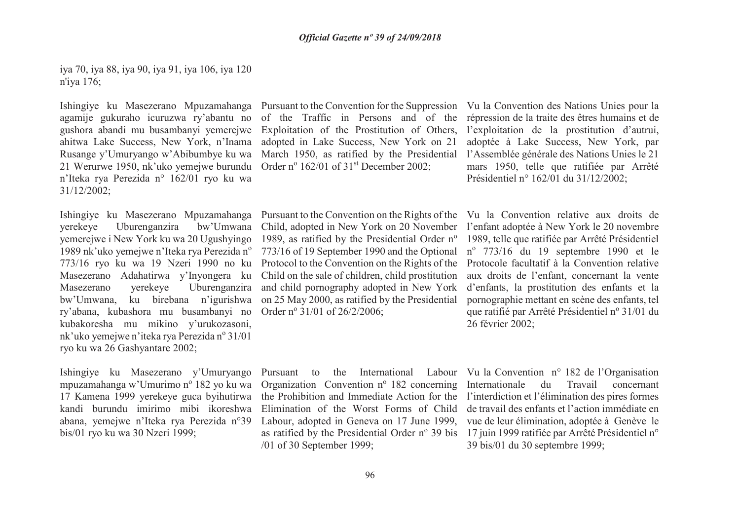iya 70, iya 88, iya 90, iya 91, iya 106, iya 120 n'iya 176;

Ishingiye ku Masezerano Mpuzamahanga agamije gukuraho icuruzwa ry'abantu no gushora abandi mu busambanyi yemerejwe ahitwa Lake Success, New York, n'Inama Rusange y'Umuryango w'Abibumbye ku wa 21 Werurwe 1950, nk'uko yemejwe burundu n'Iteka rya Perezida n° 162/01 ryo ku wa 31/12/2002;

Ishingiye ku Masezerano Mpuzamahanga yerekeye Uburenganzira bw'Umwana yemerejwe i New York ku wa 20 Ugushyingo 1989 nk'uko yemejwe n'Iteka rya Perezida n° 773/16 ryo ku wa 19 Nzeri 1990 no ku Masezerano Adahatirwa y'Inyongera ku Masezerano yerekeye Uburenganzira bw'Umwana, ku birebana n'igurishwa ry'abana, kubashora mu busambanyi no kubakoresha mu mikino y'urukozasoni, nk'uko yemejwe n'iteka rya Perezida n° 31/01 ryo ku wa 26 Gashyantare 2002;

Ishingiye ku Masezerano y'Umuryango mpuzamahanga w'Umurimo n° 182 yo ku wa 17 Kamena 1999 yerekeye guca byihutirwa kandi burundu imirimo mibi ikoreshwa abana, yemejwe n'Iteka rya Perezida n°39 bis/01 ryo ku wa 30 Nzeri 1999;

Pursuant to the Convention for the Suppression of the Traffic in Persons and of the Exploitation of the Prostitution of Others, adopted in Lake Success, New York on 21 March 1950, as ratified by the Presidential Order n° 162/01 of 31st December 2002;

Pursuant to the Convention on the Rights of the Child, adopted in New York on 20 November 1989, as ratified by the Presidential Order n° 773/16 of 19 September 1990 and the Optional Protocol to the Convention on the Rights of the Child on the sale of children, child prostitution and child pornography adopted in New York on 25 May 2000, as ratified by the Presidential Order n° 31/01 of 26/2/2006;

Pursuant to the International Labour Organization Convention n° 182 concerning the Prohibition and Immediate Action for the Elimination of the Worst Forms of Child Labour, adopted in Geneva on 17 June 1999, as ratified by the Presidential Order n° 39 bis /01 of 30 September 1999;

Vu la Convention des Nations Unies pour la répression de la traite des êtres humains et de l'exploitation de la prostitution d'autrui, adoptée à Lake Success, New York, par l'Assemblée générale des Nations Unies le 21 mars 1950, telle que ratifiée par Arrêté Présidentiel n° 162/01 du 31/12/2002;

Vu la Convention relative aux droits de l'enfant adoptée à New York le 20 novembre 1989, telle que ratifiée par Arrêté Présidentiel n° 773/16 du 19 septembre 1990 et le Protocole facultatif à la Convention relative aux droits de l'enfant, concernant la vente d'enfants, la prostitution des enfants et la pornographie mettant en scène des enfants, tel que ratifié par Arrêté Présidentiel n° 31/01 du 26 février 2002;

Vu la Convention n° 182 de l'Organisation Internationale du Travail concernant l'interdiction et l'élimination des pires formes de travail des enfants et l'action immédiate en vue de leur élimination, adoptée à Genève le 17 juin 1999 ratifiée par Arrêté Présidentiel n° 39 bis/01 du 30 septembre 1999;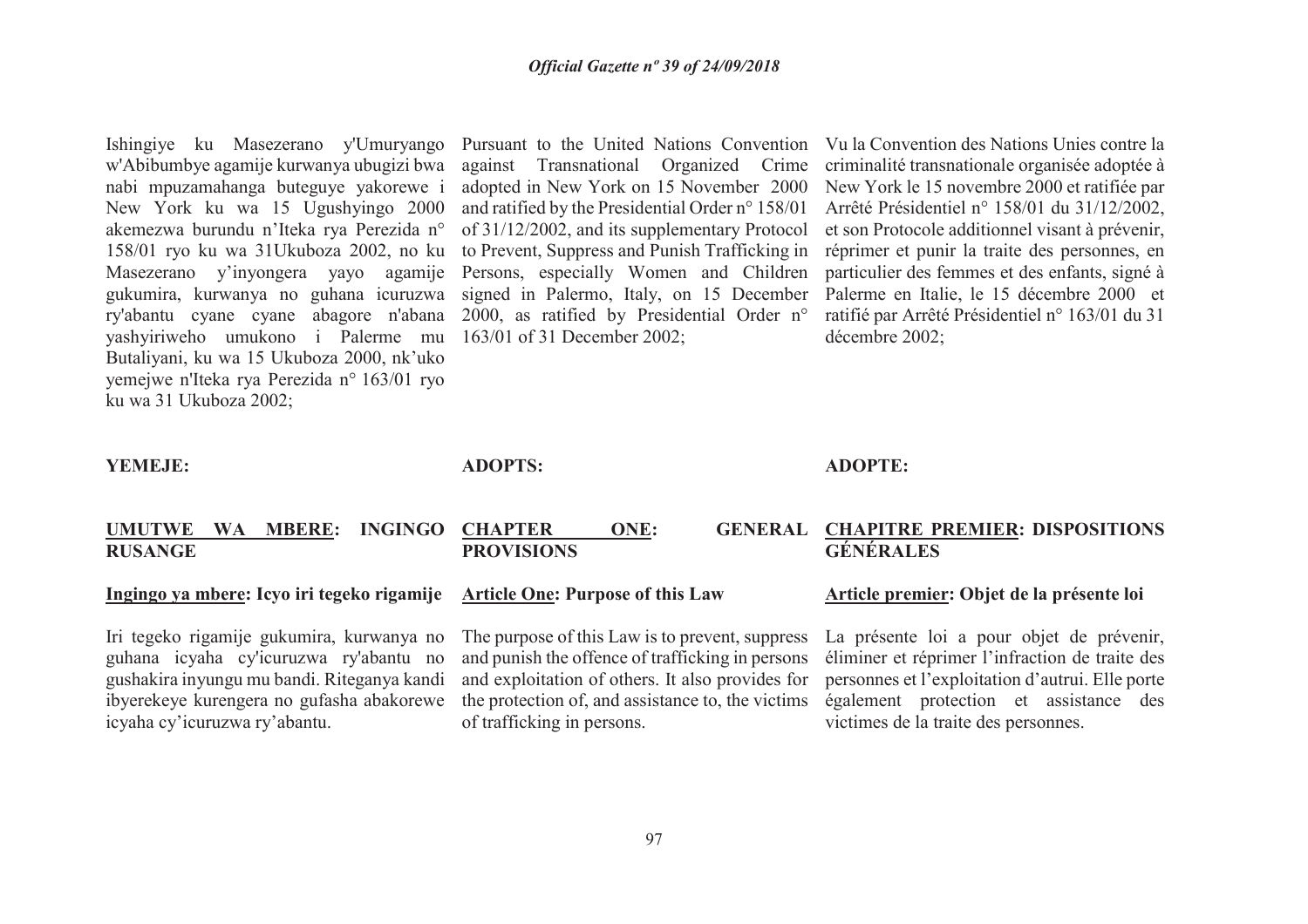Ishingiye ku Masezerano y'Umuryango w'Abibumbye agamije kurwanya ubugizi bwa nabi mpuzamahanga buteguye yakorewe i New York ku wa 15 Ugushyingo 2000 akemezwa burundu n'Iteka rya Perezida n° 158/01 ryo ku wa 31Ukuboza 2002, no ku Masezerano y'inyongera yayo agamije gukumira, kurwanya no guhana icuruzwa ry'abantu cyane cyane abagore n'abana yashyiriweho umukono i Palerme mu Butaliyani, ku wa 15 Ukuboza 2000, nk'uko yemejwe n'Iteka rya Perezida n° 163/01 ryo ku wa 31 Ukuboza 2002;

Pursuant to the United Nations Convention against Transnational Organized Crime adopted in New York on 15 November 2000 and ratified by the Presidential Order n° 158/01 of 31/12/2002, and its supplementary Protocol to Prevent, Suppress and Punish Trafficking in Persons, especially Women and Children signed in Palermo, Italy, on 15 December 2000, as ratified by Presidential Order n° 163/01 of 31 December 2002;

Vu la Convention des Nations Unies contre la criminalité transnationale organisée adoptée à New York le 15 novembre 2000 et ratifiée par Arrêté Présidentiel n° 158/01 du 31/12/2002, et son Protocole additionnel visant à prévenir, réprimer et punir la traite des personnes, en particulier des femmes et des enfants, signé à Palerme en Italie, le 15 décembre 2000 et ratifié par Arrêté Présidentiel n° 163/01 du 31 décembre 2002;

**YEMEJE:**

**ADOPTS:**

**ADOPTE:**

## UMUTWE WA MBERE: INGINGO RUSANGE

## CHAPTER ONE: GENERAL PROVISIONS

## CHAPITRE PREMIER: DISPOSITIONS GÉNÉRALES

### Ingingo ya mbere: Icyo iri tegeko rigamije

Iri tegeko rigamije gukumira, kurwanya no guhana icyaha cy'icuruzwa ry'abantu no gushakira inyungu mu bandi. Riteganya kandi ibyerekeye kurengera no gufasha abakorewe icyaha cy'icuruzwa ry'abantu.

### Article One: Purpose of this Law

The purpose of this Law is to prevent, suppress and punish the offence of trafficking in persons and exploitation of others. It also provides for the protection of, and assistance to, the victims of trafficking in persons.

### Article premier: Objet de la présente loi

La présente loi a pour objet de prévenir, éliminer et réprimer l'infraction de traite des personnes et l'exploitation d'autrui. Elle porte également protection et assistance des victimes de la traite des personnes.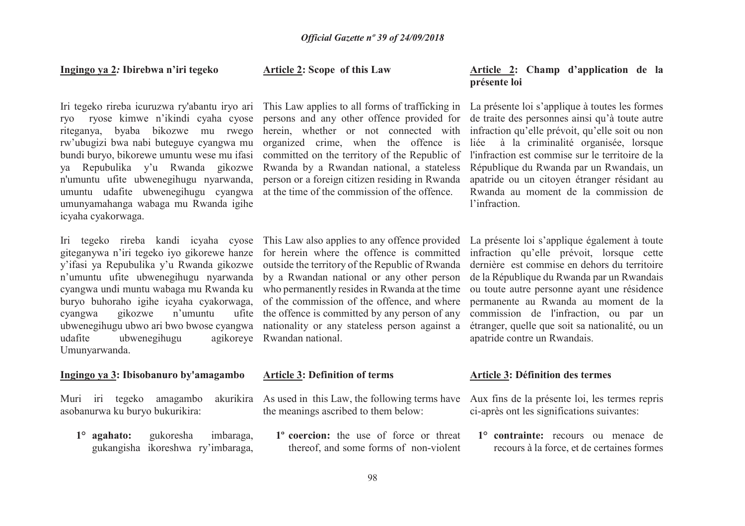**Ingingo ya 2: Ibirebwa n'iri tegeko**

Iri tegeko rireba icuruzwa ry'abantu iryo ari ryo ryose kimwe n'ikindi cyaha cyose riteganya, byaba bikozwe mu rwego rw'ubugizi bwa nabi buteguye cyangwa mu bundi buryo, bikorewe umuntu wese mu ifasi ya Repubulika y'u Rwanda gikozwe n'umuntu ufite ubwenegihugu nyarwanda, umuntu udafite ubwenegihugu cyangwa umunyamahanga wabaga mu Rwanda igihe icyaha cyakorwaga.

Iri tegeko rireba kandi icyaha cyose giteganywa n'iri tegeko iyo gikorewe hanze y'ifasi ya Repubulika y'u Rwanda gikozwe n'umuntu ufite ubwenegihugu nyarwanda cyangwa undi muntu wabaga mu Rwanda ku buryo buhoraho igihe icyaha cyakorwaga, cyangwa gikozwe n'umuntu ufite ubwenegihugu ubwo ari bwo bwose cyangwa udafite ubwenegihugu agikoreye Umunyarwanda.

**Ingingo ya 3: Ibisobanuro by'amagambo**

Muri iri tegeko amagambo akurikira asobanurwa ku buryo bukurikira:

1° **agahato:** gukoresha imbaraga, gukangisha ikoreshwa ry'imbaraga,

**Article 2: Scope of this Law**

This Law applies to all forms of trafficking in persons and any other offence provided for herein, whether or not connected with organized crime, when the offence is committed on the territory of the Republic of Rwanda by a Rwandan national, a stateless person or a foreign citizen residing in Rwanda at the time of the commission of the offence.

This Law also applies to any offence provided for herein where the offence is committed outside the territory of the Republic of Rwanda by a Rwandan national or any other person who permanently resides in Rwanda at the time of the commission of the offence, and where the offence is committed by any person of any nationality or any stateless person against a Rwandan national.

**Article 3: Definition of terms**

As used in this Law, the following terms have the meanings ascribed to them below:

1° **coercion:** the use of force or threat thereof, and some forms of non-violent

**Article 2: Champ d'application de la présente loi**

La présente loi s'applique à toutes les formes de traite des personnes ainsi qu'à toute autre infraction qu'elle prévoit, qu'elle soit ou non liée à la criminalité organisée, lorsque l'infraction est commise sur le territoire de la République du Rwanda par un Rwandais, un apatride ou un citoyen étranger résidant au Rwanda au moment de la commission de l'infraction.

La présente loi s'applique également à toute infraction qu'elle prévoit, lorsque cette dernière est commise en dehors du territoire de la République du Rwanda par un Rwandais ou toute autre personne ayant une résidence permanente au Rwanda au moment de la commission de l'infraction, ou par un étranger, quelle que soit sa nationalité, ou un apatride contre un Rwandais.

**Article 3: Définition des termes**

Aux fins de la présente loi, les termes repris ci-après ont les significations suivantes:

1° **contrainte:** recours ou menace de recours à la force, et de certaines formes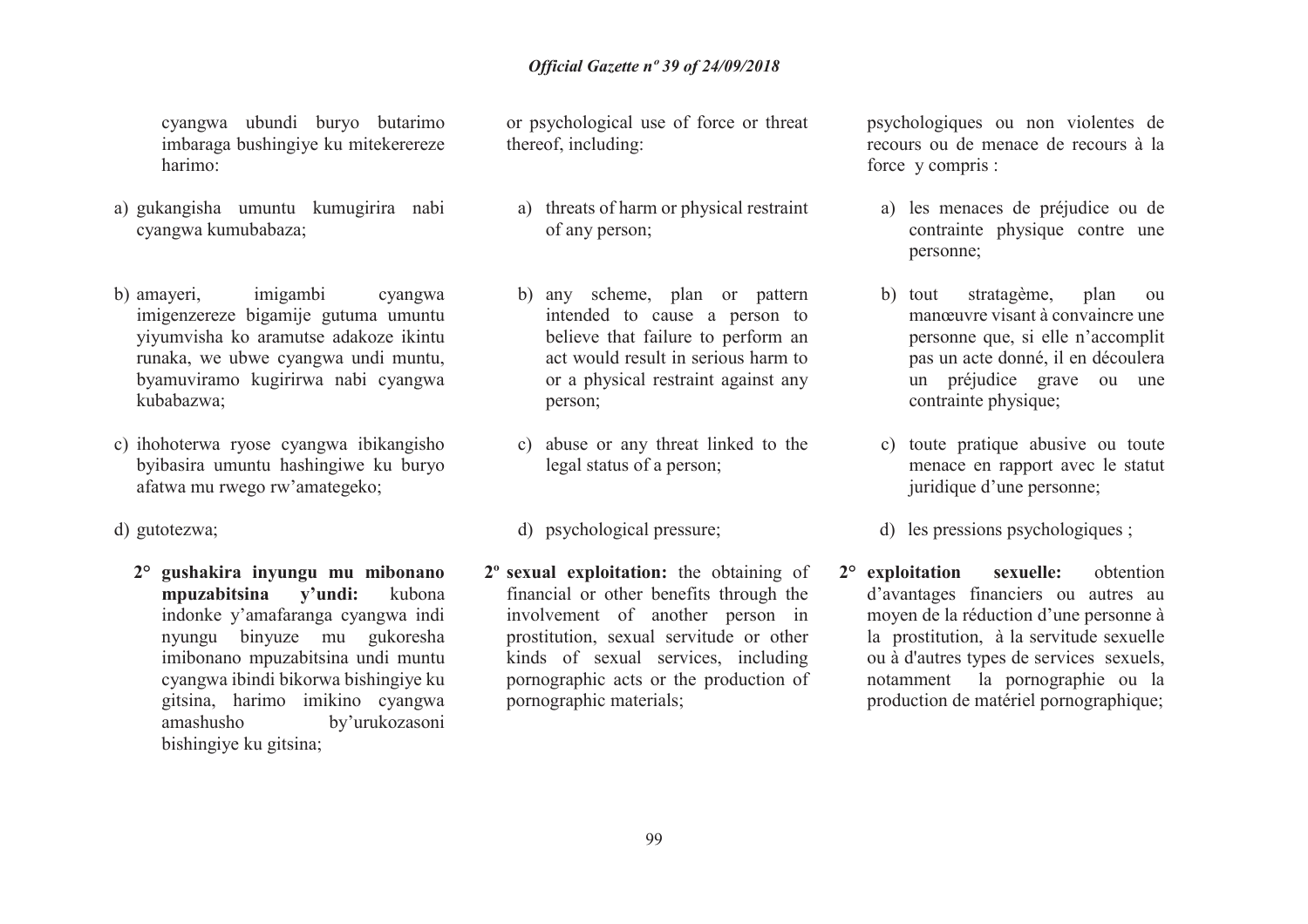cyangwa ubundi buryo butarimo imbaraga bushingiye ku mitekerereze harimo:

a) gukangisha umuntu kumugirira nabi cyangwa kumubabaza;

b) amayeri, imigambi cyangwa imigenzereze bigamije gutuma umuntu yiyumvisha ko aramutse adakoze ikintu runaka, we ubwe cyangwa undi muntu, byamuviramo kugirirwa nabi cyangwa kubabazwa;

c) ihohoterwa ryose cyangwa ibikangisho byibasira umuntu hashingiwe ku buryo afatwa mu rwego rw'amategeko;

d) gutotezwa;

**2° gushakira inyungu mu mibonano mpuzabitsina y'undi:** kubona indonke y'amafaranga cyangwa indi nyungu binyuze mu gukoresha imibonano mpuzabitsina undi muntu cyangwa ibindi bikorwa bishingiye ku gitsina, harimo imikino cyangwa amashusho by'urukozasoni bishingiye ku gitsina;

or psychological use of force or threat thereof, including:

a) threats of harm or physical restraint of any person;

b) any scheme, plan or pattern intended to cause a person to believe that failure to perform an act would result in serious harm to or a physical restraint against any person;

c) abuse or any threat linked to the legal status of a person;

d) psychological pressure;

**2º sexual exploitation:** the obtaining of financial or other benefits through the involvement of another person in prostitution, sexual servitude or other kinds of sexual services, including pornographic acts or the production of pornographic materials;

psychologiques ou non violentes de recours ou de menace de recours à la force y compris :

a) les menaces de préjudice ou de contrainte physique contre une personne;

b) tout stratagème, plan ou manœuvre visant à convaincre une personne que, si elle n'accomplit pas un acte donné, il en découlera un préjudice grave ou une contrainte physique;

c) toute pratique abusive ou toute menace en rapport avec le statut juridique d'une personne;

d) les pressions psychologiques ;

**2° exploitation sexuelle:** obtention d'avantages financiers ou autres au moyen de la réduction d'une personne à la prostitution, à la servitude sexuelle ou à d'autres types de services sexuels, notamment la pornographie ou la production de matériel pornographique;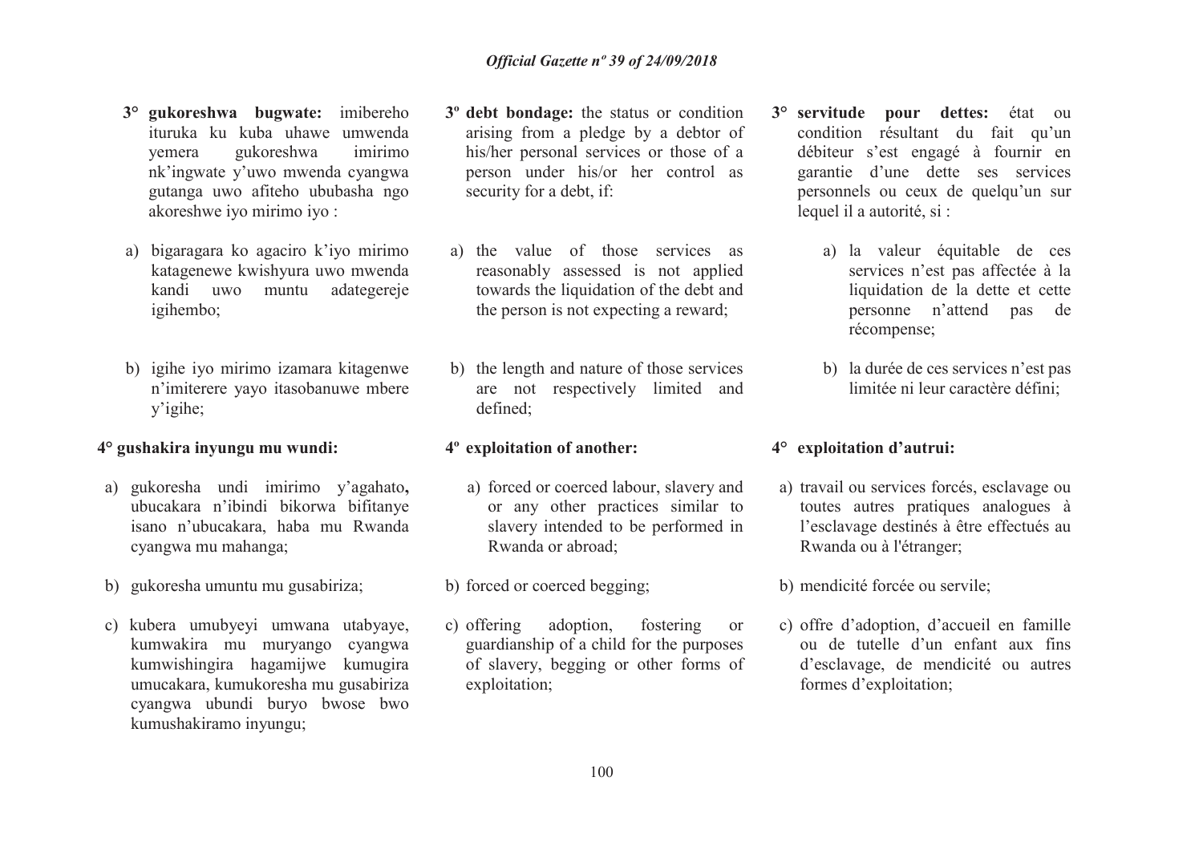**3° gukoreshwa bugwate:** imibereho ituruka ku kuba uhawe umwenda yemera gukoreshwa imirimo nk'ingwate y'uwo mwenda cyangwa gutanga uwo afiteho ububasha ngo akoreshwe iyo mirimo iyo :

a) bigaragara ko agaciro k'iyo mirimo katagenewe kwishyura uwo mwenda kandi uwo muntu adategereje igihembo;

b) igihe iyo mirimo izamara kitagenwe n'imiterere yayo itasobanuwe mbere y'igihe;

**4° gushakira inyungu mu wundi:**

a) gukoresha undi imirimo y'agahato**,** ubucakara n'ibindi bikorwa bifitanye isano n'ubucakara, haba mu Rwanda cyangwa mu mahanga;

b) gukoresha umuntu mu gusabiriza;

c) kubera umubyeyi umwana utabyaye, kumwakira mu muryango cyangwa kumwishingira hagamijwe kumugira umucakara, kumukoresha mu gusabiriza cyangwa ubundi buryo bwose bwo kumushakiramo inyungu;

**3º debt bondage:** the status or condition arising from a pledge by a debtor of his/her personal services or those of a person under his/or her control as security for a debt, if:

a) the value of those services as reasonably assessed is not applied towards the liquidation of the debt and the person is not expecting a reward;

b) the length and nature of those services are not respectively limited and defined;

**4º exploitation of another:**

a) forced or coerced labour, slavery and or any other practices similar to slavery intended to be performed in Rwanda or abroad;

b) forced or coerced begging;

c) offering adoption, fostering or guardianship of a child for the purposes of slavery, begging or other forms of exploitation;

**3° servitude pour dettes:** état ou condition résultant du fait qu'un débiteur s'est engagé à fournir en garantie d'une dette ses services personnels ou ceux de quelqu'un sur lequel il a autorité, si :

a) la valeur équitable de ces services n'est pas affectée à la liquidation de la dette et cette personne n'attend pas de récompense;

b) la durée de ces services n'est pas limitée ni leur caractère défini;

**4° exploitation d'autrui:**

a) travail ou services forcés, esclavage ou toutes autres pratiques analogues à l'esclavage destinés à être effectués au Rwanda ou à l'étranger;

b) mendicité forcée ou servile;

c) offre d'adoption, d'accueil en famille ou de tutelle d'un enfant aux fins d'esclavage, de mendicité ou autres formes d'exploitation;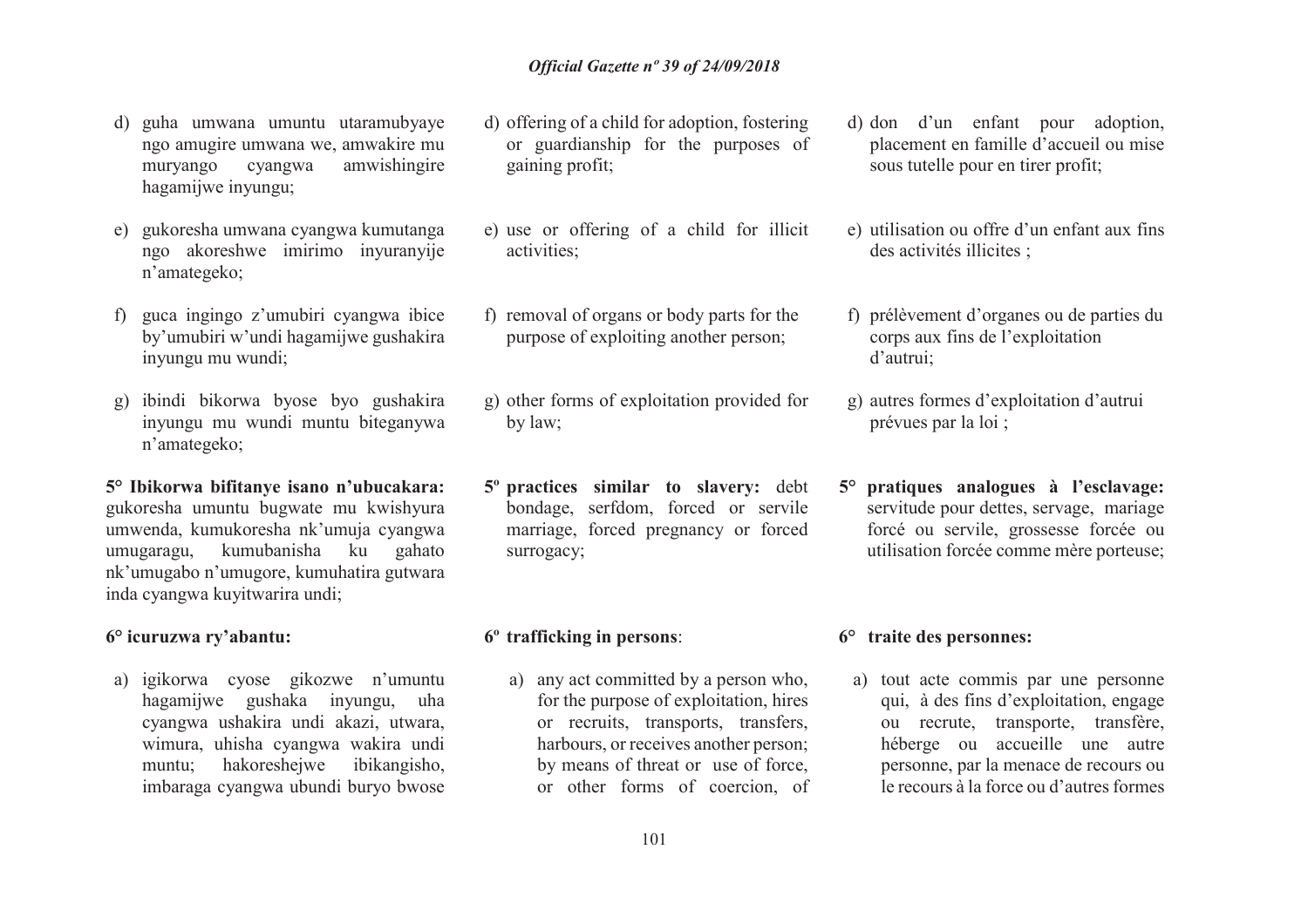d) guha umwana umuntu utaramubyaye ngo amugire umwana we, amwakire mu muryango cyangwa amwishingire hagamijwe inyungu;

e) gukoresha umwana cyangwa kumutanga ngo akoreshwe imirimo inyuranyije n'amategeko;

f) guca ingingo z'umubiri cyangwa ibice by'umubiri w'undi hagamijwe gushakira inyungu mu wundi;

g) ibindi bikorwa byose byo gushakira inyungu mu wundi muntu biteganywa n'amategeko;

**5° Ibikorwa bifitanye isano n'ubucakara:** gukoresha umuntu bugwate mu kwishyura umwenda, kumukoresha nk'umuja cyangwa umugaragu, kumubanisha ku gahato nk'umugabo n'umugore, kumuhatira gutwara inda cyangwa kuyitwarira undi;

**6° icuruzwa ry'abantu:**

a) igikorwa cyose gikozwe n'umuntu hagamijwe gushaka inyungu, uha cyangwa ushakira undi akazi, utwara, wimura, uhisha cyangwa wakira undi muntu; hakoreshejwe ibikangisho, imbaraga cyangwa ubundi buryo bwose

d) offering of a child for adoption, fostering or guardianship for the purposes of gaining profit;

e) use or offering of a child for illicit activities;

f) removal of organs or body parts for the purpose of exploiting another person;

g) other forms of exploitation provided for by law;

**5º practices similar to slavery:** debt bondage, serfdom, forced or servile marriage, forced pregnancy or forced surrogacy;

**6º trafficking in persons**:

a) any act committed by a person who, for the purpose of exploitation, hires or recruits, transports, transfers, harbours, or receives another person; by means of threat or use of force, or other forms of coercion, of

d) don d'un enfant pour adoption, placement en famille d'accueil ou mise sous tutelle pour en tirer profit;

e) utilisation ou offre d'un enfant aux fins des activités illicites ;

f) prélèvement d'organes ou de parties du corps aux fins de l'exploitation d'autrui;

g) autres formes d'exploitation d'autrui prévues par la loi ;

**5° pratiques analogues à l'esclavage:** servitude pour dettes, servage, mariage forcé ou servile, grossesse forcée ou utilisation forcée comme mère porteuse;

**6° traite des personnes:**

a) tout acte commis par une personne qui, à des fins d'exploitation, engage ou recrute, transporte, transfère, héberge ou accueille une autre personne, par la menace de recours ou le recours à la force ou d'autres formes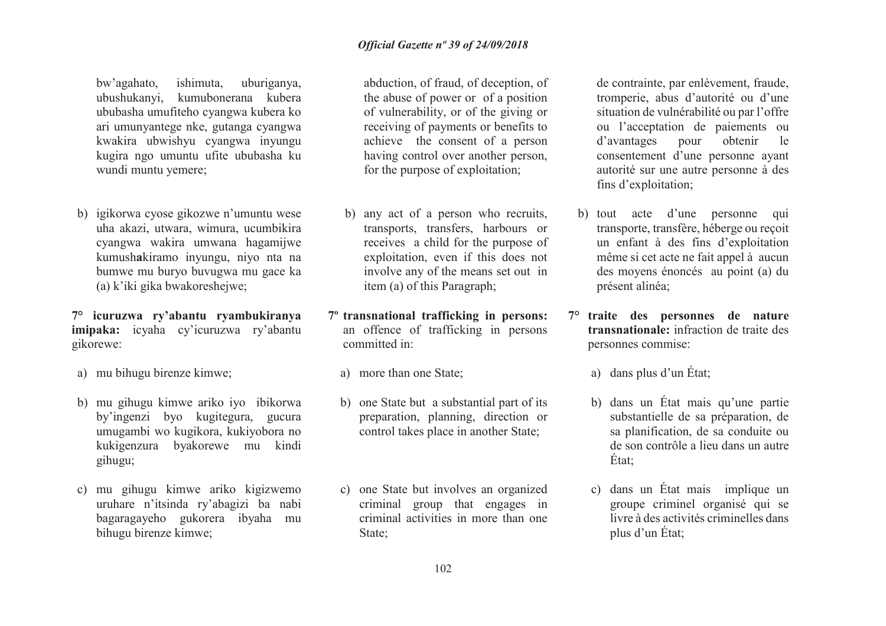bw'agahato, ishimuta, uburiganya, ubushukanyi, kumubonerana kubera ububasha umufiteho cyangwa kubera ko ari umunyantege nke, gutanga cyangwa kwakira ubwishyu cyangwa inyungu kugira ngo umuntu ufite ububasha ku wundi muntu yemere;

b) igikorwa cyose gikozwe n'umuntu wese uha akazi, utwara, wimura, ucumbikira cyangwa wakira umwana hagamijwe kumushakiramo inyungu, niyo nta na bumwe mu buryo buvugwa mu gace ka (a) k'iki gika bwakoreshejwe;

**7° icuruzwa ry'abantu ryambukiranya imipaka:** icyaha cy'icuruzwa ry'abantu gikorewe:

a) mu bihugu birenze kimwe;

b) mu gihugu kimwe ariko iyo ibikorwa by'ingenzi byo kugitegura, gucura umugambi wo kugikora, kukiyobora no kukigenzura byakorewe mu kindi gihugu;

c) mu gihugu kimwe ariko kigizwemo uruhare n'itsinda ry'abagizi ba nabi bagaragayeho gukorera ibyaha mu bihugu birenze kimwe;

abduction, of fraud, of deception, of the abuse of power or of a position of vulnerability, or of the giving or receiving of payments or benefits to achieve the consent of a person having control over another person, for the purpose of exploitation;

b) any act of a person who recruits, transports, transfers, harbours or receives a child for the purpose of exploitation, even if this does not involve any of the means set out in item (a) of this Paragraph;

**7° transnational trafficking in persons:** an offence of trafficking in persons committed in:

a) more than one State;

b) one State but a substantial part of its preparation, planning, direction or control takes place in another State;

c) one State but involves an organized criminal group that engages in criminal activities in more than one State;

de contrainte, par enlèvement, fraude, tromperie, abus d'autorité ou d'une situation de vulnérabilité ou par l'offre ou l'acceptation de paiements ou d'avantages pour obtenir le consentement d'une personne ayant autorité sur une autre personne à des fins d'exploitation;

b) tout acte d'une personne qui transporte, transfère, héberge ou reçoit un enfant à des fins d'exploitation même si cet acte ne fait appel à aucun des moyens énoncés au point (a) du présent alinéa;

**7° traite des personnes de nature transnationale:** infraction de traite des personnes commise:

a) dans plus d'un État;

b) dans un État mais qu'une partie substantielle de sa préparation, de sa planification, de sa conduite ou de son contrôle a lieu dans un autre État;

c) dans un État mais implique un groupe criminel organisé qui se livre à des activités criminelles dans plus d'un État;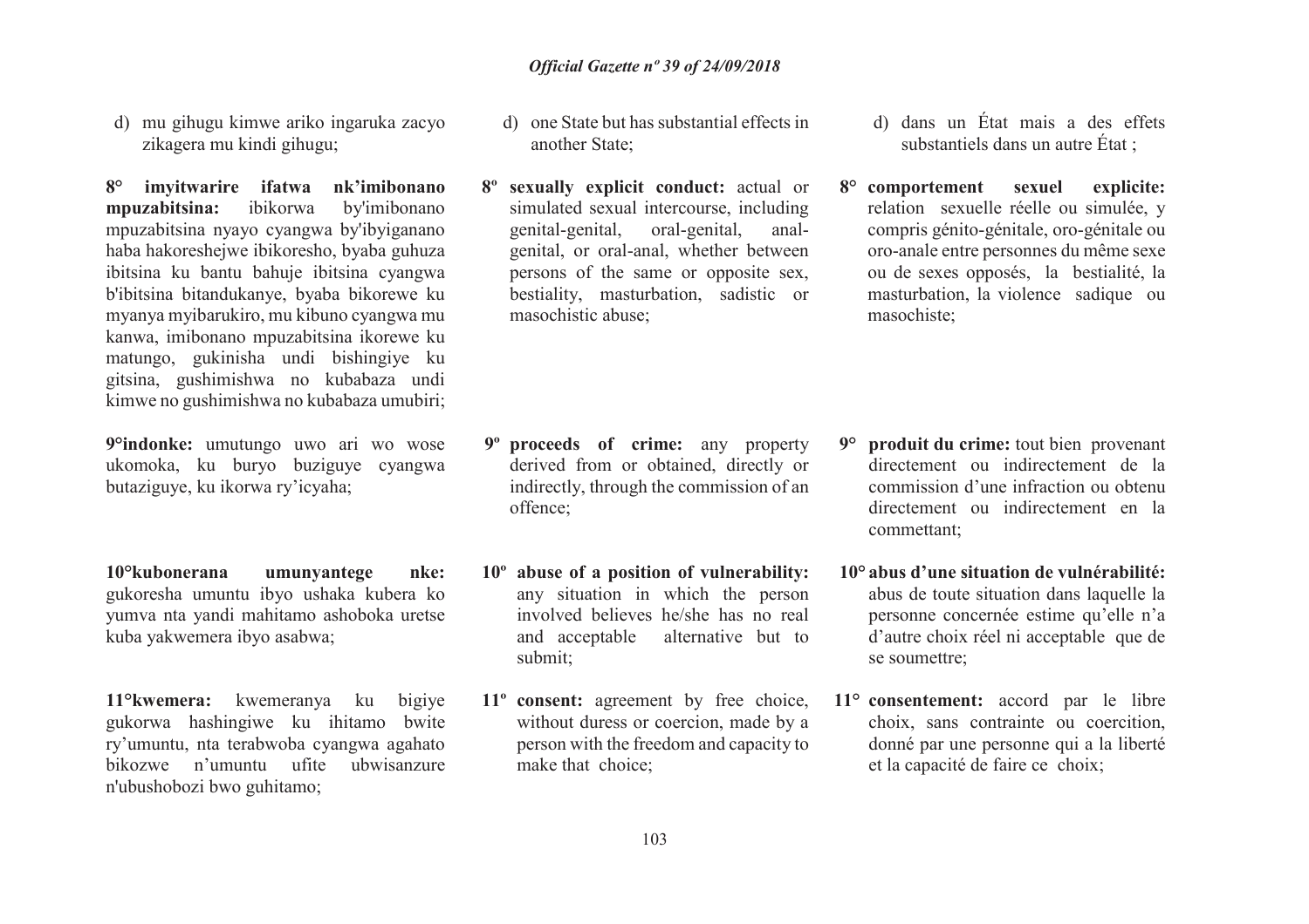d) mu gihugu kimwe ariko ingaruka zacyo zikagera mu kindi gihugu;

**8° imyitwarire ifatwa nk'imibonano mpuzabitsina:** ibikorwa by'imibonano mpuzabitsina nyayo cyangwa by'ibyiganano haba hakoreshejwe ibikoresho, byaba guhuza ibitsina ku bantu bahuje ibitsina cyangwa b'ibitsina bitandukanye, byaba bikorewe ku myanya myibarukiro, mu kibuno cyangwa mu kanwa, imibonano mpuzabitsina ikorewe ku matungo, gukinisha undi bishingiye ku gitsina, gushimishwa no kubabaza undi kimwe no gushimishwa no kubabaza umubiri;

**9°indonke:** umutungo uwo ari wo wose ukomoka, ku buryo buziguye cyangwa butaziguye, ku ikorwa ry'icyaha;

**10°kubonerana umunyantege nke:** gukoresha umuntu ibyo ushaka kubera ko yumva nta yandi mahitamo ashoboka uretse kuba yakwemera ibyo asabwa;

**11°kwemera:** kwemeranya ku bigiye gukorwa hashingiwe ku ihitamo bwite ry'umuntu, nta terabwoba cyangwa agahato bikozwe n'umuntu ufite ubwisanzure n'ubushobozi bwo guhitamo;

d) one State but has substantial effects in another State;

**8º sexually explicit conduct:** actual or simulated sexual intercourse, including genital-genital, oral-genital, anal-genital, or oral-anal, whether between persons of the same or opposite sex, bestiality, masturbation, sadistic or masochistic abuse;

**9º proceeds of crime:** any property derived from or obtained, directly or indirectly, through the commission of an offence;

**10º abuse of a position of vulnerability:** any situation in which the person involved believes he/she has no real and acceptable alternative but to submit;

**11º consent:** agreement by free choice, without duress or coercion, made by a person with the freedom and capacity to make that choice;

d) dans un État mais a des effets substantiels dans un autre État ;

**8° comportement sexuel explicite:** relation sexuelle réelle ou simulée, y compris génito-génitale, oro-génitale ou oro-anale entre personnes du même sexe ou de sexes opposés, la bestialité, la masturbation, la violence sadique ou masochiste;

**9° produit du crime:** tout bien provenant directement ou indirectement de la commission d'une infraction ou obtenu directement ou indirectement en la commettant;

**10° abus d'une situation de vulnérabilité:** abus de toute situation dans laquelle la personne concernée estime qu'elle n'a d'autre choix réel ni acceptable que de se soumettre;

**11° consentement:** accord par le libre choix, sans contrainte ou coercition, donné par une personne qui a la liberté et la capacité de faire ce choix;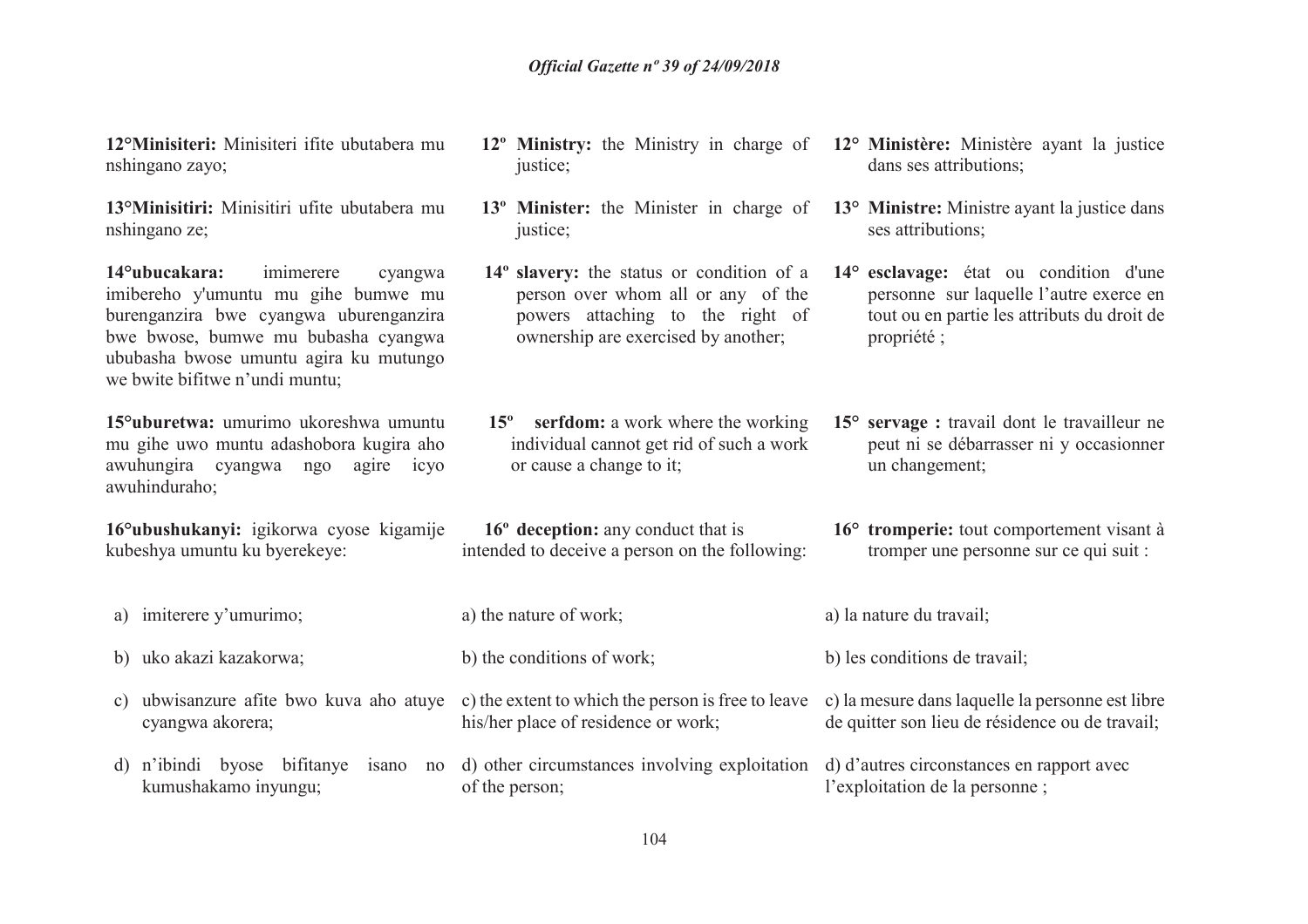**12°Minisiteri:** Minisiteri ifite ubutabera mu nshingano zayo;

**13°Minisitiri:** Minisitiri ufite ubutabera mu nshingano ze;

**14°ubucakara:** imimerere cyangwa imibereho y'umuntu mu gihe bumwe mu burenganzira bwe cyangwa uburenganzira bwe bwose, bumwe mu bubasha cyangwa ububasha bwose umuntu agira ku mutungo we bwite bifitwe n'undi muntu;

**15°uburetwa:** umurimo ukoreshwa umuntu mu gihe uwo muntu adashobora kugira aho awuhungira cyangwa ngo agire icyo awuhinduraho;

**16°ubushukanyi:** igikorwa cyose kigamije kubeshya umuntu ku byerekeye:

a) imiterere y'umurimo;

b) uko akazi kazakorwa;

c) ubwisanzure afite bwo kuva aho atuye cyangwa akorera;

d) n'ibindi byose bifitanye isano no kumushakamo inyungu;

**12º Ministry:** the Ministry in charge of justice;

**13º Minister:** the Minister in charge of justice;

**14º slavery:** the status or condition of a person over whom all or any of the powers attaching to the right of ownership are exercised by another;

**15º serfdom:** a work where the working individual cannot get rid of such a work or cause a change to it;

**16º deception:** any conduct that is intended to deceive a person on the following:

a) the nature of work;

b) the conditions of work;

c) the extent to which the person is free to leave his/her place of residence or work;

d) other circumstances involving exploitation of the person;

**12° Ministère:** Ministère ayant la justice dans ses attributions;

**13° Ministre:** Ministre ayant la justice dans ses attributions;

**14° esclavage:** état ou condition d'une personne sur laquelle l'autre exerce en tout ou en partie les attributs du droit de propriété ;

**15° servage :** travail dont le travailleur ne peut ni se débarrasser ni y occasionner un changement;

**16° tromperie:** tout comportement visant à tromper une personne sur ce qui suit :

a) la nature du travail;

b) les conditions de travail;

c) la mesure dans laquelle la personne est libre de quitter son lieu de résidence ou de travail;

d) d'autres circonstances en rapport avec l'exploitation de la personne ;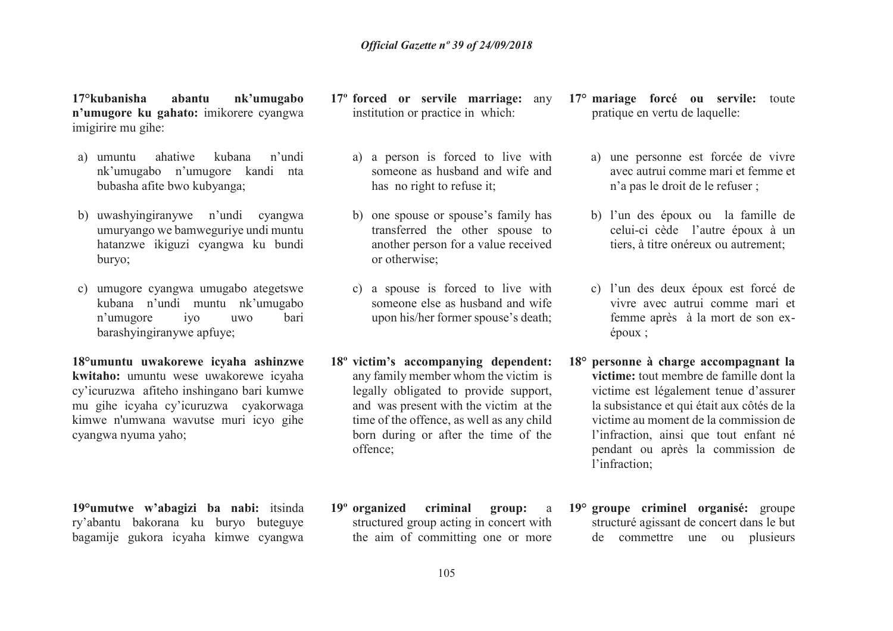**17°kubanisha abantu nk'umugabo n'umugore ku gahato:** imikorere cyangwa imigirire mu gihe:

a) umuntu ahatiwe kubana n'undi nk'umugabo n'umugore kandi nta bubasha afite bwo kubyanga;

b) uwashyingiranywe n'undi cyangwa umuryango we bamweguriye undi muntu hatanzwe ikiguzi cyangwa ku bundi buryo;

c) umugore cyangwa umugabo ategetswe kubana n'undi muntu nk'umugabo n'umugore iyo uwo bari barashyingiranywe apfuye;

**18°umuntu uwakorewe icyaha ashinzwe kwitaho:** umuntu wese uwakorewe icyaha cy'icuruzwa afiteho inshingano bari kumwe mu gihe icyaha cy'icuruzwa cyakorwaga kimwe n'umwana wavutse muri icyo gihe cyangwa nyuma yaho;

**19°umutwe w'abagizi ba nabi:** itsinda ry'abantu bakorana ku buryo buteguye bagamije gukora icyaha kimwe cyangwa

**17º forced or servile marriage:** any institution or practice in which:

a) a person is forced to live with someone as husband and wife and has no right to refuse it;

b) one spouse or spouse's family has transferred the other spouse to another person for a value received or otherwise;

c) a spouse is forced to live with someone else as husband and wife upon his/her former spouse's death;

**18º victim's accompanying dependent:** any family member whom the victim is legally obligated to provide support, and was present with the victim at the time of the offence, as well as any child born during or after the time of the offence;

**19º organized criminal group:** a structured group acting in concert with the aim of committing one or more

**17° mariage forcé ou servile:** toute pratique en vertu de laquelle:

a) une personne est forcée de vivre avec autrui comme mari et femme et n'a pas le droit de le refuser ;

b) l'un des époux ou la famille de celui-ci cède l'autre époux à un tiers, à titre onéreux ou autrement;

c) l'un des deux époux est forcé de vivre avec autrui comme mari et femme après à la mort de son ex-époux ;

**18° personne à charge accompagnant la victime:** tout membre de famille dont la victime est légalement tenue d'assurer la subsistance et qui était aux côtés de la victime au moment de la commission de l'infraction, ainsi que tout enfant né pendant ou après la commission de l'infraction;

**19° groupe criminel organisé:** groupe structuré agissant de concert dans le but de commettre une ou plusieurs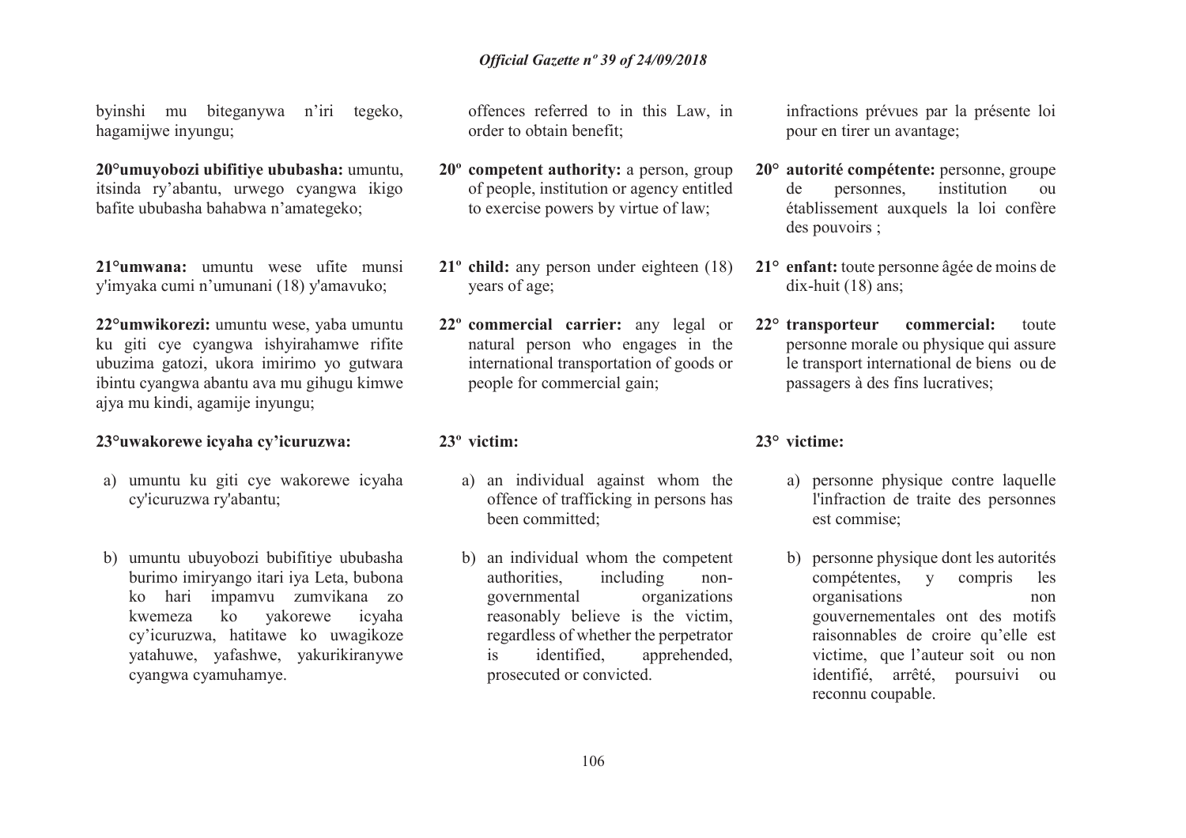byinshi mu biteganywa n'iri tegeko, hagamijwe inyungu;

**20°umuyobozi ubifitiye ububasha:** umuntu, itsinda ry'abantu, urwego cyangwa ikigo bafite ububasha bahabwa n'amategeko;

**21°umwana:** umuntu wese ufite munsi y'imyaka cumi n'umunani (18) y'amavuko;

**22°umwikorezi:** umuntu wese, yaba umuntu ku giti cye cyangwa ishyirahamwe rifite ubuzima gatozi, ukora imirimo yo gutwara ibintu cyangwa abantu ava mu gihugu kimwe ajya mu kindi, agamije inyungu;

**23°uwakorewe icyaha cy'icuruzwa:**

a) umuntu ku giti cye wakorewe icyaha cy'icuruzwa ry'abantu;

b) umuntu ubuyobozi bubifitiye ububasha burimo imiryango itari iya Leta, bubona ko hari impamvu zumvikana zo kwemeza ko yakorewe icyaha cy'icuruzwa, hatitawe ko uwagikoze yatahuwe, yafashwe, yakurikiranywe cyangwa cyamuhamye.

offences referred to in this Law, in order to obtain benefit;

**20º competent authority:** a person, group of people, institution or agency entitled to exercise powers by virtue of law;

**21º child:** any person under eighteen (18) years of age;

**22º commercial carrier:** any legal or natural person who engages in the international transportation of goods or people for commercial gain;

**23º victim:**

a) an individual against whom the offence of trafficking in persons has been committed;

b) an individual whom the competent authorities, including non-governmental organizations reasonably believe is the victim, regardless of whether the perpetrator is identified, apprehended, prosecuted or convicted.

infractions prévues par la présente loi pour en tirer un avantage;

**20° autorité compétente:** personne, groupe de personnes, institution ou établissement auxquels la loi confère des pouvoirs ;

**21° enfant:** toute personne âgée de moins de dix-huit (18) ans;

**22° transporteur commercial:** toute personne morale ou physique qui assure le transport international de biens ou de passagers à des fins lucratives;

**23° victime:**

a) personne physique contre laquelle l'infraction de traite des personnes est commise;

b) personne physique dont les autorités compétentes, y compris les organisations non gouvernementales ont des motifs raisonnables de croire qu'elle est victime, que l'auteur soit ou non identifié, arrêté, poursuivi ou reconnu coupable.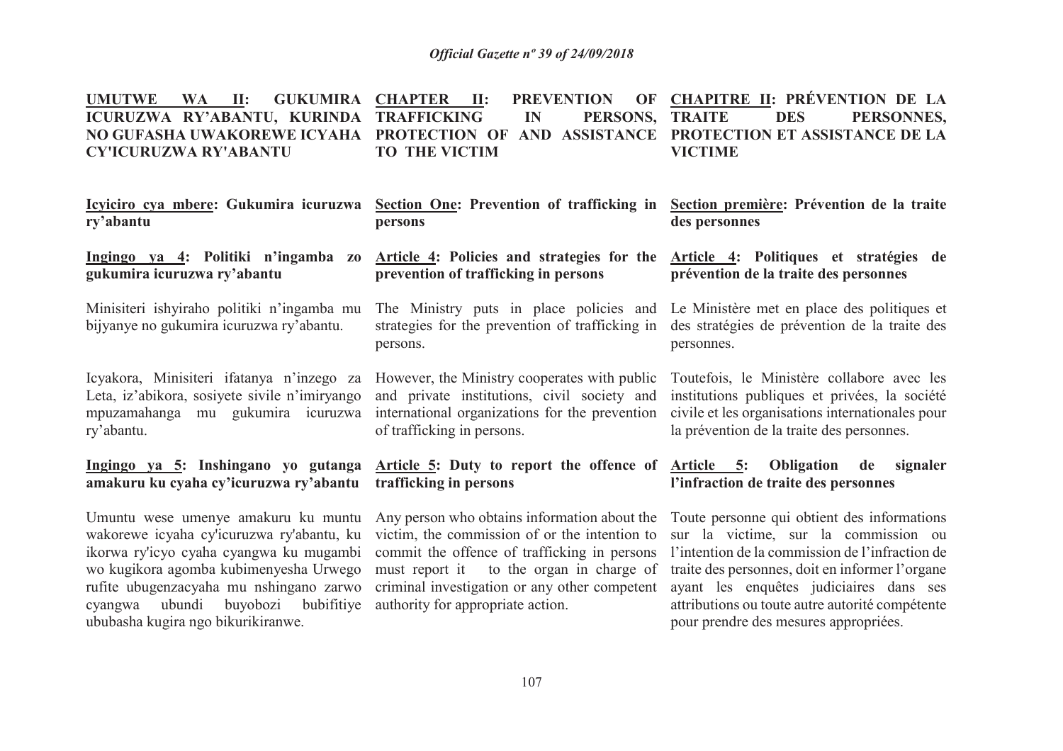**UMUTWE WA II: GUKUMIRA ICURUZWA RY'ABANTU, KURINDA NO GUFASHA UWAKOREWE ICYAHA CY'ICURUZWA RY'ABANTU**

**Icyiciro cya mbere: Gukumira icuruzwa ry'abantu**

**Ingingo ya 4: Politiki n'ingamba zo gukumira icuruzwa ry'abantu**

Minisiteri ishyiraho politiki n'ingamba mu bijyanye no gukumira icuruzwa ry'abantu.

Icyakora, Minisiteri ifatanya n'inzego za Leta, iz'abikora, sosiyete sivile n'imiryango mpuzamahanga mu gukumira icuruzwa ry'abantu.

**Ingingo ya 5: Inshingano yo gutanga amakuru ku cyaha cy'icuruzwa ry'abantu**

Umuntu wese umenye amakuru ku muntu wakorewe icyaha cy'icuruzwa ry'abantu, ku ikorwa ry'icyo cyaha cyangwa ku mugambi wo kugikora agomba kubimenyesha Urwego rufite ubugenzacyaha mu nshingano zarwo cyangwa ubundi buyobozi bubifitiye ububasha kugira ngo bikurikiranwe.

**CHAPTER II: PREVENTION OF TRAFFICKING IN PERSONS, PROTECTION OF AND ASSISTANCE TO THE VICTIM**

**Section One: Prevention of trafficking in persons**

**Article 4: Policies and strategies for the prevention of trafficking in persons**

The Ministry puts in place policies and strategies for the prevention of trafficking in persons.

However, the Ministry cooperates with public and private institutions, civil society and international organizations for the prevention of trafficking in persons.

**Article 5: Duty to report the offence of trafficking in persons**

Any person who obtains information about the victim, the commission of or the intention to commit the offence of trafficking in persons must report it to the organ in charge of criminal investigation or any other competent authority for appropriate action.

**CHAPITRE II: PRÉVENTION DE LA TRAITE DES PERSONNES, PROTECTION ET ASSISTANCE DE LA VICTIME**

**Section première: Prévention de la traite des personnes**

**Article 4: Politiques et stratégies de prévention de la traite des personnes**

Le Ministère met en place des politiques et des stratégies de prévention de la traite des personnes.

Toutefois, le Ministère collabore avec les institutions publiques et privées, la société civile et les organisations internationales pour la prévention de la traite des personnes.

**Article 5: Obligation de signaler l'infraction de traite des personnes**

Toute personne qui obtient des informations sur la victime, sur la commission ou l'intention de la commission de l'infraction de traite des personnes, doit en informer l'organe ayant les enquêtes judiciaires dans ses attributions ou toute autre autorité compétente pour prendre des mesures appropriées.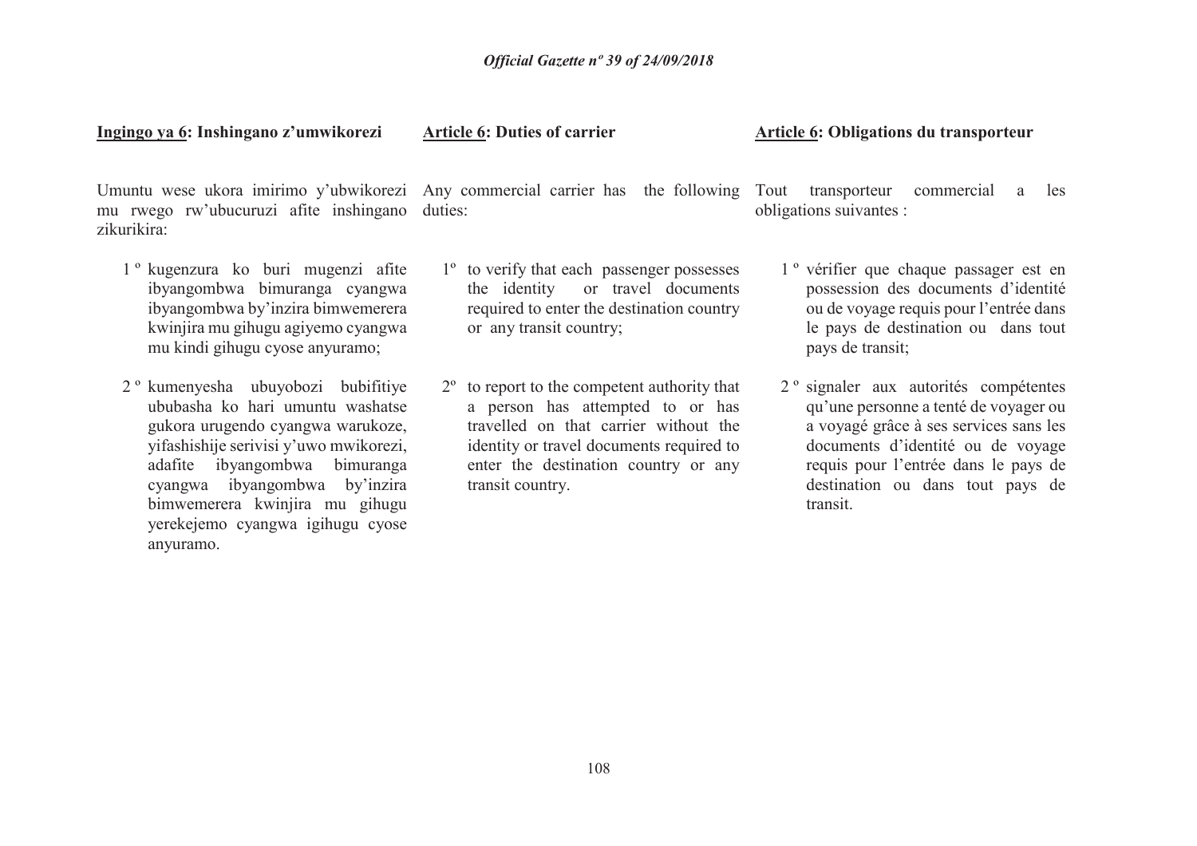**Ingingo ya 6: Inshingano z'umwikorezi**

Umuntu wese ukora imirimo y'ubwikorezi mu rwego rw'ubucuruzi afite inshingano zikurikira:

1º kugenzura ko buri mugenzi afite ibyangombwa bimuranga cyangwa ibyangombwa by'inzira bimwemerera kwinjira mu gihugu agiyemo cyangwa mu kindi gihugu cyose anyuramo;

2º kumenyesha ubuyobozi bubifitiye ububasha ko hari umuntu washatse gukora urugendo cyangwa warukoze, yifashishije serivisi y'uwo mwikorezi, adafite ibyangombwa bimuranga cyangwa ibyangombwa by'inzira bimwemerera kwinjira mu gihugu yerekejemo cyangwa igihugu cyose anyuramo.

**Article 6: Duties of carrier**

Any commercial carrier has the following duties:

1º to verify that each passenger possesses the identity or travel documents required to enter the destination country or any transit country;

2º to report to the competent authority that a person has attempted to or has travelled on that carrier without the identity or travel documents required to enter the destination country or any transit country.

**Article 6: Obligations du transporteur**

Tout transporteur commercial a les obligations suivantes :

1º vérifier que chaque passager est en possession des documents d'identité ou de voyage requis pour l'entrée dans le pays de destination ou dans tout pays de transit;

2º signaler aux autorités compétentes qu'une personne a tenté de voyager ou a voyagé grâce à ses services sans les documents d'identité ou de voyage requis pour l'entrée dans le pays de destination ou dans tout pays de transit.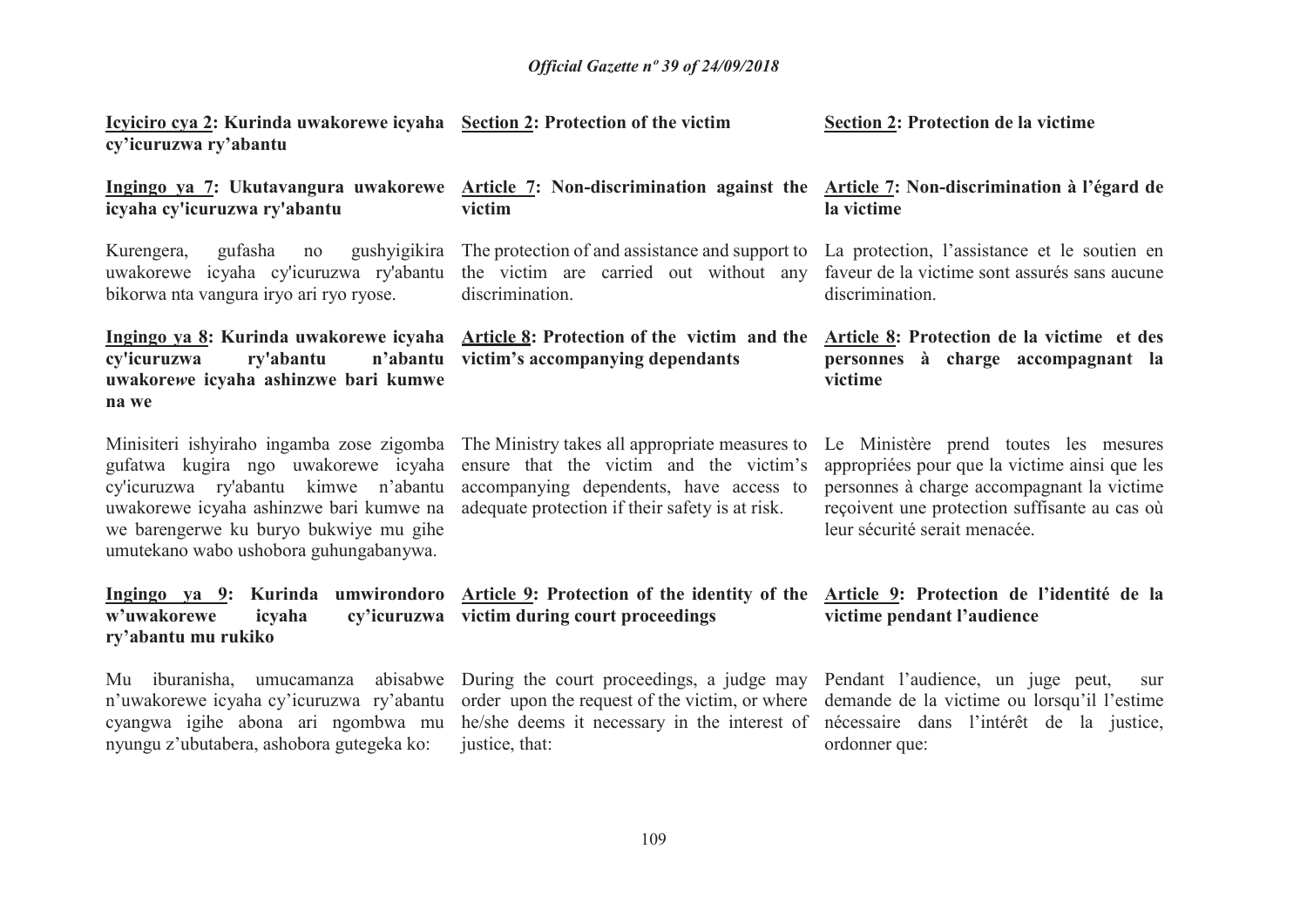**Icyiciro cya 2: Kurinda uwakorewe icyaha cy'icuruzwa ry'abantu**

**Ingingo ya 7: Ukutavangura uwakorewe icyaha cy'icuruzwa ry'abantu**

Kurengera, gufasha no gushyigikira uwakorewe icyaha cy'icuruzwa ry'abantu bikorwa nta vangura iryo ari ryo ryose.

**Ingingo ya 8: Kurinda uwakorewe icyaha cy'icuruzwa ry'abantu n'abantu uwakorewe icyaha ashinzwe bari kumwe na we**

Minisiteri ishyiraho ingamba zose zigomba gufatwa kugira ngo uwakorewe icyaha cy'icuruzwa ry'abantu kimwe n'abantu uwakorewe icyaha ashinzwe bari kumwe na we barengerwe ku buryo bukwiye mu gihe umutekano wabo ushobora guhungabanywa.

**Ingingo ya 9: Kurinda umwirondoro w'uwakorewe icyaha cy'icuruzwa ry'abantu mu rukiko**

Mu iburanisha, umucamanza abisabwe n'uwakorewe icyaha cy'icuruzwa ry'abantu cyangwa igihe abona ari ngombwa mu nyungu z'ubutabera, ashobora gutegeka ko:

**Section 2: Protection of the victim**

**Article 7: Non-discrimination against the victim**

The protection of and assistance and support to the victim are carried out without any discrimination.

**Article 8: Protection of the victim and the victim's accompanying dependants**

The Ministry takes all appropriate measures to ensure that the victim and the victim's accompanying dependents, have access to adequate protection if their safety is at risk.

**Article 9: Protection of the identity of the victim during court proceedings**

During the court proceedings, a judge may order upon the request of the victim, or where he/she deems it necessary in the interest of justice, that:

**Section 2: Protection de la victime**

**Article 7: Non-discrimination à l'égard de la victime**

La protection, l'assistance et le soutien en faveur de la victime sont assurés sans aucune discrimination.

**Article 8: Protection de la victime et des personnes à charge accompagnant la victime**

Le Ministère prend toutes les mesures appropriées pour que la victime ainsi que les personnes à charge accompagnant la victime reçoivent une protection suffisante au cas où leur sécurité serait menacée.

**Article 9: Protection de l'identité de la victime pendant l'audience**

Pendant l'audience, un juge peut, sur demande de la victime ou lorsqu'il l'estime nécessaire dans l'intérêt de la justice, ordonner que: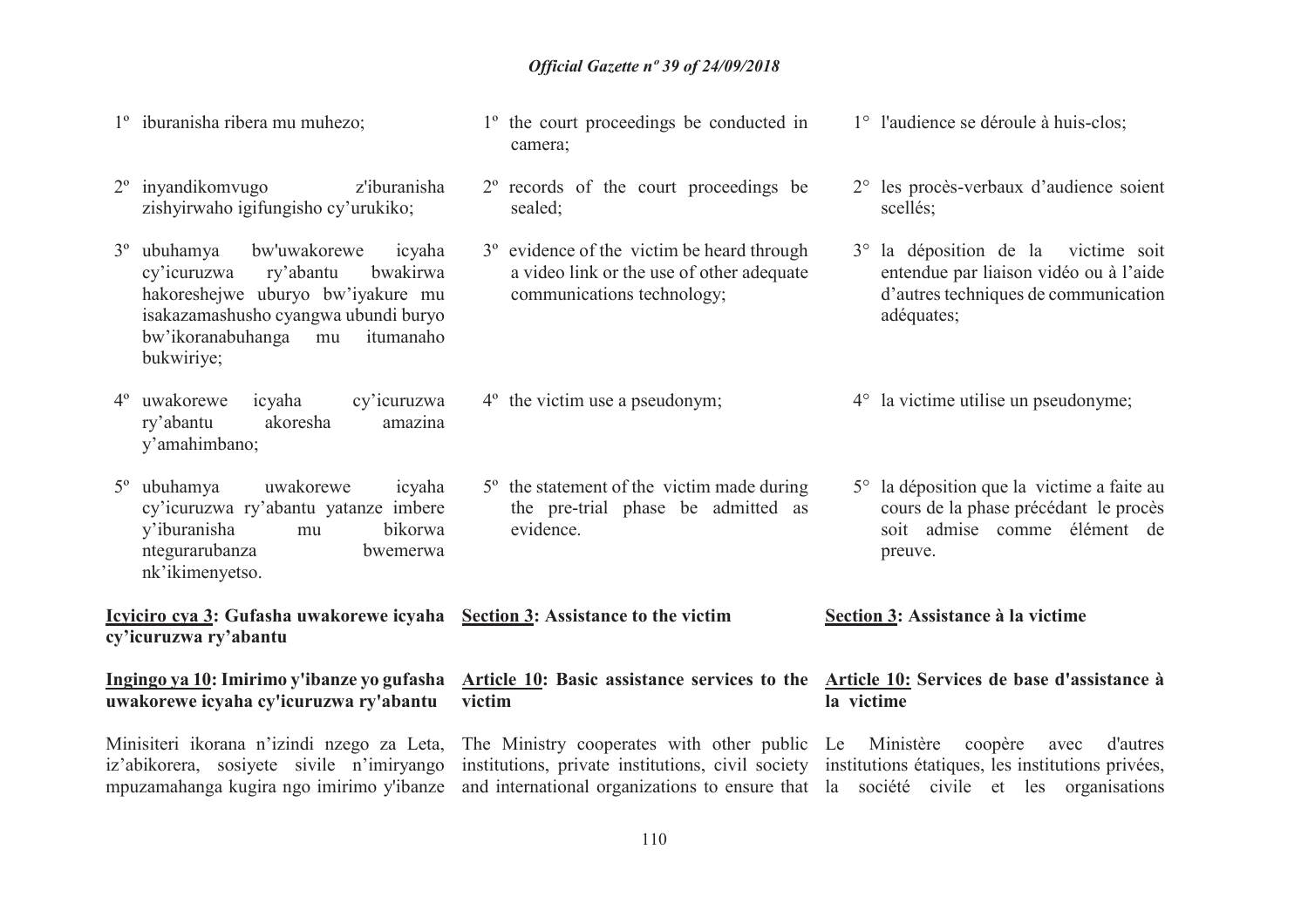1º iburanisha ribera mu muhezo;

2º inyandikomvugo z'iburanisha zishyirwaho igifungisho cy'urukiko;

3º ubuhamya bw'uwakorewe icyaha cy'icuruzwa ry'abantu bwakirwa hakoreshejwe uburyo bw'iyakure mu isakazamashusho cyangwa ubundi buryo bw'ikoranabuhanga mu itumanaho bukwiriye;

4º uwakorewe icyaha cy'icuruzwa ry'abantu akoresha amazina y'amahimbano;

5º ubuhamya uwakorewe icyaha cy'icuruzwa ry'abantu yatanze imbere y'iburanisha mu bikorwa ntegurarubanza bwemerwa nk'ikimenyetso.

**Icyiciro cya 3: Gufasha uwakorewe icyaha cy'icuruzwa ry'abantu**

**Ingingo ya 10: Imirimo y'ibanze yo gufasha uwakorewe icyaha cy'icuruzwa ry'abantu**

Minisiteri ikorana n'izindi nzego za Leta, iz'abikorera, sosiyete sivile n'imiryango mpuzamahanga kugira ngo imirimo y'ibanze

1º the court proceedings be conducted in camera;

2º records of the court proceedings be sealed;

3º evidence of the victim be heard through a video link or the use of other adequate communications technology;

4º the victim use a pseudonym;

5º the statement of the victim made during the pre-trial phase be admitted as evidence.

**Section 3: Assistance to the victim**

**Article 10: Basic assistance services to the victim**

The Ministry cooperates with other public institutions, private institutions, civil society and international organizations to ensure that

1° l'audience se déroule à huis-clos;

2° les procès-verbaux d'audience soient scellés;

3° la déposition de la victime soit entendue par liaison vidéo ou à l'aide d'autres techniques de communication adéquates;

4° la victime utilise un pseudonyme;

5° la déposition que la victime a faite au cours de la phase précédant le procès soit admise comme élément de preuve.

**Section 3: Assistance à la victime**

**Article 10: Services de base d'assistance à la victime**

Le Ministère coopère avec d'autres institutions étatiques, les institutions privées, la société civile et les organisations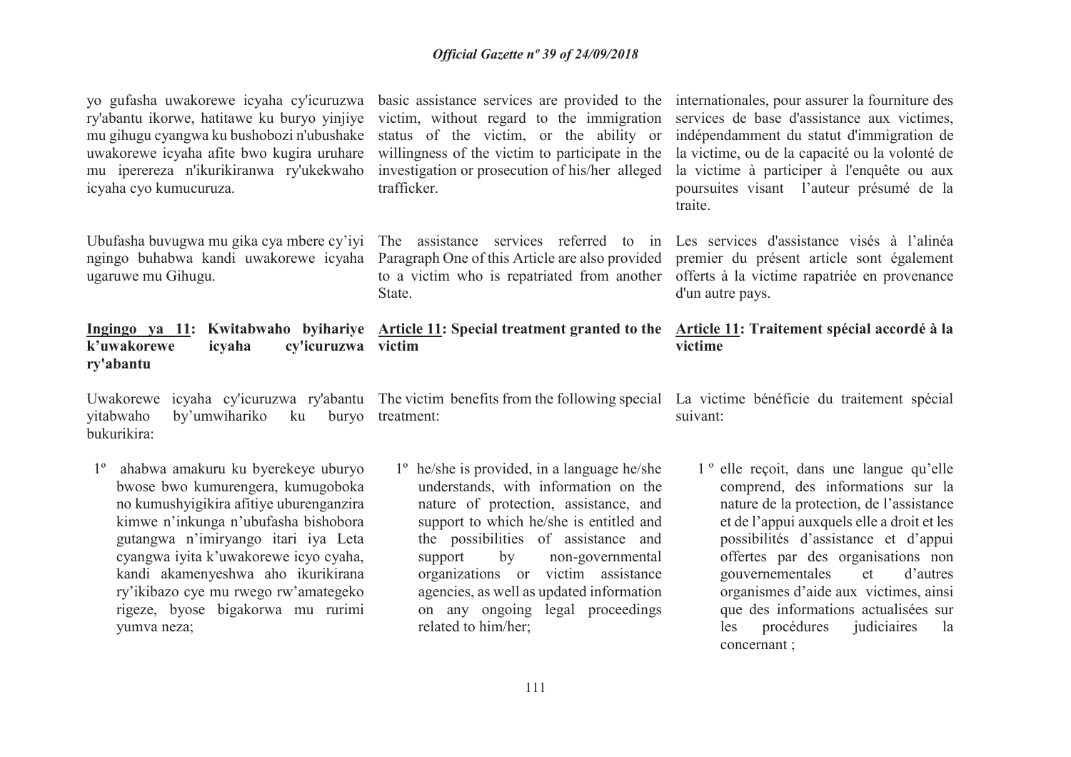yo gufasha uwakorewe icyaha cy'icuruzwa ry'abantu ikorwe, hatitawe ku buryo yinjiye mu gihugu cyangwa ku bushobozi n'ubushake uwakorewe icyaha afite bwo kugira uruhare mu iperereza n'ikurikiranwa ry'ukekwaho icyaha cyo kumucuruza.

Ubufasha buvugwa mu gika cya mbere cy'iyi ngingo buhabwa kandi uwakorewe icyaha ugaruwe mu Gihugu.

## Ingingo ya 11: Kwitabwaho byihariye k'uwakorewe icyaha cy'icuruzwa ry'abantu

Uwakorewe icyaha cy'icuruzwa ry'abantu yitabwaho by'umwihariko ku buryo bukurikira:

1º ahabwa amakuru ku byerekeye uburyo bwose bwo kumurengera, kumugoboka no kumushyigikira afitiye uburenganzira kimwe n'inkunga n'ubufasha bishobora gutangwa n'imiryango itari iya Leta cyangwa iyita k'uwakorewe icyo cyaha, kandi akamenyeshwa aho ikurikirana ry'ikibazo cye mu rwego rw'amategeko rigeze, byose bigakorwa mu rurimi yumva neza;

basic assistance services are provided to the victim, without regard to the immigration status of the victim, or the ability or willingness of the victim to participate in the investigation or prosecution of his/her alleged trafficker.

The assistance services referred to in Paragraph One of this Article are also provided to a victim who is repatriated from another State.

## Article 11: Special treatment granted to the victim

The victim benefits from the following special treatment:

1º he/she is provided, in a language he/she understands, with information on the nature of protection, assistance, and support to which he/she is entitled and the possibilities of assistance and support by non-governmental organizations or victim assistance agencies, as well as updated information on any ongoing legal proceedings related to him/her;

internationales, pour assurer la fourniture des services de base d'assistance aux victimes, indépendamment du statut d'immigration de la victime, ou de la capacité ou la volonté de la victime à participer à l'enquête ou aux poursuites visant l'auteur présumé de la traite.

Les services d'assistance visés à l'alinéa premier du présent article sont également offerts à la victime rapatriée en provenance d'un autre pays.

## Article 11: Traitement spécial accordé à la victime

La victime bénéficie du traitement spécial suivant:

1º elle reçoit, dans une langue qu'elle comprend, des informations sur la nature de la protection, de l'assistance et de l'appui auxquels elle a droit et les possibilités d'assistance et d'appui offertes par des organisations non gouvernementales et d'autres organismes d'aide aux victimes, ainsi que des informations actualisées sur les procédures judiciaires la concernant ;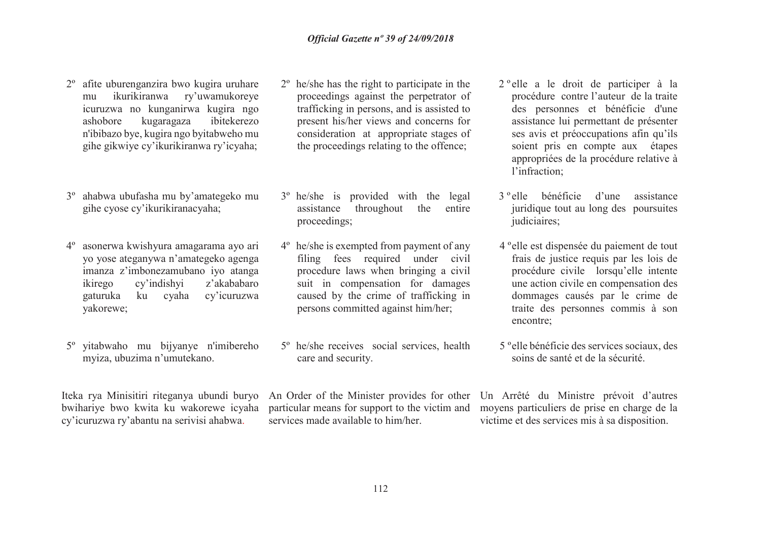2º afite uburenganzira bwo kugira uruhare mu ikurikiranwa ry'uwamukoreye icuruzwa no kunganirwa kugira ngo ashobore kugaragaza ibitekerezo n'ibibazo bye, kugira ngo byitabweho mu gihe gikwiye cy'ikurikiranwa ry'icyaha;

3º ahabwa ubufasha mu by'amategeko mu gihe cyose cy'ikurikiranacyaha;

4º asonerwa kwishyura amagarama ayo ari yo yose ateganywa n'amategeko agenga imanza z'imbonezamubano iyo atanga ikirego cy'indishyi z'akababaro gaturuka ku cyaha cy'icuruzwa yakorewe;

5º yitabwaho mu bijyanye n'imibereho myiza, ubuzima n'umutekano.

Iteka rya Minisitiri riteganya ubundi buryo bwihariye bwo kwita ku wakorewe icyaha cy'icuruzwa ry'abantu na serivisi ahabwa.

2º he/she has the right to participate in the proceedings against the perpetrator of trafficking in persons, and is assisted to present his/her views and concerns for consideration at appropriate stages of the proceedings relating to the offence;

3º he/she is provided with the legal assistance throughout the entire proceedings;

4º he/she is exempted from payment of any filing fees required under civil procedure laws when bringing a civil suit in compensation for damages caused by the crime of trafficking in persons committed against him/her;

5º he/she receives social services, health care and security.

An Order of the Minister provides for other particular means for support to the victim and services made available to him/her.

2º elle a le droit de participer à la procédure contre l'auteur de la traite des personnes et bénéficie d'une assistance lui permettant de présenter ses avis et préoccupations afin qu'ils soient pris en compte aux étapes appropriées de la procédure relative à l'infraction;

3º elle bénéficie d'une assistance juridique tout au long des poursuites judiciaires;

4º elle est dispensée du paiement de tout frais de justice requis par les lois de procédure civile lorsqu'elle intente une action civile en compensation des dommages causés par le crime de traite des personnes commis à son encontre;

5º elle bénéficie des services sociaux, des soins de santé et de la sécurité.

Un Arrêté du Ministre prévoit d'autres moyens particuliers de prise en charge de la victime et des services mis à sa disposition.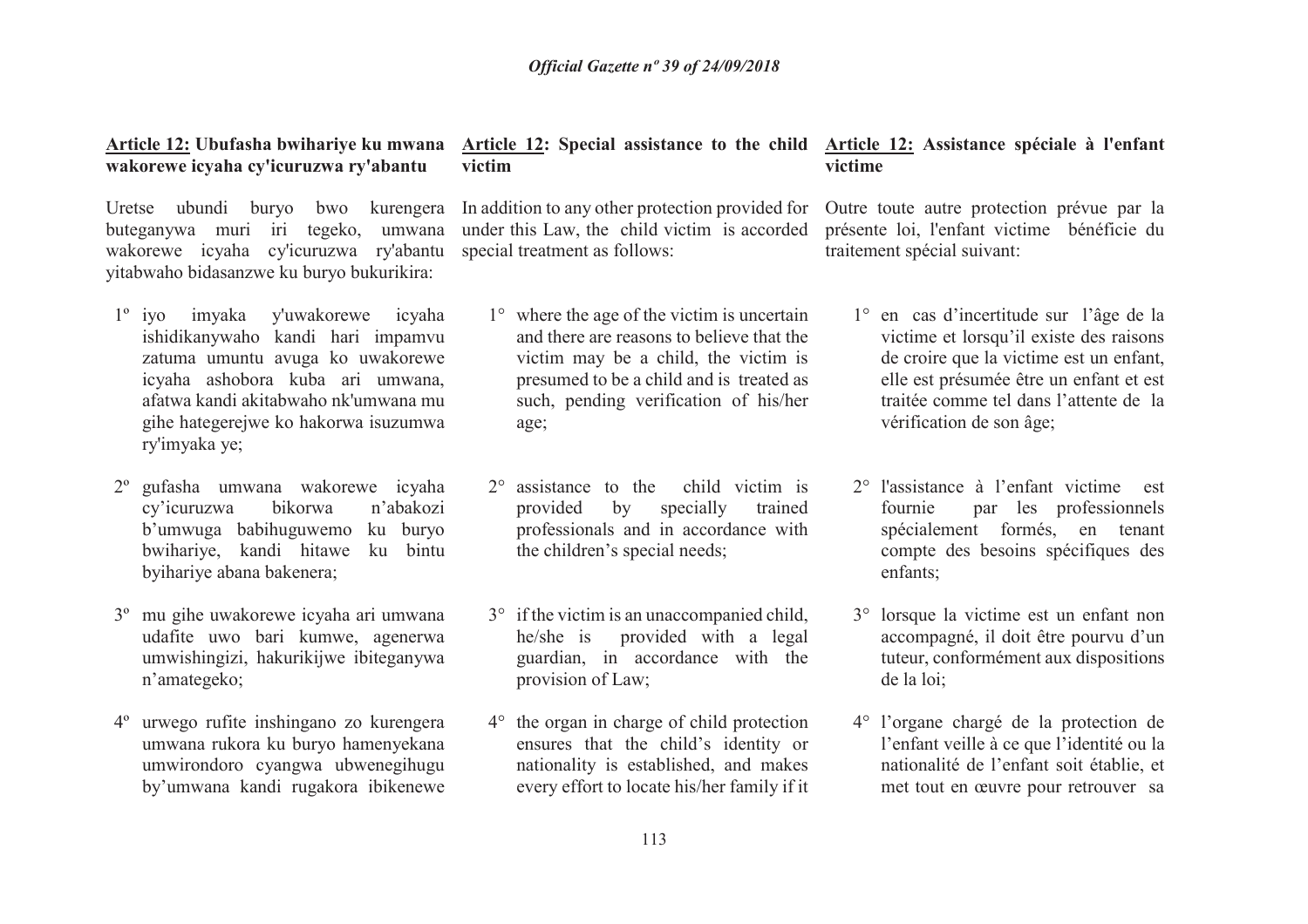**Article 12: Ubufasha bwihariye ku mwana wakorewe icyaha cy'icuruzwa ry'abantu**

Uretse ubundi buryo bwo kurengera buteganywa muri iri tegeko, umwana wakorewe icyaha cy'icuruzwa ry'abantu yitabwaho bidasanzwe ku buryo bukurikira:

1º iyo imyaka y'uwakorewe icyaha ishidikanywaho kandi hari impamvu zatuma umuntu avuga ko uwakorewe icyaha ashobora kuba ari umwana, afatwa kandi akitabwaho nk'umwana mu gihe hategerejwe ko hakorwa isuzumwa ry'imyaka ye;

2º gufasha umwana wakorewe icyaha cy'icuruzwa bikorwa n'abakozi b'umwuga babihuguwemo ku buryo bwihariye, kandi hitawe ku bintu byihariye abana bakenera;

3º mu gihe uwakorewe icyaha ari umwana udafite uwo bari kumwe, agenerwa umwishingizi, hakurikijwe ibiteganywa n'amategeko;

4º urwego rufite inshingano zo kurengera umwana rukora ku buryo hamenyekana umwirondoro cyangwa ubwenegihugu by'umwana kandi rugakora ibikenewe

**Article 12: Special assistance to the child victim**

In addition to any other protection provided for under this Law, the child victim is accorded special treatment as follows:

1° where the age of the victim is uncertain and there are reasons to believe that the victim may be a child, the victim is presumed to be a child and is treated as such, pending verification of his/her age;

2° assistance to the child victim is provided by specially trained professionals and in accordance with the children's special needs;

3° if the victim is an unaccompanied child, he/she is provided with a legal guardian, in accordance with the provision of Law;

4° the organ in charge of child protection ensures that the child's identity or nationality is established, and makes every effort to locate his/her family if it

**Article 12: Assistance spéciale à l'enfant victime**

Outre toute autre protection prévue par la présente loi, l'enfant victime bénéficie du traitement spécial suivant:

1° en cas d'incertitude sur l'âge de la victime et lorsqu'il existe des raisons de croire que la victime est un enfant, elle est présumée être un enfant et est traitée comme tel dans l'attente de la vérification de son âge;

2° l'assistance à l'enfant victime est fournie par les professionnels spécialement formés, en tenant compte des besoins spécifiques des enfants;

3° lorsque la victime est un enfant non accompagné, il doit être pourvu d'un tuteur, conformément aux dispositions de la loi;

4° l'organe chargé de la protection de l'enfant veille à ce que l'identité ou la nationalité de l'enfant soit établie, et met tout en œuvre pour retrouver sa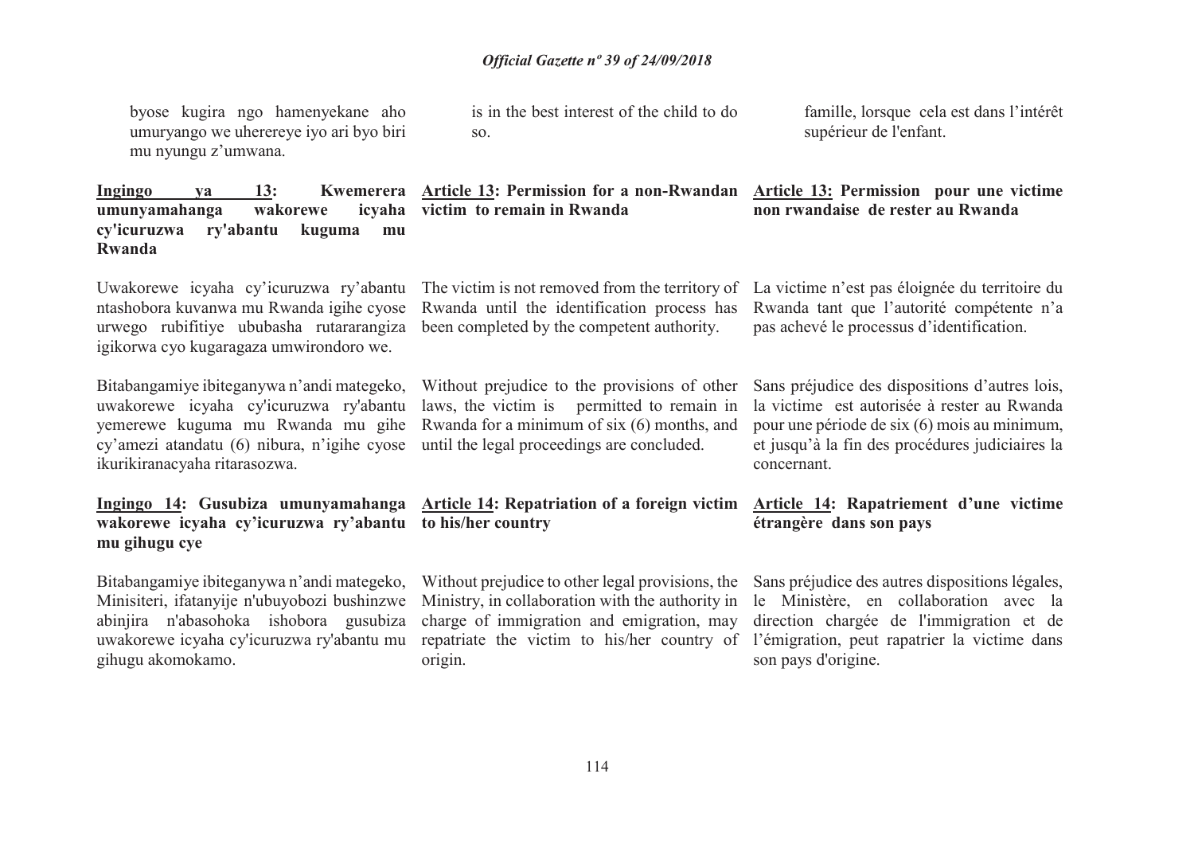byose kugira ngo hamenyekane aho umuryango we uherereye iyo ari byo biri mu nyungu z'umwana.

is in the best interest of the child to do so.

famille, lorsque cela est dans l'intérêt supérieur de l'enfant.

**Ingingo ya 13: Kwemerera umunyamahanga wakorewe icyaha cy'icuruzwa ry'abantu kuguma mu Rwanda**

Uwakorewe icyaha cy'icuruzwa ry'abantu ntashobora kuvanwa mu Rwanda igihe cyose urwego rubifitiye ububasha rutararangiza igikorwa cyo kugaragaza umwirondoro we.

Bitabangamiye ibiteganywa n'andi mategeko, uwakorewe icyaha cy'icuruzwa ry'abantu yemerewe kuguma mu Rwanda mu gihe cy'amezi atandatu (6) nibura, n'igihe cyose ikurikiranacyaha ritarasozwa.

**Ingingo 14: Gusubiza umunyamahanga wakorewe icyaha cy'icuruzwa ry'abantu mu gihugu cye**

Bitabangamiye ibiteganywa n'andi mategeko, Minisiteri, ifatanyije n'ubuyobozi bushinzwe abinjira n'abasohoka ishobora gusubiza uwakorewe icyaha cy'icuruzwa ry'abantu mu gihugu akomokamo.

**Article 13: Permission for a non-Rwandan victim to remain in Rwanda**

The victim is not removed from the territory of Rwanda until the identification process has been completed by the competent authority.

Without prejudice to the provisions of other laws, the victim is permitted to remain in Rwanda for a minimum of six (6) months, and until the legal proceedings are concluded.

**Article 14: Repatriation of a foreign victim to his/her country**

Without prejudice to other legal provisions, the Ministry, in collaboration with the authority in charge of immigration and emigration, may repatriate the victim to his/her country of origin.

**Article 13: Permission pour une victime non rwandaise de rester au Rwanda**

La victime n'est pas éloignée du territoire du Rwanda tant que l'autorité compétente n'a pas achevé le processus d'identification.

Sans préjudice des dispositions d'autres lois, la victime est autorisée à rester au Rwanda pour une période de six (6) mois au minimum, et jusqu'à la fin des procédures judiciaires la concernant.

**Article 14: Rapatriement d'une victime étrangère dans son pays**

Sans préjudice des autres dispositions légales, le Ministère, en collaboration avec la direction chargée de l'immigration et de l'émigration, peut rapatrier la victime dans son pays d'origine.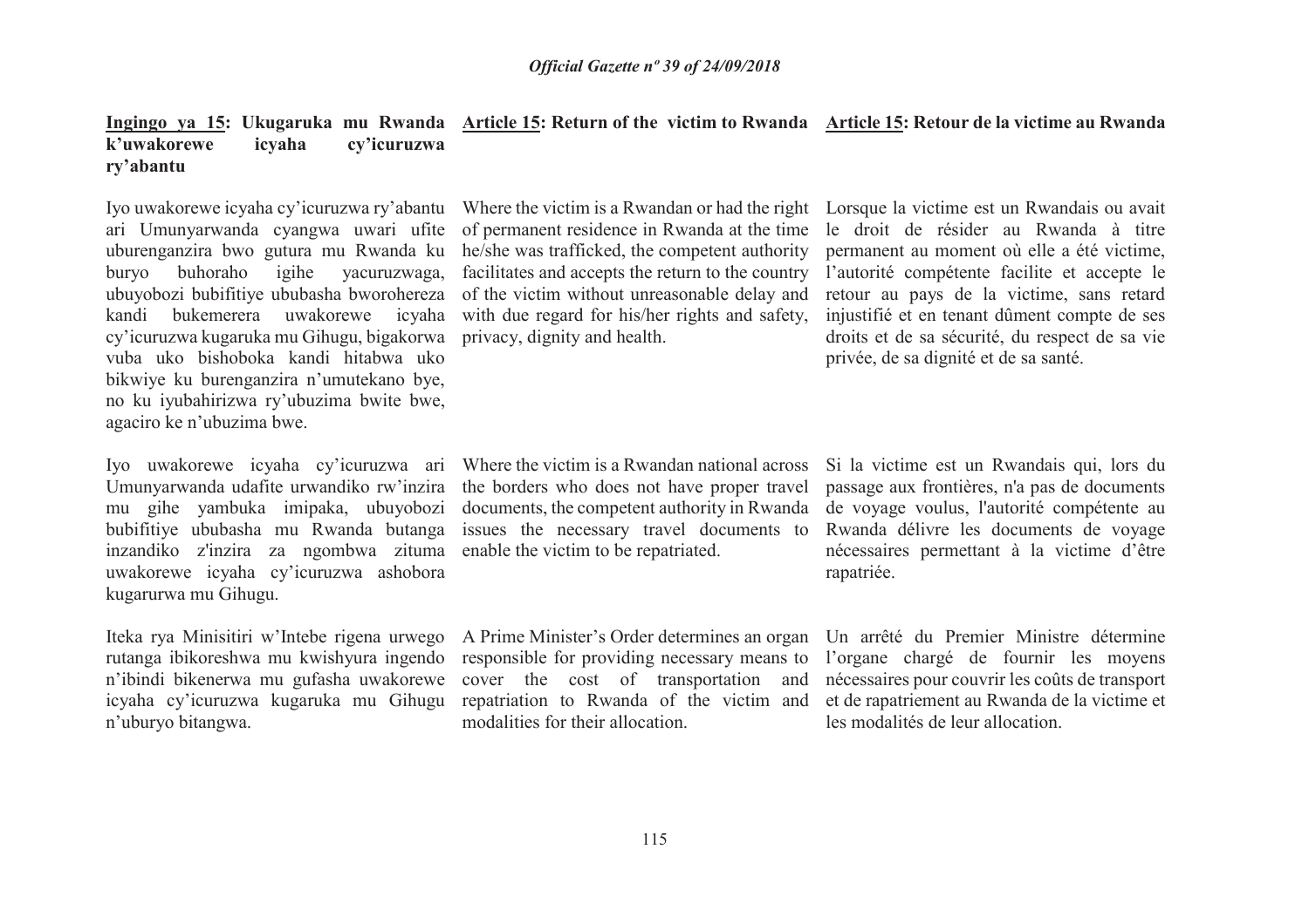**Ingingo ya 15: Ukugaruka mu Rwanda k'uwakorewe icyaha cy'icuruzwa ry'abantu**

Iyo uwakorewe icyaha cy'icuruzwa ry'abantu ari Umunyarwanda cyangwa uwari ufite uburenganzira bwo gutura mu Rwanda ku buryo buhoraho igihe yacuruzwaga, ubuyobozi bubifitiye ububasha bworohereza kandi bukemerera uwakorewe icyaha cy'icuruzwa kugaruka mu Gihugu, bigakorwa vuba uko bishoboka kandi hitabwa uko bikwiye ku burenganzira n'umutekano bye, no ku iyubahirizwa ry'ubuzima bwite bwe, agaciro ke n'ubuzima bwe.

Iyo uwakorewe icyaha cy'icuruzwa ari Umunyarwanda udafite urwandiko rw'inzira mu gihe yambuka imipaka, ubuyobozi bubifitiye ububasha mu Rwanda butanga inzandiko z'inzira za ngombwa zituma uwakorewe icyaha cy'icuruzwa ashobora kugarurwa mu Gihugu.

Iteka rya Minisitiri w'Intebe rigena urwego rutanga ibikoreshwa mu kwishyura ingendo n'ibindi bikenerwa mu gufasha uwakorewe icyaha cy'icuruzwa kugaruka mu Gihugu n'uburyo bitangwa.

**Article 15: Return of the victim to Rwanda**

Where the victim is a Rwandan or had the right of permanent residence in Rwanda at the time he/she was trafficked, the competent authority facilitates and accepts the return to the country of the victim without unreasonable delay and with due regard for his/her rights and safety, privacy, dignity and health.

Where the victim is a Rwandan national across the borders who does not have proper travel documents, the competent authority in Rwanda issues the necessary travel documents to enable the victim to be repatriated.

A Prime Minister's Order determines an organ responsible for providing necessary means to cover the cost of transportation and repatriation to Rwanda of the victim and modalities for their allocation.

**Article 15: Retour de la victime au Rwanda**

Lorsque la victime est un Rwandais ou avait le droit de résider au Rwanda à titre permanent au moment où elle a été victime, l'autorité compétente facilite et accepte le retour au pays de la victime, sans retard injustifié et en tenant dûment compte de ses droits et de sa sécurité, du respect de sa vie privée, de sa dignité et de sa santé.

Si la victime est un Rwandais qui, lors du passage aux frontières, n'a pas de documents de voyage voulus, l'autorité compétente au Rwanda délivre les documents de voyage nécessaires permettant à la victime d'être rapatriée.

Un arrêté du Premier Ministre détermine l'organe chargé de fournir les moyens nécessaires pour couvrir les coûts de transport et de rapatriement au Rwanda de la victime et les modalités de leur allocation.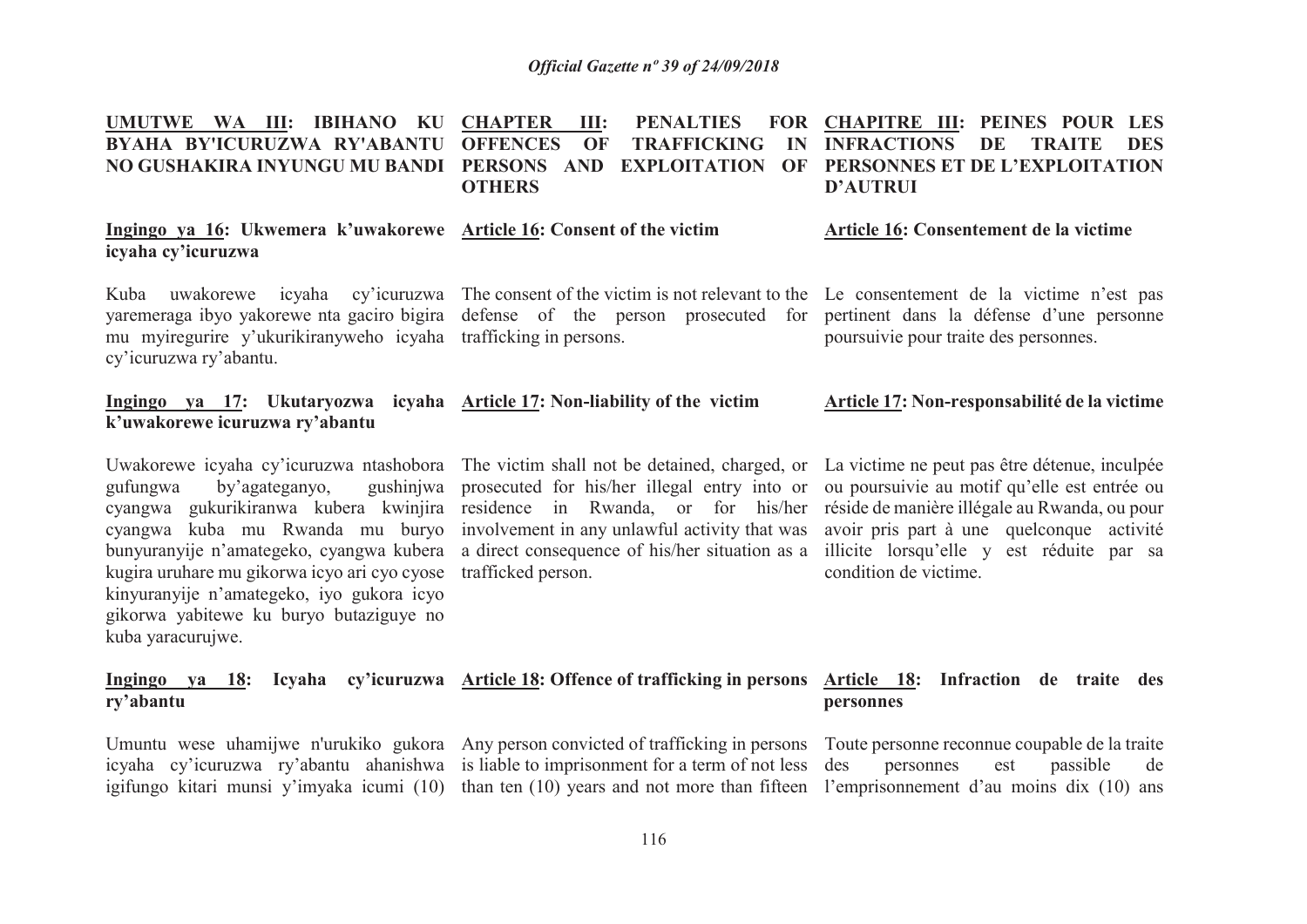**UMUTWE WA III: IBIHANO KU BYAHA BY'ICURUZWA RY'ABANTU NO GUSHAKIRA INYUNGU MU BANDI**

**Ingingo ya 16: Ukwemera k'uwakorewe icyaha cy'icuruzwa**

Kuba uwakorewe icyaha cy'icuruzwa yaremeraga ibyo yakorewe nta gaciro bigira mu myiregurire y'ukurikiranyweho icyaha cy'icuruzwa ry'abantu.

**Ingingo ya 17: Ukutaryozwa icyaha k'uwakorewe icuruzwa ry'abantu**

Uwakorewe icyaha cy'icuruzwa ntashobora gufungwa by'agateganyo, gushinjwa cyangwa gukurikiranwa kubera kwinjira cyangwa kuba mu Rwanda mu buryo bunyuranyije n'amategeko, cyangwa kubera kugira uruhare mu gikorwa icyo ari cyo cyose kinyuranyije n'amategeko, iyo gukora icyo gikorwa yabitewe ku buryo butaziguye no kuba yaracurujwe.

**Ingingo ya 18: Icyaha cy'icuruzwa ry'abantu**

Umuntu wese uhamijwe n'urukiko gukora icyaha cy'icuruzwa ry'abantu ahanishwa igifungo kitari munsi y'imyaka icumi (10)

**CHAPTER III: PENALTIES FOR OFFENCES OF TRAFFICKING IN PERSONS AND EXPLOITATION OF OTHERS**

**Article 16: Consent of the victim**

The consent of the victim is not relevant to the defense of the person prosecuted for trafficking in persons.

**Article 17: Non-liability of the victim**

The victim shall not be detained, charged, or prosecuted for his/her illegal entry into or residence in Rwanda, or for his/her involvement in any unlawful activity that was a direct consequence of his/her situation as a trafficked person.

**Article 18: Offence of trafficking in persons**

Any person convicted of trafficking in persons is liable to imprisonment for a term of not less than ten (10) years and not more than fifteen

**CHAPITRE III: PEINES POUR LES INFRACTIONS DE TRAITE DES PERSONNES ET DE L'EXPLOITATION D'AUTRUI**

**Article 16: Consentement de la victime**

Le consentement de la victime n'est pas pertinent dans la défense d'une personne poursuivie pour traite des personnes.

**Article 17: Non-responsabilité de la victime**

La victime ne peut pas être détenue, inculpée ou poursuivie au motif qu'elle est entrée ou réside de manière illégale au Rwanda, ou pour avoir pris part à une quelconque activité illicite lorsqu'elle y est réduite par sa condition de victime.

**Article 18: Infraction de traite des personnes**

Toute personne reconnue coupable de la traite des personnes est passible de l'emprisonnement d'au moins dix (10) ans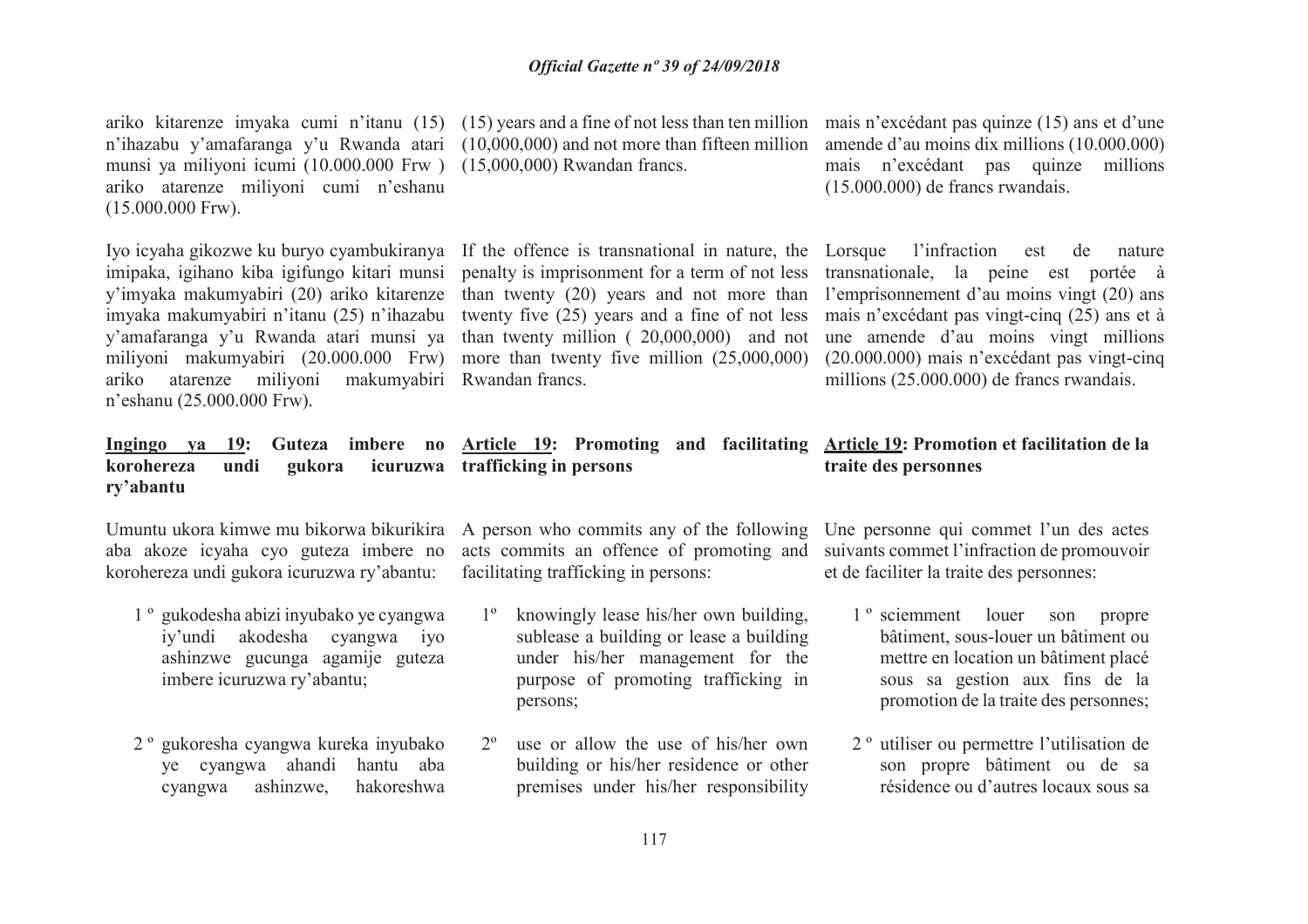ariko kitarenze imyaka cumi n'itanu (15) n'ihazabu y'amafaranga y'u Rwanda atari munsi ya miliyoni icumi (10.000.000 Frw ) ariko atarenze miliyoni cumi n'eshanu (15.000.000 Frw).

Iyo icyaha gikozwe ku buryo cyambukiranya imipaka, igihano kiba igifungo kitari munsi y'imyaka makumyabiri (20) ariko kitarenze imyaka makumyabiri n'itanu (25) n'ihazabu y'amafaranga y'u Rwanda atari munsi ya miliyoni makumyabiri (20.000.000 Frw) ariko atarenze miliyoni makumyabiri n'eshanu (25.000.000 Frw).

**<u>Ingingo ya 19</u>: Guteza imbere no korohereza undi gukora icuruzwa ry'abantu**

Umuntu ukora kimwe mu bikorwa bikurikira aba akoze icyaha cyo guteza imbere no korohereza undi gukora icuruzwa ry'abantu:

1 º gukodesha abizi inyubako ye cyangwa iy'undi akodesha cyangwa iyo ashinzwe gucunga agamije guteza imbere icuruzwa ry'abantu;

2 º gukoresha cyangwa kureka inyubako ye cyangwa ahandi hantu aba cyangwa ashinzwe, hakoreshwa

(15) years and a fine of not less than ten million (10,000,000) and not more than fifteen million (15,000,000) Rwandan francs.

If the offence is transnational in nature, the penalty is imprisonment for a term of not less than twenty (20) years and not more than twenty five (25) years and a fine of not less than twenty million ( 20,000,000) and not more than twenty five million (25,000,000) Rwandan francs.

**<u>Article 19</u>: Promoting and facilitating trafficking in persons**

A person who commits any of the following acts commits an offence of promoting and facilitating trafficking in persons:

1º knowingly lease his/her own building, sublease a building or lease a building under his/her management for the purpose of promoting trafficking in persons;

2º use or allow the use of his/her own building or his/her residence or other premises under his/her responsibility

mais n'excédant pas quinze (15) ans et d'une amende d'au moins dix millions (10.000.000) mais n'excédant pas quinze millions (15.000.000) de francs rwandais.

Lorsque l'infraction est de nature transnationale, la peine est portée à l'emprisonnement d'au moins vingt (20) ans mais n'excédant pas vingt-cinq (25) ans et à une amende d'au moins vingt millions (20.000.000) mais n'excédant pas vingt-cinq millions (25.000.000) de francs rwandais.

**<u>Article 19</u>: Promotion et facilitation de la traite des personnes**

Une personne qui commet l'un des actes suivants commet l'infraction de promouvoir et de faciliter la traite des personnes:

1 º sciemment louer son propre bâtiment, sous-louer un bâtiment ou mettre en location un bâtiment placé sous sa gestion aux fins de la promotion de la traite des personnes;

2 º utiliser ou permettre l'utilisation de son propre bâtiment ou de sa résidence ou d'autres locaux sous sa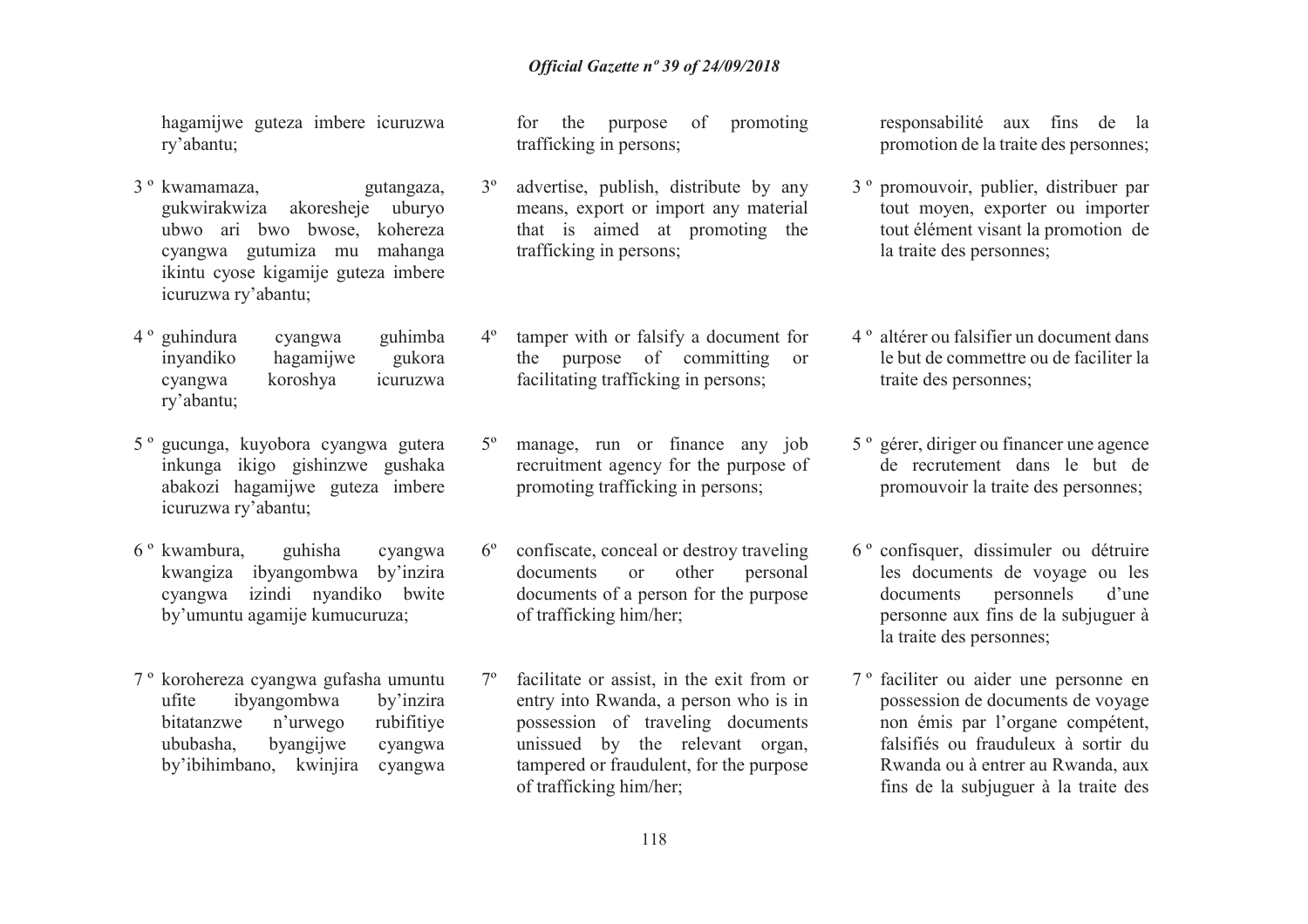hagamijwe guteza imbere icuruzwa ry'abantu;

3 º kwamamaza, gutangaza, gukwirakwiza akoresheje uburyo ubwo ari bwo bwose, kohereza cyangwa gutumiza mu mahanga ikintu cyose kigamije guteza imbere icuruzwa ry'abantu;

4 º guhindura cyangwa guhimba inyandiko hagamijwe gukora cyangwa koroshya icuruzwa ry'abantu;

5 º gucunga, kuyobora cyangwa gutera inkunga ikigo gishinzwe gushaka abakozi hagamijwe guteza imbere icuruzwa ry'abantu;

6 º kwambura, guhisha cyangwa kwangiza ibyangombwa by'inzira cyangwa izindi nyandiko bwite by'umuntu agamije kumucuruza;

7 º korohereza cyangwa gufasha umuntu ufite ibyangombwa by'inzira bitatanzwe n'urwego rubifitiye ububasha, byangijwe cyangwa by'ibihimbano, kwinjira cyangwa

for the purpose of promoting trafficking in persons;

3º advertise, publish, distribute by any means, export or import any material that is aimed at promoting the trafficking in persons;

4º tamper with or falsify a document for the purpose of committing or facilitating trafficking in persons;

5º manage, run or finance any job recruitment agency for the purpose of promoting trafficking in persons;

6º confiscate, conceal or destroy traveling documents or other personal documents of a person for the purpose of trafficking him/her;

7º facilitate or assist, in the exit from or entry into Rwanda, a person who is in possession of traveling documents unissued by the relevant organ, tampered or fraudulent, for the purpose of trafficking him/her;

responsabilité aux fins de la promotion de la traite des personnes;

3 º promouvoir, publier, distribuer par tout moyen, exporter ou importer tout élément visant la promotion de la traite des personnes;

4 º altérer ou falsifier un document dans le but de commettre ou de faciliter la traite des personnes;

5 º gérer, diriger ou financer une agence de recrutement dans le but de promouvoir la traite des personnes;

6 º confisquer, dissimuler ou détruire les documents de voyage ou les documents personnels d'une personne aux fins de la subjuguer à la traite des personnes;

7 º faciliter ou aider une personne en possession de documents de voyage non émis par l'organe compétent, falsifiés ou frauduleux à sortir du Rwanda ou à entrer au Rwanda, aux fins de la subjuguer à la traite des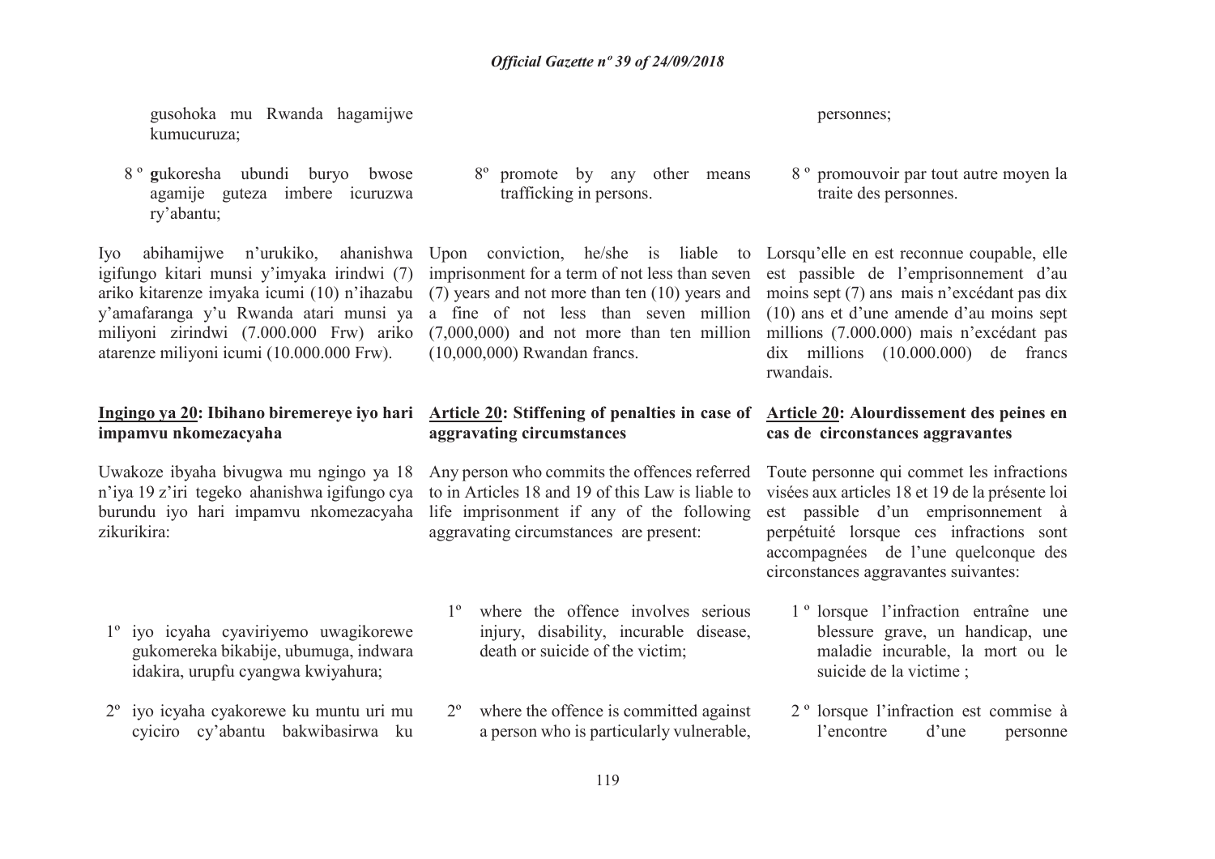gusohoka mu Rwanda hagamijwe kumucuruza;

8º gukoresha ubundi buryo bwose agamije guteza imbere icuruzwa ry'abantu;

Iyo abihamijwe n'urukiko, ahanishwa igifungo kitari munsi y'imyaka irindwi (7) ariko kitarenze imyaka icumi (10) n'ihazabu y'amafaranga y'u Rwanda atari munsi ya miliyoni zirindwi (7.000.000 Frw) ariko atarenze miliyoni icumi (10.000.000 Frw).

**<u>Ingingo ya 20</u>: Ibihano biremereye iyo hari impamvu nkomezacyaha**

Uwakoze ibyaha bivugwa mu ngingo ya 18 n'iya 19 z'iri tegeko ahanishwa igifungo cya burundu iyo hari impamvu nkomezacyaha zikurikira:

1º iyo icyaha cyaviriyemo uwagikorewe gukomereka bikabije, ubumuga, indwara idakira, urupfu cyangwa kwiyahura;

2º iyo icyaha cyakorewe ku muntu uri mu cyiciro cy'abantu bakwibasirwa ku

8º promote by any other means trafficking in persons.

Upon conviction, he/she is liable to imprisonment for a term of not less than seven (7) years and not more than ten (10) years and a fine of not less than seven million (7,000,000) and not more than ten million (10,000,000) Rwandan francs.

**<u>Article 20</u>: Stiffening of penalties in case of aggravating circumstances**

Any person who commits the offences referred to in Articles 18 and 19 of this Law is liable to life imprisonment if any of the following aggravating circumstances are present:

1º where the offence involves serious injury, disability, incurable disease, death or suicide of the victim;

2º where the offence is committed against a person who is particularly vulnerable,

personnes;

8º promouvoir par tout autre moyen la traite des personnes.

Lorsqu'elle en est reconnue coupable, elle est passible de l'emprisonnement d'au moins sept (7) ans mais n'excédant pas dix (10) ans et d'une amende d'au moins sept millions (7.000.000) mais n'excédant pas dix millions (10.000.000) de francs rwandais.

**<u>Article 20</u>: Alourdissement des peines en cas de circonstances aggravantes**

Toute personne qui commet les infractions visées aux articles 18 et 19 de la présente loi est passible d'un emprisonnement à perpétuité lorsque ces infractions sont accompagnées de l'une quelconque des circonstances aggravantes suivantes:

1º lorsque l'infraction entraîne une blessure grave, un handicap, une maladie incurable, la mort ou le suicide de la victime ;

2º lorsque l'infraction est commise à l'encontre d'une personne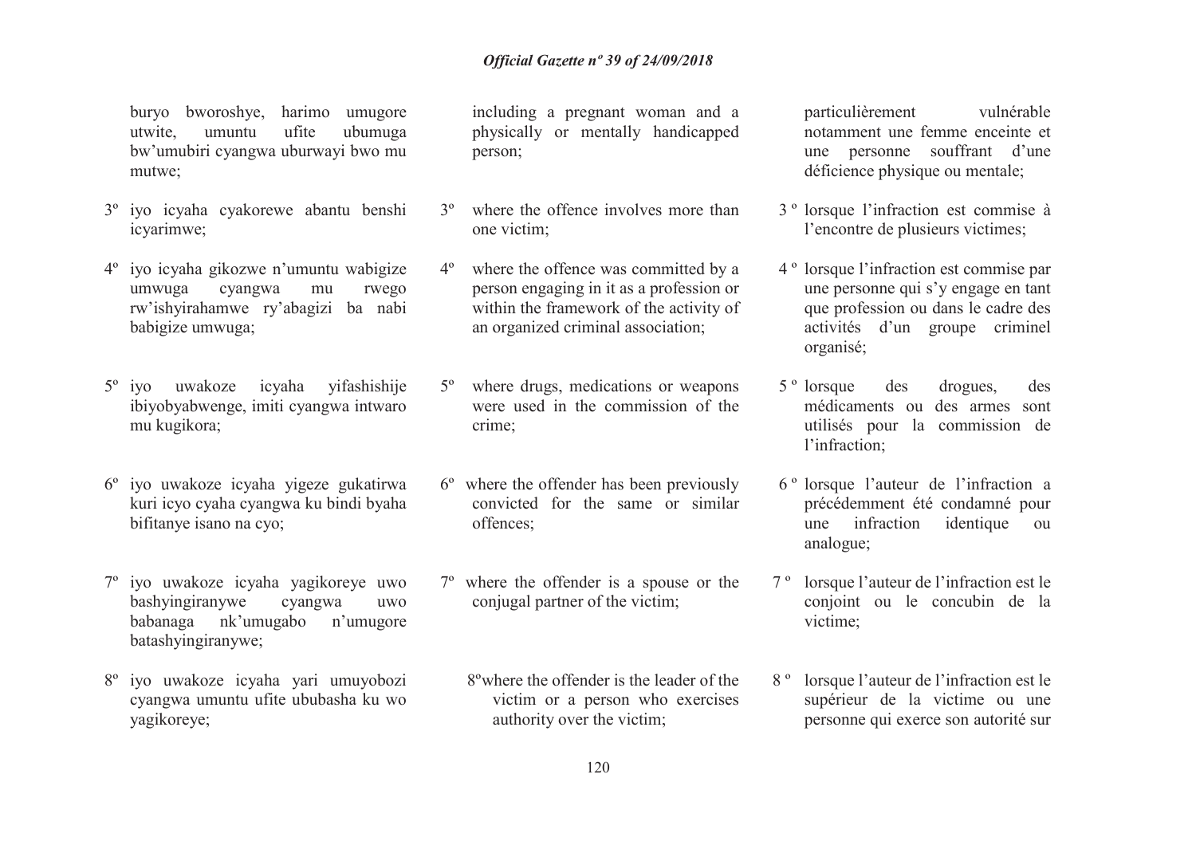buryo bworoshye, harimo umugore utwite, umuntu ufite ubumuga bw'umubiri cyangwa uburwayi bwo mu mutwe;

3º iyo icyaha cyakorewe abantu benshi icyarimwe;

4º iyo icyaha gikozwe n'umuntu wabigize umwuga cyangwa mu rwego rw'ishyirahamwe ry'abagizi ba nabi babigize umwuga;

5º iyo uwakoze icyaha yifashishije ibiyobyabwenge, imiti cyangwa intwaro mu kugikora;

6º iyo uwakoze icyaha yigeze gukatirwa kuri icyo cyaha cyangwa ku bindi byaha bifitanye isano na cyo;

7º iyo uwakoze icyaha yagikoreye uwo bashyingiranywe cyangwa uwo babanaga nk'umugabo n'umugore batashyingiranywe;

8º iyo uwakoze icyaha yari umuyobozi cyangwa umuntu ufite ububasha ku wo yagikoreye;

including a pregnant woman and a physically or mentally handicapped person;

3º where the offence involves more than one victim;

4º where the offence was committed by a person engaging in it as a profession or within the framework of the activity of an organized criminal association;

5º where drugs, medications or weapons were used in the commission of the crime;

6º where the offender has been previously convicted for the same or similar offences;

7º where the offender is a spouse or the conjugal partner of the victim;

8º where the offender is the leader of the victim or a person who exercises authority over the victim;

particulièrement vulnérable notamment une femme enceinte et une personne souffrant d'une déficience physique ou mentale;

3 º lorsque l'infraction est commise à l'encontre de plusieurs victimes;

4 º lorsque l'infraction est commise par une personne qui s'y engage en tant que profession ou dans le cadre des activités d'un groupe criminel organisé;

5 º lorsque des drogues, des médicaments ou des armes sont utilisés pour la commission de l'infraction;

6 º lorsque l'auteur de l'infraction a précédemment été condamné pour une infraction identique ou analogue;

7 º lorsque l'auteur de l'infraction est le conjoint ou le concubin de la victime;

8 º lorsque l'auteur de l'infraction est le supérieur de la victime ou une personne qui exerce son autorité sur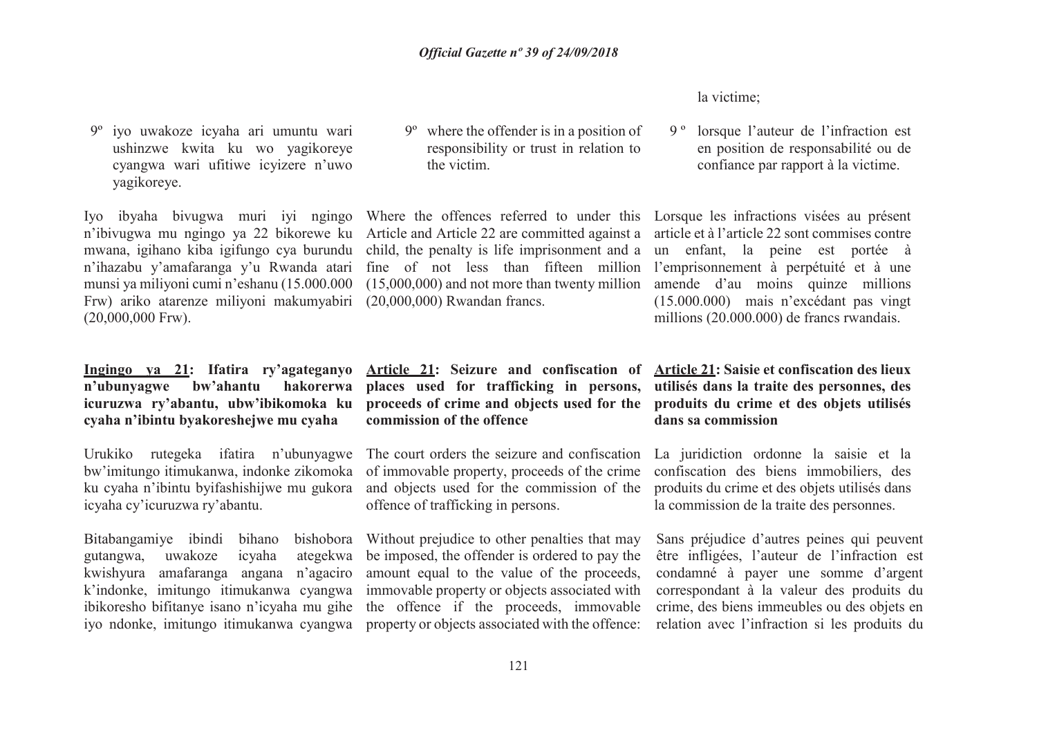la victime;

9º iyo uwakoze icyaha ari umuntu wari ushinzwe kwita ku wo yagikoreye cyangwa wari ufitiwe icyizere n'uwo yagikoreye.

Iyo ibyaha bivugwa muri iyi ngingo n'ibivugwa mu ngingo ya 22 bikorewe ku mwana, igihano kiba igifungo cya burundu n'ihazabu y'amafaranga y'u Rwanda atari munsi ya miliyoni cumi n'eshanu (15.000.000 Frw) ariko atarenze miliyoni makumyabiri (20,000,000 Frw).

**Ingingo ya 21: Ifatira ry'agateganyo n'ubunyagwe bw'ahantu hakorerwa icuruzwa ry'abantu, ubw'ibikomoka ku cyaha n'ibintu byakoreshejwe mu cyaha**

Urukiko rutegeka ifatira n'ubunyagwe bw'imitungo itimukanwa, indonke zikomoka ku cyaha n'ibintu byifashishijwe mu gukora icyaha cy'icuruzwa ry'abantu.

Bitabangamiye ibindi bihano bishobora gutangwa, uwakoze icyaha ategekwa kwishyura amafaranga angana n'agaciro k'indonke, imitungo itimukanwa cyangwa ibikoresho bifitanye isano n'icyaha mu gihe iyo ndonke, imitungo itimukanwa cyangwa

9º where the offender is in a position of responsibility or trust in relation to the victim.

Where the offences referred to under this Article and Article 22 are committed against a child, the penalty is life imprisonment and a fine of not less than fifteen million (15,000,000) and not more than twenty million (20,000,000) Rwandan francs.

**Article 21: Seizure and confiscation of places used for trafficking in persons, proceeds of crime and objects used for the commission of the offence**

The court orders the seizure and confiscation of immovable property, proceeds of the crime and objects used for the commission of the offence of trafficking in persons.

Without prejudice to other penalties that may be imposed, the offender is ordered to pay the amount equal to the value of the proceeds, immovable property or objects associated with the offence if the proceeds, immovable property or objects associated with the offence:

9 º lorsque l'auteur de l'infraction est en position de responsabilité ou de confiance par rapport à la victime.

Lorsque les infractions visées au présent article et à l'article 22 sont commises contre un enfant, la peine est portée à l'emprisonnement à perpétuité et à une amende d'au moins quinze millions (15.000.000) mais n'excédant pas vingt millions (20.000.000) de francs rwandais.

**Article 21: Saisie et confiscation des lieux utilisés dans la traite des personnes, des produits du crime et des objets utilisés dans sa commission**

La juridiction ordonne la saisie et la confiscation des biens immobiliers, des produits du crime et des objets utilisés dans la commission de la traite des personnes.

Sans préjudice d'autres peines qui peuvent être infligées, l'auteur de l'infraction est condamné à payer une somme d'argent correspondant à la valeur des produits du crime, des biens immeubles ou des objets en relation avec l'infraction si les produits du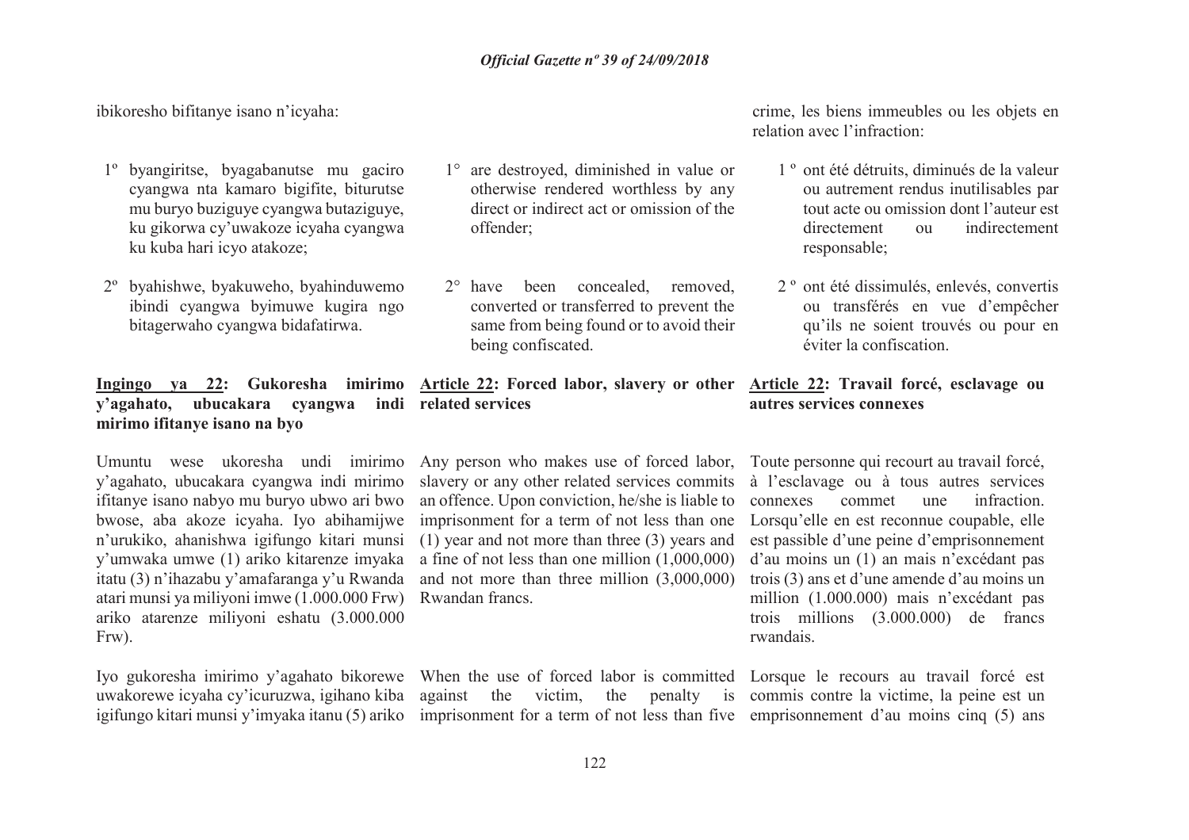ibikoresho bifitanye isano n'icyaha:

1º byangiritse, byagabanutse mu gaciro cyangwa nta kamaro bigifite, biturutse mu buryo buziguye cyangwa butaziguye, ku gikorwa cy'uwakoze icyaha cyangwa ku kuba hari icyo atakoze;

2º byahishwe, byakuweho, byahinduwemo ibindi cyangwa byimuwe kugira ngo bitagerwaho cyangwa bidafatirwa.

**<u>Ingingo ya 22</u>: Gukoresha imirimo y'agahato, ubucakara cyangwa indi mirimo ifitanye isano na byo**

Umuntu wese ukoresha undi imirimo y'agahato, ubucakara cyangwa indi mirimo ifitanye isano nabyo mu buryo ubwo ari bwo bwose, aba akoze icyaha. Iyo abihamijwe n'urukiko, ahanishwa igifungo kitari munsi y'umwaka umwe (1) ariko kitarenze imyaka itatu (3) n'ihazabu y'amafaranga y'u Rwanda atari munsi ya miliyoni imwe (1.000.000 Frw) ariko atarenze miliyoni eshatu (3.000.000 Frw).

Iyo gukoresha imirimo y'agahato bikorewe uwakorewe icyaha cy'icuruzwa, igihano kiba igifungo kitari munsi y'imyaka itanu (5) ariko

1° are destroyed, diminished in value or otherwise rendered worthless by any direct or indirect act or omission of the offender;

2° have been concealed, removed, converted or transferred to prevent the same from being found or to avoid their being confiscated.

**<u>Article 22</u>: Forced labor, slavery or other related services**

Any person who makes use of forced labor, slavery or any other related services commits an offence. Upon conviction, he/she is liable to imprisonment for a term of not less than one (1) year and not more than three (3) years and a fine of not less than one million (1,000,000) and not more than three million (3,000,000) Rwandan francs.

When the use of forced labor is committed against the victim, the penalty is imprisonment for a term of not less than five

crime, les biens immeubles ou les objets en relation avec l'infraction:

1 º ont été détruits, diminués de la valeur ou autrement rendus inutilisables par tout acte ou omission dont l'auteur est directement ou indirectement responsable;

2 º ont été dissimulés, enlevés, convertis ou transférés en vue d'empêcher qu'ils ne soient trouvés ou pour en éviter la confiscation.

**<u>Article 22</u>: Travail forcé, esclavage ou autres services connexes**

Toute personne qui recourt au travail forcé, à l'esclavage ou à tous autres services connexes commet une infraction. Lorsqu'elle en est reconnue coupable, elle est passible d'une peine d'emprisonnement d'au moins un (1) an mais n'excédant pas trois (3) ans et d'une amende d'au moins un million (1.000.000) mais n'excédant pas trois millions (3.000.000) de francs rwandais.

Lorsque le recours au travail forcé est commis contre la victime, la peine est un emprisonnement d'au moins cinq (5) ans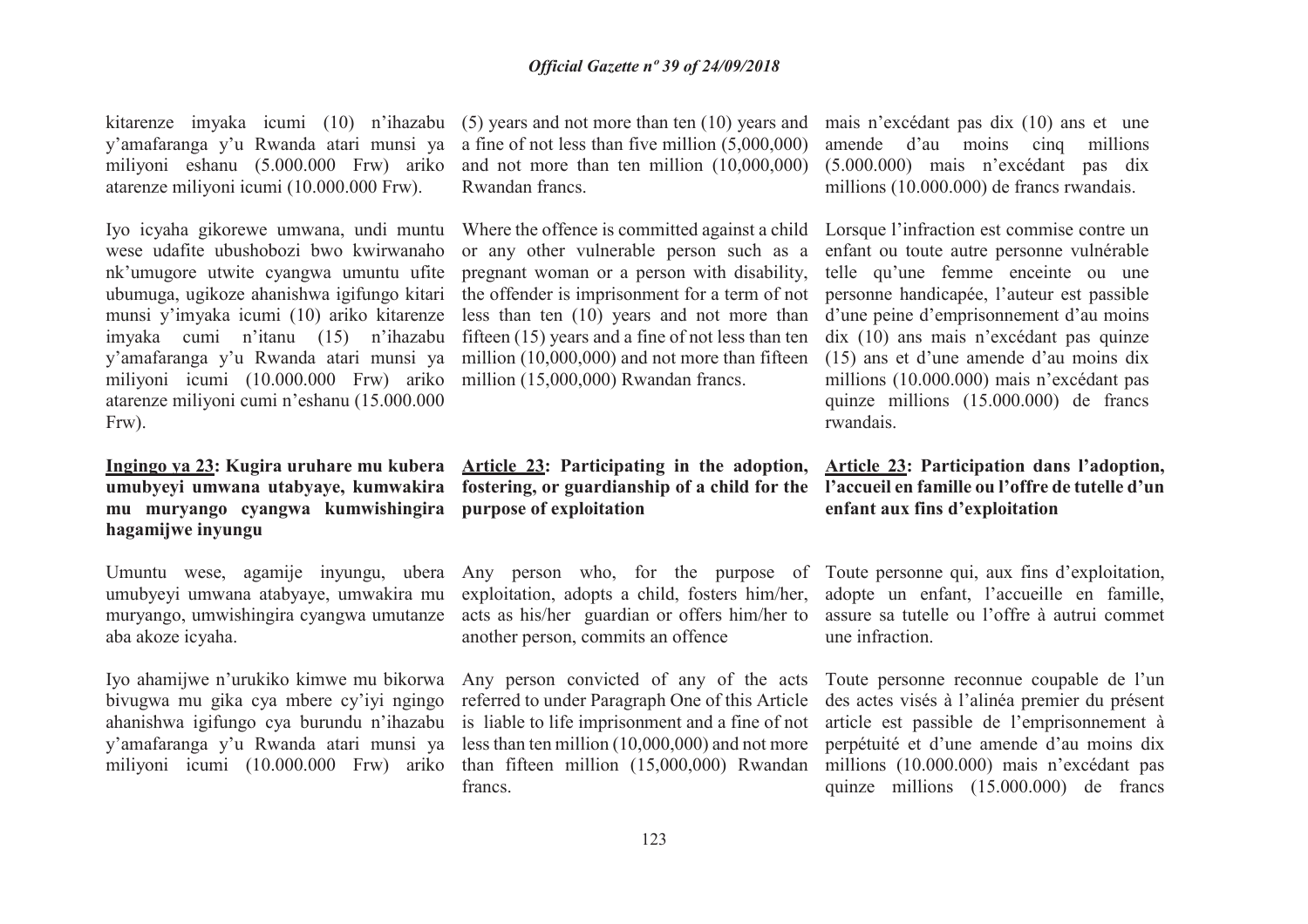kitarenze imyaka icumi (10) n'ihazabu y'amafaranga y'u Rwanda atari munsi ya miliyoni eshanu (5.000.000 Frw) ariko atarenze miliyoni icumi (10.000.000 Frw).

Iyo icyaha gikorewe umwana, undi muntu wese udafite ubushobozi bwo kwirwanaho nk'umugore utwite cyangwa umuntu ufite ubumuga, ugikoze ahanishwa igifungo kitari munsi y'imyaka icumi (10) ariko kitarenze imyaka cumi n'itanu (15) n'ihazabu y'amafaranga y'u Rwanda atari munsi ya miliyoni icumi (10.000.000 Frw) ariko atarenze miliyoni cumi n'eshanu (15.000.000 Frw).

**Ingingo ya 23: Kugira uruhare mu kubera umubyeyi umwana utabyaye, kumwakira mu muryango cyangwa kumwishingira hagamijwe inyungu**

Umuntu wese, agamije inyungu, ubera umubyeyi umwana atabyaye, umwakira mu muryango, umwishingira cyangwa umutanze aba akoze icyaha.

Iyo ahamijwe n'urukiko kimwe mu bikorwa bivugwa mu gika cya mbere cy'iyi ngingo ahanishwa igifungo cya burundu n'ihazabu y'amafaranga y'u Rwanda atari munsi ya miliyoni icumi (10.000.000 Frw) ariko

(5) years and not more than ten (10) years and a fine of not less than five million (5,000,000) and not more than ten million (10,000,000) Rwandan francs.

Where the offence is committed against a child or any other vulnerable person such as a pregnant woman or a person with disability, the offender is imprisonment for a term of not less than ten (10) years and not more than fifteen (15) years and a fine of not less than ten million (10,000,000) and not more than fifteen million (15,000,000) Rwandan francs.

**Article 23: Participating in the adoption, fostering, or guardianship of a child for the purpose of exploitation**

Any person who, for the purpose of exploitation, adopts a child, fosters him/her, acts as his/her guardian or offers him/her to another person, commits an offence

Any person convicted of any of the acts referred to under Paragraph One of this Article is liable to life imprisonment and a fine of not less than ten million (10,000,000) and not more than fifteen million (15,000,000) Rwandan francs.

mais n'excédant pas dix (10) ans et une amende d'au moins cinq millions (5.000.000) mais n'excédant pas dix millions (10.000.000) de francs rwandais.

Lorsque l'infraction est commise contre un enfant ou toute autre personne vulnérable telle qu'une femme enceinte ou une personne handicapée, l'auteur est passible d'une peine d'emprisonnement d'au moins dix (10) ans mais n'excédant pas quinze (15) ans et d'une amende d'au moins dix millions (10.000.000) mais n'excédant pas quinze millions (15.000.000) de francs rwandais.

**Article 23: Participation dans l'adoption, l'accueil en famille ou l'offre de tutelle d'un enfant aux fins d'exploitation**

Toute personne qui, aux fins d'exploitation, adopte un enfant, l'accueille en famille, assure sa tutelle ou l'offre à autrui commet une infraction.

Toute personne reconnue coupable de l'un des actes visés à l'alinéa premier du présent article est passible de l'emprisonnement à perpétuité et d'une amende d'au moins dix millions (10.000.000) mais n'excédant pas quinze millions (15.000.000) de francs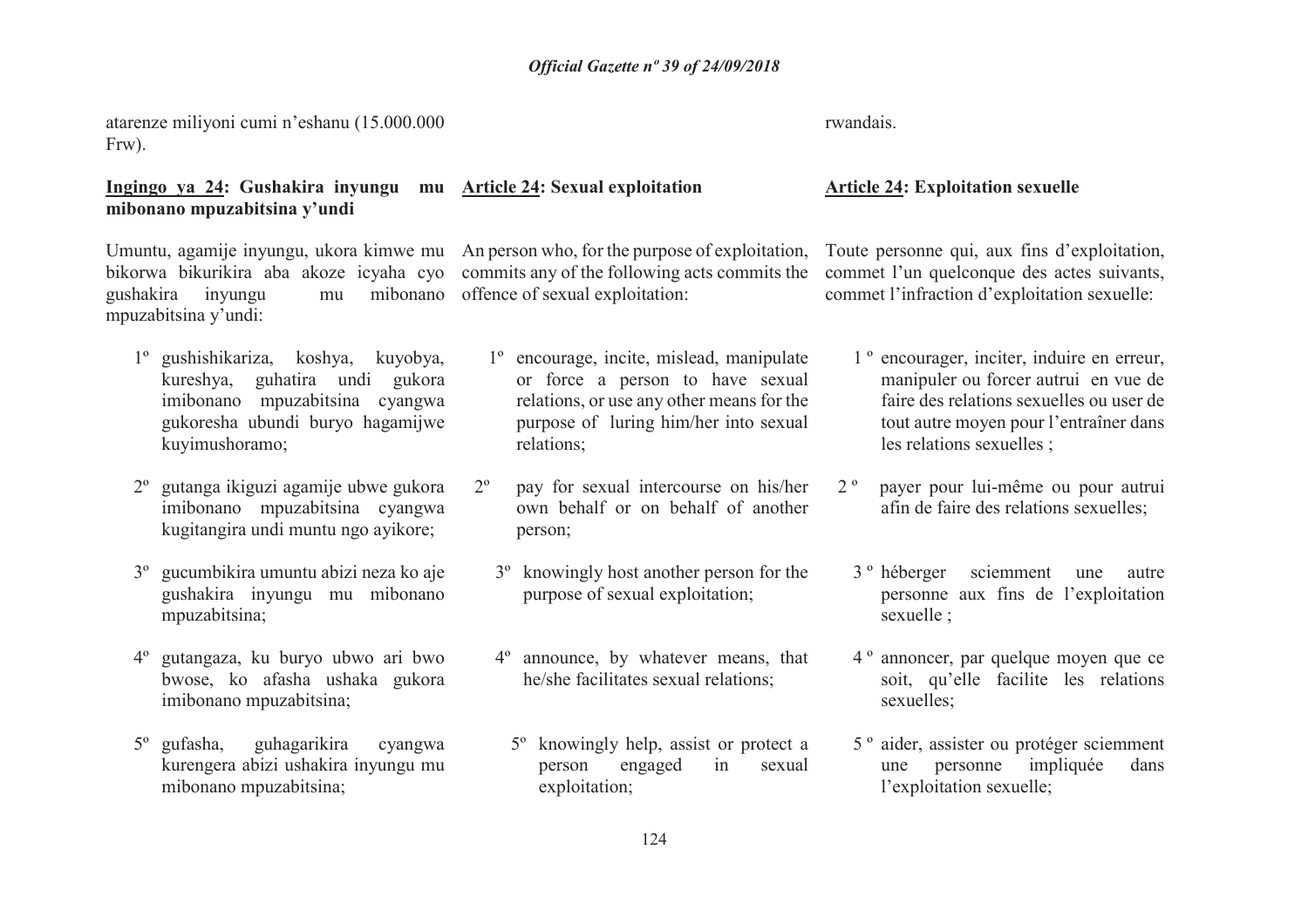atarenze miliyoni cumi n'eshanu (15.000.000 Frw).

rwandais.

**Ingingo ya 24: Gushakira inyungu mu mibonano mpuzabitsina y'undi**

Umuntu, agamije inyungu, ukora kimwe mu bikorwa bikurikira aba akoze icyaha cyo gushakira inyungu mu mibonano mpuzabitsina y'undi:

1º gushishikariza, koshya, kuyobya, kureshya, guhatira undi gukora imibonano mpuzabitsina cyangwa gukoresha ubundi buryo hagamijwe kuyimushoramo;

2º gutanga ikiguzi agamije ubwe gukora imibonano mpuzabitsina cyangwa kugitangira undi muntu ngo ayikore;

3º gucumbikira umuntu abizi neza ko aje gushakira inyungu mu mibonano mpuzabitsina;

4º gutangaza, ku buryo ubwo ari bwo bwose, ko afasha ushaka gukora imibonano mpuzabitsina;

5º gufasha, guhagarikira cyangwa kurengera abizi ushakira inyungu mu mibonano mpuzabitsina;

**Article 24: Sexual exploitation**

An person who, for the purpose of exploitation, commits any of the following acts commits the offence of sexual exploitation:

1º encourage, incite, mislead, manipulate or force a person to have sexual relations, or use any other means for the purpose of luring him/her into sexual relations;

2º pay for sexual intercourse on his/her own behalf or on behalf of another person;

3º knowingly host another person for the purpose of sexual exploitation;

4º announce, by whatever means, that he/she facilitates sexual relations;

5º knowingly help, assist or protect a person engaged in sexual exploitation;

**Article 24: Exploitation sexuelle**

Toute personne qui, aux fins d'exploitation, commet l'un quelconque des actes suivants, commet l'infraction d'exploitation sexuelle:

1 º encourager, inciter, induire en erreur, manipuler ou forcer autrui en vue de faire des relations sexuelles ou user de tout autre moyen pour l'entraîner dans les relations sexuelles ;

2 º payer pour lui-même ou pour autrui afin de faire des relations sexuelles;

3 º héberger sciemment une autre personne aux fins de l'exploitation sexuelle ;

4 º annoncer, par quelque moyen que ce soit, qu'elle facilite les relations sexuelles;

5 º aider, assister ou protéger sciemment une personne impliquée dans l'exploitation sexuelle;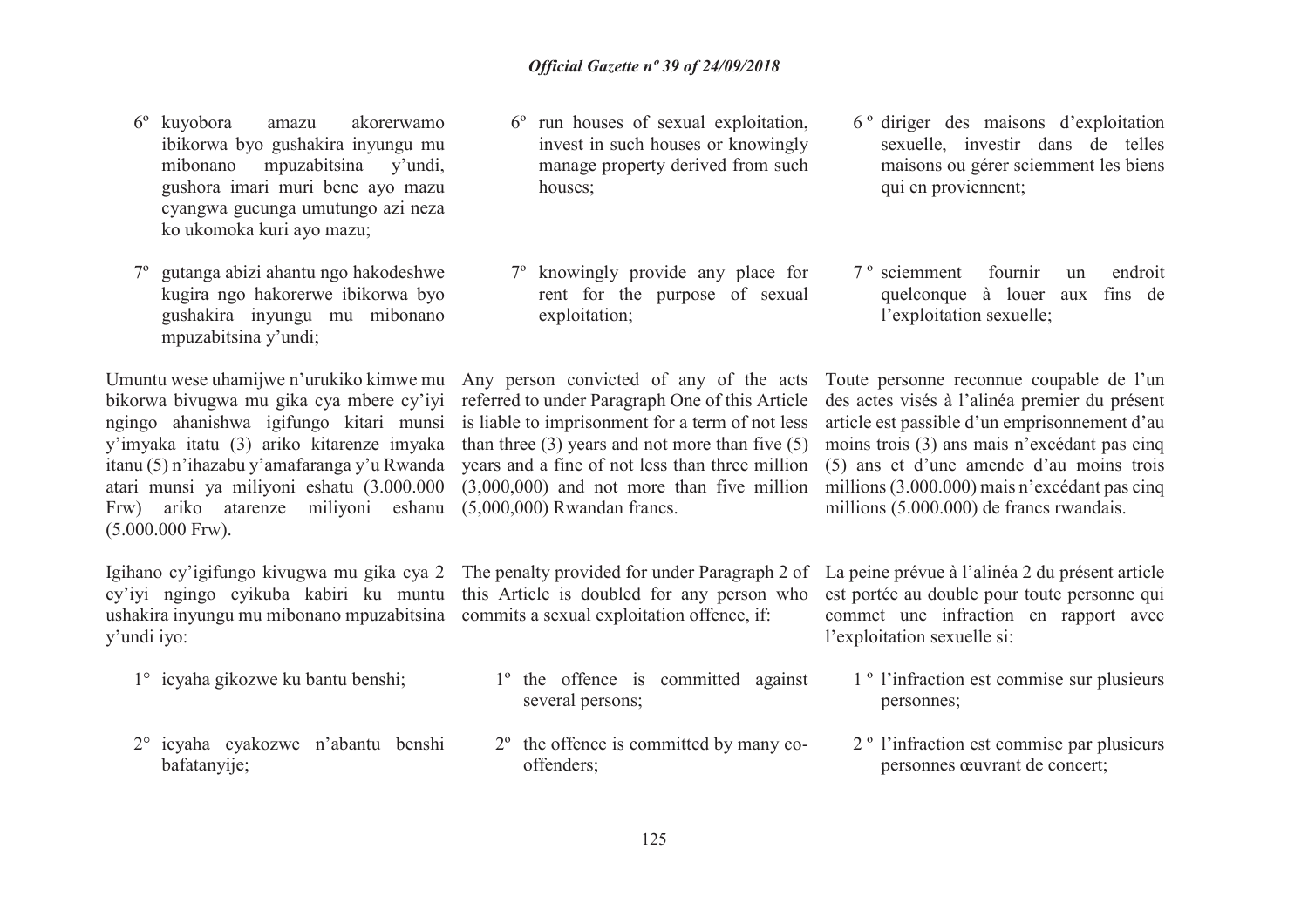6º kuyobora amazu akorerwamo ibikorwa byo gushakira inyungu mu mibonano mpuzabitsina y'undi, gushora imari muri bene ayo mazu cyangwa gucunga umutungo azi neza ko ukomoka kuri ayo mazu;

7º gutanga abizi ahantu ngo hakodeshwe kugira ngo hakorerwe ibikorwa byo gushakira inyungu mu mibonano mpuzabitsina y'undi;

Umuntu wese uhamijwe n'urukiko kimwe mu bikorwa bivugwa mu gika cya mbere cy'iyi ngingo ahanishwa igifungo kitari munsi y'imyaka itatu (3) ariko kitarenze imyaka itanu (5) n'ihazabu y'amafaranga y'u Rwanda atari munsi ya miliyoni eshatu (3.000.000 Frw) ariko atarenze miliyoni eshanu (5.000.000 Frw).

Igihano cy'igifungo kivugwa mu gika cya 2 cy'iyi ngingo cyikuba kabiri ku muntu ushakira inyungu mu mibonano mpuzabitsina y'undi iyo:

1° icyaha gikozwe ku bantu benshi;

2° icyaha cyakozwe n'abantu benshi bafatanyije;

6º run houses of sexual exploitation, invest in such houses or knowingly manage property derived from such houses;

7º knowingly provide any place for rent for the purpose of sexual exploitation;

Any person convicted of any of the acts referred to under Paragraph One of this Article is liable to imprisonment for a term of not less than three (3) years and not more than five (5) years and a fine of not less than three million (3,000,000) and not more than five million (5,000,000) Rwandan francs.

The penalty provided for under Paragraph 2 of this Article is doubled for any person who commits a sexual exploitation offence, if:

1º the offence is committed against several persons;

2º the offence is committed by many co-offenders;

6º diriger des maisons d'exploitation sexuelle, investir dans de telles maisons ou gérer sciemment les biens qui en proviennent;

7º sciemment fournir un endroit quelconque à louer aux fins de l'exploitation sexuelle;

Toute personne reconnue coupable de l'un des actes visés à l'alinéa premier du présent article est passible d'un emprisonnement d'au moins trois (3) ans mais n'excédant pas cinq (5) ans et d'une amende d'au moins trois millions (3.000.000) mais n'excédant pas cinq millions (5.000.000) de francs rwandais.

La peine prévue à l'alinéa 2 du présent article est portée au double pour toute personne qui commet une infraction en rapport avec l'exploitation sexuelle si:

1º l'infraction est commise sur plusieurs personnes;

2º l'infraction est commise par plusieurs personnes œuvrant de concert;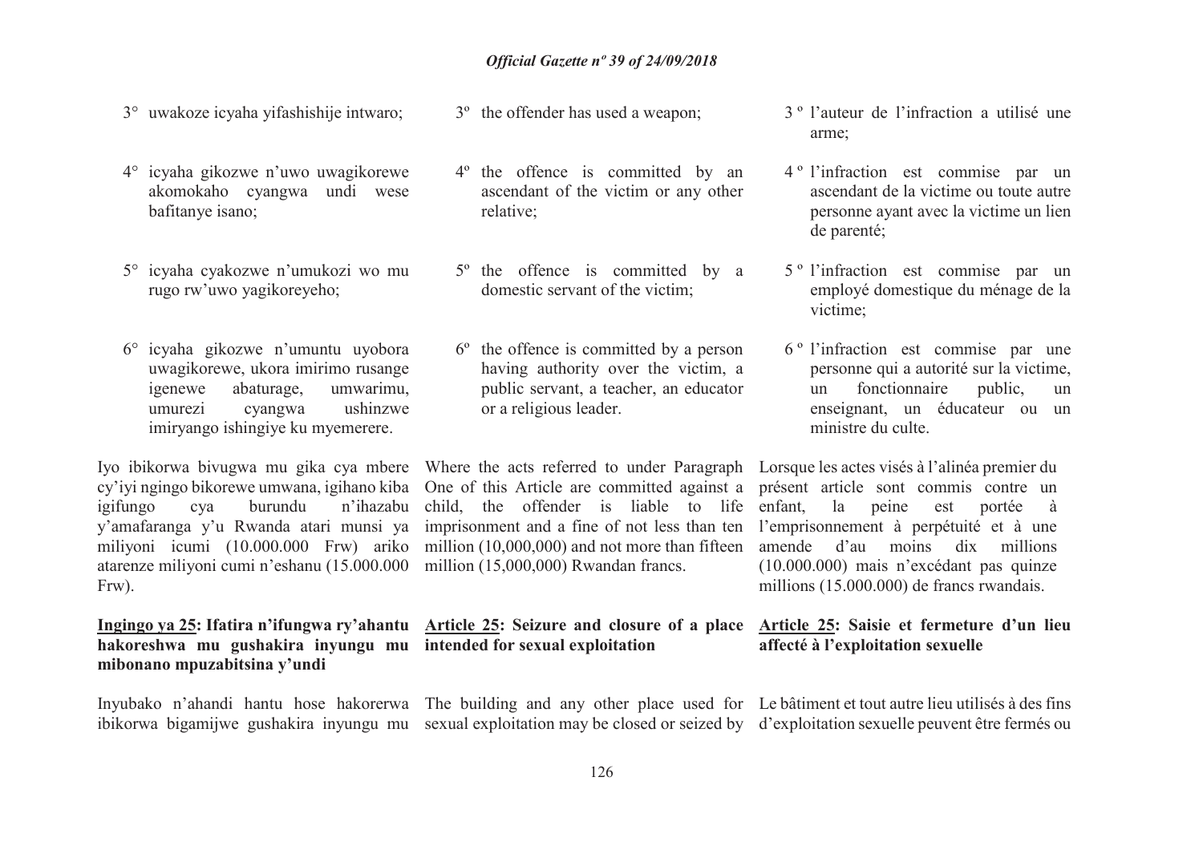3° uwakoze icyaha yifashishije intwaro;

4° icyaha gikozwe n'uwo uwagikorewe akomokaho cyangwa undi wese bafitanye isano;

5° icyaha cyakozwe n'umukozi wo mu rugo rw'uwo yagikoreyeho;

6° icyaha gikozwe n'umuntu uyobora uwagikorewe, ukora imirimo rusange igenewe abaturage, umwarimu, umurezi cyangwa ushinzwe imiryango ishingiye ku myemerere.

Iyo ibikorwa bivugwa mu gika cya mbere cy'iyi ngingo bikorewe umwana, igihano kiba igifungo cya burundu n'ihazabu y'amafaranga y'u Rwanda atari munsi ya miliyoni icumi (10.000.000 Frw) ariko atarenze miliyoni cumi n'eshanu (15.000.000 Frw).

**Ingingo ya 25: Ifatira n'ifungwa ry'ahantu hakoreshwa mu gushakira inyungu mu mibonano mpuzabitsina y'undi**

Inyubako n'ahandi hantu hose hakorerwa ibikorwa bigamijwe gushakira inyungu mu

3º the offender has used a weapon;

4º the offence is committed by an ascendant of the victim or any other relative;

5º the offence is committed by a domestic servant of the victim;

6º the offence is committed by a person having authority over the victim, a public servant, a teacher, an educator or a religious leader.

Where the acts referred to under Paragraph One of this Article are committed against a child, the offender is liable to life imprisonment and a fine of not less than ten million (10,000,000) and not more than fifteen million (15,000,000) Rwandan francs.

**Article 25: Seizure and closure of a place intended for sexual exploitation**

The building and any other place used for sexual exploitation may be closed or seized by

3 º l'auteur de l'infraction a utilisé une arme;

4 º l'infraction est commise par un ascendant de la victime ou toute autre personne ayant avec la victime un lien de parenté;

5 º l'infraction est commise par un employé domestique du ménage de la victime;

6 º l'infraction est commise par une personne qui a autorité sur la victime, un fonctionnaire public, un enseignant, un éducateur ou un ministre du culte.

Lorsque les actes visés à l'alinéa premier du présent article sont commis contre un enfant, la peine est portée à l'emprisonnement à perpétuité et à une amende d'au moins dix millions (10.000.000) mais n'excédant pas quinze millions (15.000.000) de francs rwandais.

**Article 25: Saisie et fermeture d'un lieu affecté à l'exploitation sexuelle**

Le bâtiment et tout autre lieu utilisés à des fins d'exploitation sexuelle peuvent être fermés ou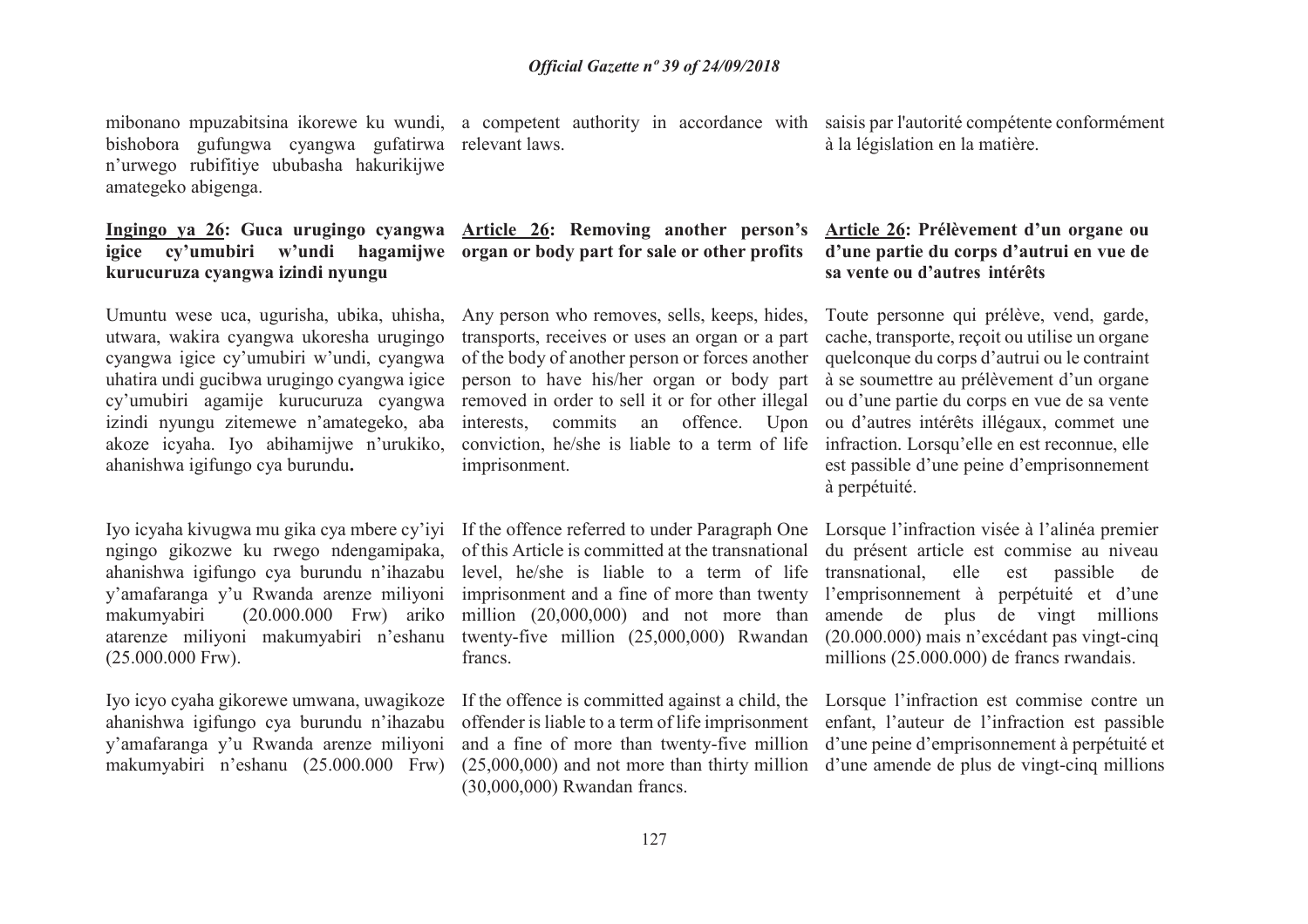mibonano mpuzabitsina ikorewe ku wundi, bishobora gufungwa cyangwa gufatirwa n'urwego rubifitiye ububasha hakurikijwe amategeko abigenga.

a competent authority in accordance with relevant laws.

saisis par l'autorité compétente conformément à la législation en la matière.

**Ingingo ya 26: Guca urugingo cyangwa igice cy'umubiri w'undi hagamijwe kurucuruza cyangwa izindi nyungu**

Umuntu wese uca, ugurisha, ubika, uhisha, utwara, wakira cyangwa ukoresha urugingo cyangwa igice cy'umubiri w'undi, cyangwa uhatira undi gucibwa urugingo cyangwa igice cy'umubiri agamije kurucuruza cyangwa izindi nyungu zitemewe n'amategeko, aba akoze icyaha. Iyo abihamijwe n'urukiko, ahanishwa igifungo cya burundu**.**

Iyo icyaha kivugwa mu gika cya mbere cy'iyi ngingo gikozwe ku rwego ndengamipaka, ahanishwa igifungo cya burundu n'ihazabu y'amafaranga y'u Rwanda arenze miliyoni makumyabiri (20.000.000 Frw) ariko atarenze miliyoni makumyabiri n'eshanu (25.000.000 Frw).

Iyo icyo cyaha gikorewe umwana, uwagikoze ahanishwa igifungo cya burundu n'ihazabu y'amafaranga y'u Rwanda arenze miliyoni makumyabiri n'eshanu (25.000.000 Frw)

**Article 26: Removing another person's organ or body part for sale or other profits**

Any person who removes, sells, keeps, hides, transports, receives or uses an organ or a part of the body of another person or forces another person to have his/her organ or body part removed in order to sell it or for other illegal interests, commits an offence. Upon conviction, he/she is liable to a term of life imprisonment.

If the offence referred to under Paragraph One of this Article is committed at the transnational level, he/she is liable to a term of life imprisonment and a fine of more than twenty million (20,000,000) and not more than twenty-five million (25,000,000) Rwandan francs.

If the offence is committed against a child, the offender is liable to a term of life imprisonment and a fine of more than twenty-five million (25,000,000) and not more than thirty million (30,000,000) Rwandan francs.

**Article 26: Prélèvement d'un organe ou d'une partie du corps d'autrui en vue de sa vente ou d'autres intérêts**

Toute personne qui prélève, vend, garde, cache, transporte, reçoit ou utilise un organe quelconque du corps d'autrui ou le contraint à se soumettre au prélèvement d'un organe ou d'une partie du corps en vue de sa vente ou d'autres intérêts illégaux, commet une infraction. Lorsqu'elle en est reconnue, elle est passible d'une peine d'emprisonnement à perpétuité.

Lorsque l'infraction visée à l'alinéa premier du présent article est commise au niveau transnational, elle est passible de l'emprisonnement à perpétuité et d'une amende de plus de vingt millions (20.000.000) mais n'excédant pas vingt-cinq millions (25.000.000) de francs rwandais.

Lorsque l'infraction est commise contre un enfant, l'auteur de l'infraction est passible d'une peine d'emprisonnement à perpétuité et d'une amende de plus de vingt-cinq millions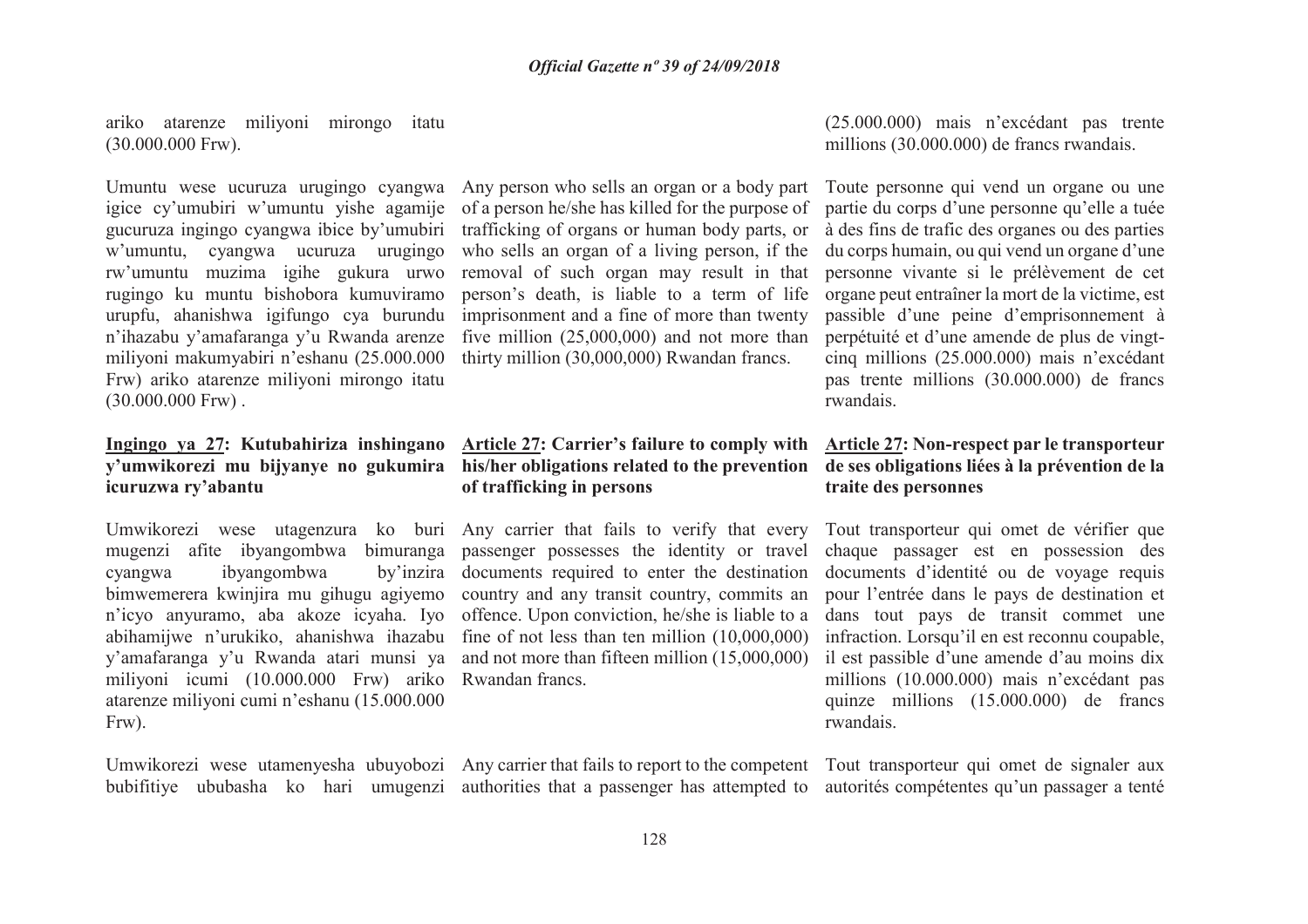ariko atarenze miliyoni mirongo itatu (30.000.000 Frw).

Umuntu wese ucuruza urugingo cyangwa igice cy'umubiri w'umuntu yishe agamije gucuruza ingingo cyangwa ibice by'umubiri w'umuntu, cyangwa ucuruza urugingo rw'umuntu muzima igihe gukura urwo rugingo ku muntu bishobora kumuviramo urupfu, ahanishwa igifungo cya burundu n'ihazabu y'amafaranga y'u Rwanda arenze miliyoni makumyabiri n'eshanu (25.000.000 Frw) ariko atarenze miliyoni mirongo itatu (30.000.000 Frw) .

**<u>Ingingo ya 27</u>: Kutubahiriza inshingano y'umwikorezi mu bijyanye no gukumira icuruzwa ry'abantu**

Umwikorezi wese utagenzura ko buri mugenzi afite ibyangombwa bimuranga cyangwa ibyangombwa by'inzira bimwemerera kwinjira mu gihugu agiyemo n'icyo anyuramo, aba akoze icyaha. Iyo abihamijwe n'urukiko, ahanishwa ihazabu y'amafaranga y'u Rwanda atari munsi ya miliyoni icumi (10.000.000 Frw) ariko atarenze miliyoni cumi n'eshanu (15.000.000 Frw).

Umwikorezi wese utamenyesha ubuyobozi bubifitiye ububasha ko hari umugenzi

Any person who sells an organ or a body part of a person he/she has killed for the purpose of trafficking of organs or human body parts, or who sells an organ of a living person, if the removal of such organ may result in that person's death, is liable to a term of life imprisonment and a fine of more than twenty five million (25,000,000) and not more than thirty million (30,000,000) Rwandan francs.

**<u>Article 27</u>: Carrier's failure to comply with his/her obligations related to the prevention of trafficking in persons**

Any carrier that fails to verify that every passenger possesses the identity or travel documents required to enter the destination country and any transit country, commits an offence. Upon conviction, he/she is liable to a fine of not less than ten million (10,000,000) and not more than fifteen million (15,000,000) Rwandan francs.

Any carrier that fails to report to the competent authorities that a passenger has attempted to

(25.000.000) mais n'excédant pas trente millions (30.000.000) de francs rwandais.

Toute personne qui vend un organe ou une partie du corps d'une personne qu'elle a tuée à des fins de trafic des organes ou des parties du corps humain, ou qui vend un organe d'une personne vivante si le prélèvement de cet organe peut entraîner la mort de la victime, est passible d'une peine d'emprisonnement à perpétuité et d'une amende de plus de vingt-cinq millions (25.000.000) mais n'excédant pas trente millions (30.000.000) de francs rwandais.

**<u>Article 27</u>: Non-respect par le transporteur de ses obligations liées à la prévention de la traite des personnes**

Tout transporteur qui omet de vérifier que chaque passager est en possession des documents d'identité ou de voyage requis pour l'entrée dans le pays de destination et dans tout pays de transit commet une infraction. Lorsqu'il en est reconnu coupable, il est passible d'une amende d'au moins dix millions (10.000.000) mais n'excédant pas quinze millions (15.000.000) de francs rwandais.

Tout transporteur qui omet de signaler aux autorités compétentes qu'un passager a tenté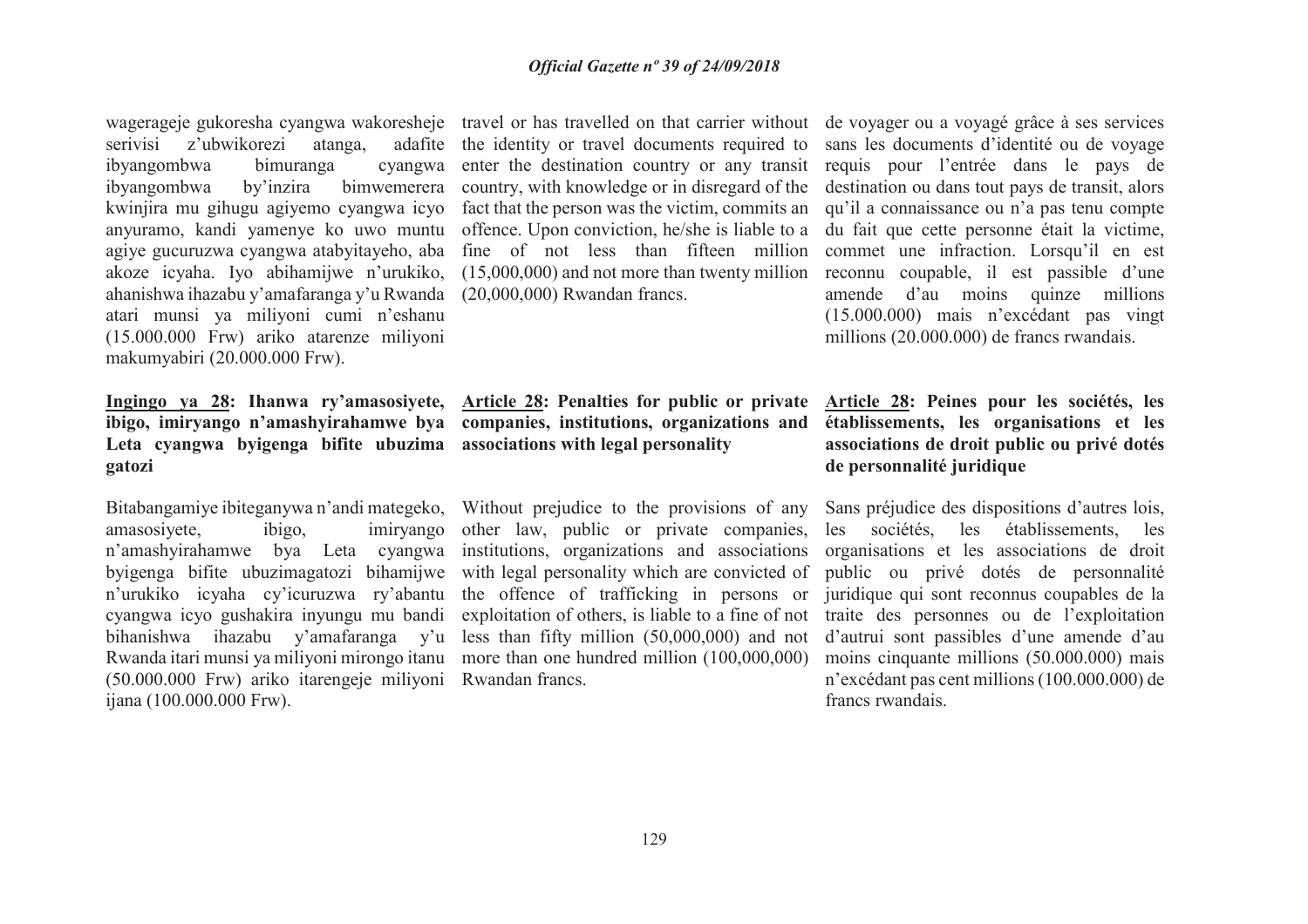wagerageje gukoresha cyangwa wakoresheje serivisi z'ubwikorezi atanga, adafite ibyangombwa bimuranga cyangwa ibyangombwa by'inzira bimwemerera kwinjira mu gihugu agiyemo cyangwa icyo anyuramo, kandi yamenye ko uwo muntu agiye gucuruzwa cyangwa atabyitayeho, aba akoze icyaha. Iyo abihamijwe n'urukiko, ahanishwa ihazabu y'amafaranga y'u Rwanda atari munsi ya miliyoni cumi n'eshanu (15.000.000 Frw) ariko atarenze miliyoni makumyabiri (20.000.000 Frw).

**Ingingo ya 28: Ihanwa ry'amasosiyete, ibigo, imiryango n'amashyirahamwe bya Leta cyangwa byigenga bifite ubuzima gatozi**

Bitabangamiye ibiteganywa n'andi mategeko, amasosiyete, ibigo, imiryango n'amashyirahamwe bya Leta cyangwa byigenga bifite ubuzimagatozi bihamijwe n'urukiko icyaha cy'icuruzwa ry'abantu cyangwa icyo gushakira inyungu mu bandi bihanishwa ihazabu y'amafaranga y'u Rwanda itari munsi ya miliyoni mirongo itanu (50.000.000 Frw) ariko itarengeje miliyoni ijana (100.000.000 Frw).

travel or has travelled on that carrier without the identity or travel documents required to enter the destination country or any transit country, with knowledge or in disregard of the fact that the person was the victim, commits an offence. Upon conviction, he/she is liable to a fine of not less than fifteen million (15,000,000) and not more than twenty million (20,000,000) Rwandan francs.

**Article 28: Penalties for public or private companies, institutions, organizations and associations with legal personality**

Without prejudice to the provisions of any other law, public or private companies, institutions, organizations and associations with legal personality which are convicted of the offence of trafficking in persons or exploitation of others, is liable to a fine of not less than fifty million (50,000,000) and not more than one hundred million (100,000,000) Rwandan francs.

de voyager ou a voyagé grâce à ses services sans les documents d'identité ou de voyage requis pour l'entrée dans le pays de destination ou dans tout pays de transit, alors qu'il a connaissance ou n'a pas tenu compte du fait que cette personne était la victime, commet une infraction. Lorsqu'il en est reconnu coupable, il est passible d'une amende d'au moins quinze millions (15.000.000) mais n'excédant pas vingt millions (20.000.000) de francs rwandais.

**Article 28: Peines pour les sociétés, les établissements, les organisations et les associations de droit public ou privé dotés de personnalité juridique**

Sans préjudice des dispositions d'autres lois, les sociétés, les établissements, les organisations et les associations de droit public ou privé dotés de personnalité juridique qui sont reconnus coupables de la traite des personnes ou de l'exploitation d'autrui sont passibles d'une amende d'au moins cinquante millions (50.000.000) mais n'excédant pas cent millions (100.000.000) de francs rwandais.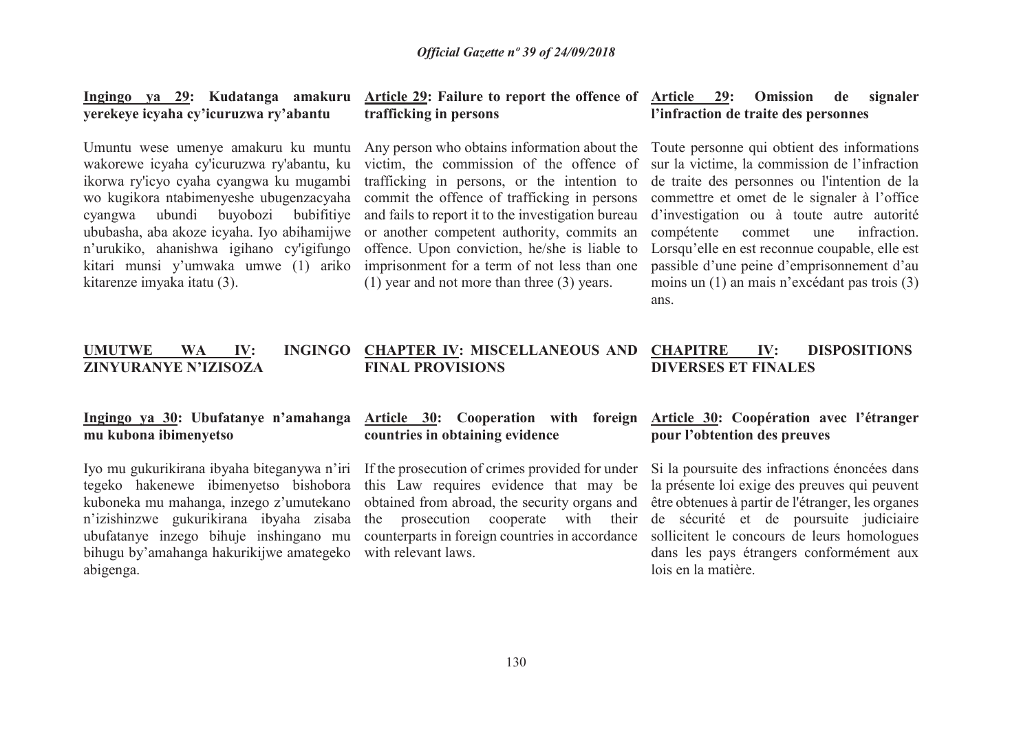**Ingingo ya 29: Kudatanga amakuru yerekeye icyaha cy'icuruzwa ry'abantu**

Umuntu wese umenye amakuru ku muntu wakorewe icyaha cy'icuruzwa ry'abantu, ku ikorwa ry'icyo cyaha cyangwa ku mugambi wo kugikora ntabimenyeshe ubugenzacyaha cyangwa ubundi buyobozi bubifitiye ububasha, aba akoze icyaha. Iyo abihamijwe n'urukiko, ahanishwa igihano cy'igifungo kitari munsi y'umwaka umwe (1) ariko kitarenze imyaka itatu (3).

**Article 29: Failure to report the offence of trafficking in persons**

Any person who obtains information about the victim, the commission of the offence of trafficking in persons, or the intention to commit the offence of trafficking in persons and fails to report it to the investigation bureau or another competent authority, commits an offence. Upon conviction, he/she is liable to imprisonment for a term of not less than one (1) year and not more than three (3) years.

**Article 29: Omission de signaler l'infraction de traite des personnes**

Toute personne qui obtient des informations sur la victime, la commission de l'infraction de traite des personnes ou l'intention de la commettre et omet de le signaler à l'office d'investigation ou à toute autre autorité compétente commet une infraction. Lorsqu'elle en est reconnue coupable, elle est passible d'une peine d'emprisonnement d'au moins un (1) an mais n'excédant pas trois (3) ans.

## UMUTWE WA IV: INGINGO ZINYURANYE N'IZISOZA

## CHAPTER IV: MISCELLANEOUS AND FINAL PROVISIONS

## CHAPITRE IV: DISPOSITIONS DIVERSES ET FINALES

**Ingingo ya 30: Ubufatanye n'amahanga mu kubona ibimenyetso**

Iyo mu gukurikirana ibyaha biteganywa n'iri tegeko hakenewe ibimenyetso bishobora kuboneka mu mahanga, inzego z'umutekano n'izishinzwe gukurikirana ibyaha zisaba ubufatanye inzego bihuje inshingano mu bihugu by'amahanga hakurikijwe amategeko abigenga.

**Article 30: Cooperation with foreign countries in obtaining evidence**

If the prosecution of crimes provided for under this Law requires evidence that may be obtained from abroad, the security organs and the prosecution cooperate with their counterparts in foreign countries in accordance with relevant laws.

**Article 30: Coopération avec l'étranger pour l'obtention des preuves**

Si la poursuite des infractions énoncées dans la présente loi exige des preuves qui peuvent être obtenues à partir de l'étranger, les organes de sécurité et de poursuite judiciaire sollicitent le concours de leurs homologues dans les pays étrangers conformément aux lois en la matière.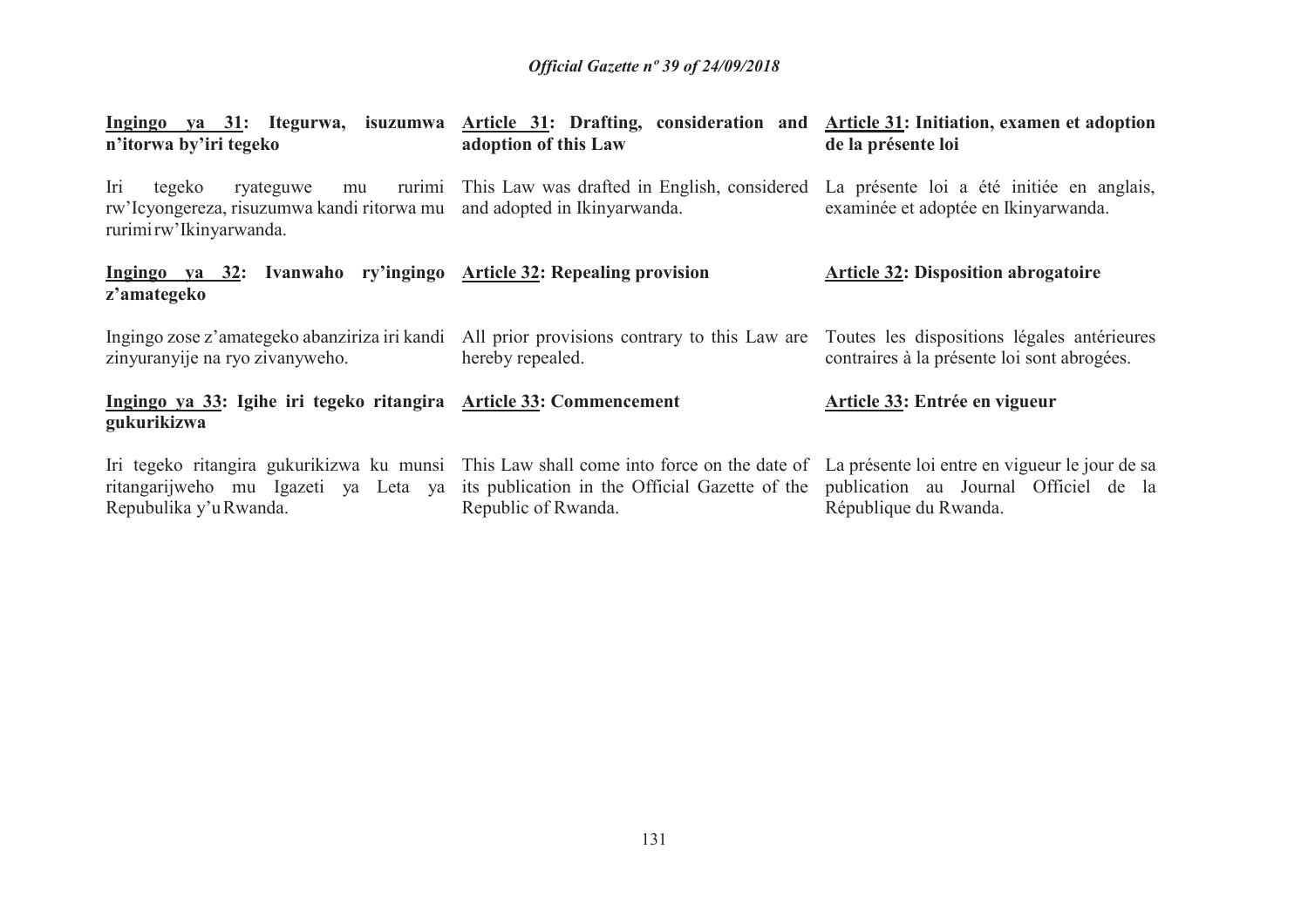**Ingingo ya 31: Itegurwa, isuzumwa n'itorwa by'iri tegeko**

Iri tegeko ryateguwe mu rurimi rw'Icyongereza, risuzumwa kandi ritorwa mu rurimi rw'Ikinyarwanda.

**Ingingo ya 32: Ivanwaho ry'ingingo z'amategeko**

Ingingo zose z'amategeko abanziriza iri kandi zinyuranyije na ryo zivanyweho.

**Ingingo ya 33: Igihe iri tegeko ritangira gukurikizwa**

Iri tegeko ritangira gukurikizwa ku munsi ritangarijweho mu Igazeti ya Leta ya Repubulika y'u Rwanda.

**Article 31: Drafting, consideration and adoption of this Law**

This Law was drafted in English, considered and adopted in Ikinyarwanda.

**Article 32: Repealing provision**

All prior provisions contrary to this Law are hereby repealed.

**Article 33: Commencement**

This Law shall come into force on the date of its publication in the Official Gazette of the Republic of Rwanda.

**Article 31: Initiation, examen et adoption de la présente loi**

La présente loi a été initiée en anglais, examinée et adoptée en Ikinyarwanda.

**Article 32: Disposition abrogatoire**

Toutes les dispositions légales antérieures contraires à la présente loi sont abrogées.

**Article 33: Entrée en vigueur**

La présente loi entre en vigueur le jour de sa publication au Journal Officiel de la République du Rwanda.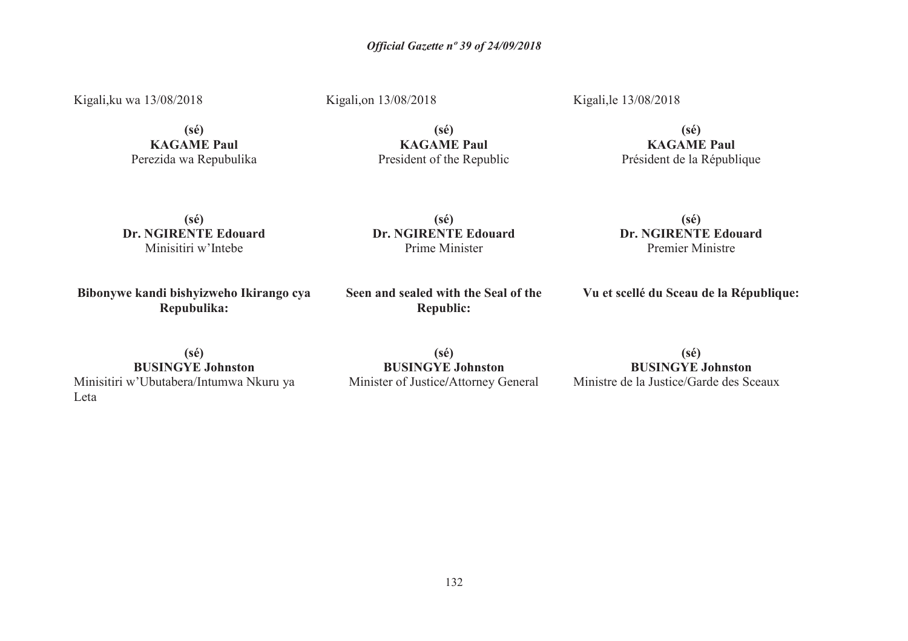Kigali,ku wa 13/08/2018

**(sé)**
**KAGAME Paul**
Perezida wa Repubulika

**(sé)**
**Dr. NGIRENTE Edouard**
Minisitiri w'Intebe

**Bibonywe kandi bishyizweho Ikirango cya Repubulika:**

**(sé)**
**BUSINGYE Johnston**
Minisitiri w'Ubutabera/Intumwa Nkuru ya Leta

Kigali,on 13/08/2018

**(sé)**
**KAGAME Paul**
President of the Republic

**(sé)**
**Dr. NGIRENTE Edouard**
Prime Minister

**Seen and sealed with the Seal of the Republic:**

**(sé)**
**BUSINGYE Johnston**
Minister of Justice/Attorney General

Kigali,le 13/08/2018

**(sé)**
**KAGAME Paul**
Président de la République

**(sé)**
**Dr. NGIRENTE Edouard**
Premier Ministre

**Vu et scellé du Sceau de la République:**

**(sé)**
**BUSINGYE Johnston**
Ministre de la Justice/Garde des Sceaux